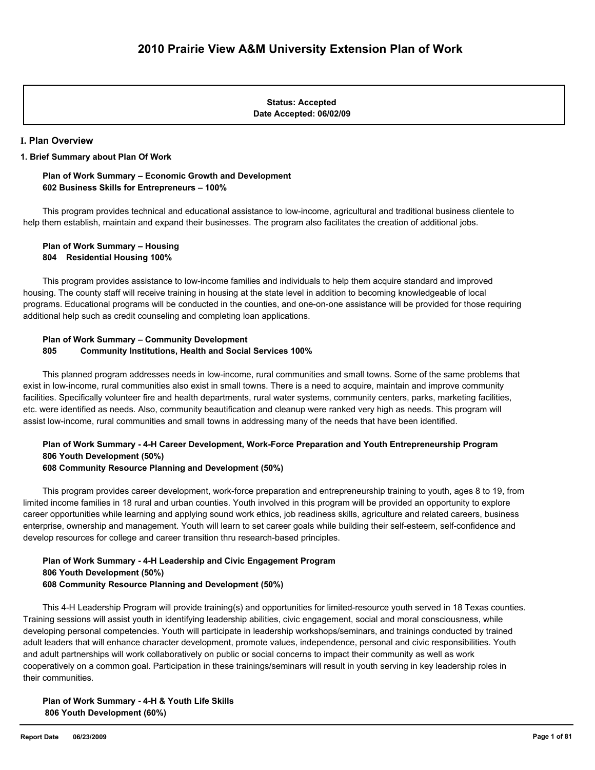# 2010 Prairie View A&M University Extension Plan of Work

**Status: Accepted**
**Date Accepted: 06/02/09**

## I. Plan Overview

### 1. Brief Summary about Plan Of Work

**Plan of Work Summary – Economic Growth and Development**
**602 Business Skills for Entrepreneurs – 100%**

This program provides technical and educational assistance to low-income, agricultural and traditional business clientele to help them establish, maintain and expand their businesses. The program also facilitates the creation of additional jobs.

**Plan of Work Summary – Housing**
**804 Residential Housing 100%**

This program provides assistance to low-income families and individuals to help them acquire standard and improved housing. The county staff will receive training in housing at the state level in addition to becoming knowledgeable of local programs. Educational programs will be conducted in the counties, and one-on-one assistance will be provided for those requiring additional help such as credit counseling and completing loan applications.

**Plan of Work Summary – Community Development**
**805 Community Institutions, Health and Social Services 100%**

This planned program addresses needs in low-income, rural communities and small towns. Some of the same problems that exist in low-income, rural communities also exist in small towns. There is a need to acquire, maintain and improve community facilities. Specifically volunteer fire and health departments, rural water systems, community centers, parks, marketing facilities, etc. were identified as needs. Also, community beautification and cleanup were ranked very high as needs. This program will assist low-income, rural communities and small towns in addressing many of the needs that have been identified.

**Plan of Work Summary - 4-H Career Development, Work-Force Preparation and Youth Entrepreneurship Program**
**806 Youth Development (50%)**
**608 Community Resource Planning and Development (50%)**

This program provides career development, work-force preparation and entrepreneurship training to youth, ages 8 to 19, from limited income families in 18 rural and urban counties. Youth involved in this program will be provided an opportunity to explore career opportunities while learning and applying sound work ethics, job readiness skills, agriculture and related careers, business enterprise, ownership and management. Youth will learn to set career goals while building their self-esteem, self-confidence and develop resources for college and career transition thru research-based principles.

**Plan of Work Summary - 4-H Leadership and Civic Engagement Program**
**806 Youth Development (50%)**
**608 Community Resource Planning and Development (50%)**

This 4-H Leadership Program will provide training(s) and opportunities for limited-resource youth served in 18 Texas counties. Training sessions will assist youth in identifying leadership abilities, civic engagement, social and moral consciousness, while developing personal competencies. Youth will participate in leadership workshops/seminars, and trainings conducted by trained adult leaders that will enhance character development, promote values, independence, personal and civic responsibilities. Youth and adult partnerships will work collaboratively on public or social concerns to impact their community as well as work cooperatively on a common goal. Participation in these trainings/seminars will result in youth serving in key leadership roles in their communities.

**Plan of Work Summary - 4-H & Youth Life Skills**
**806 Youth Development (60%)**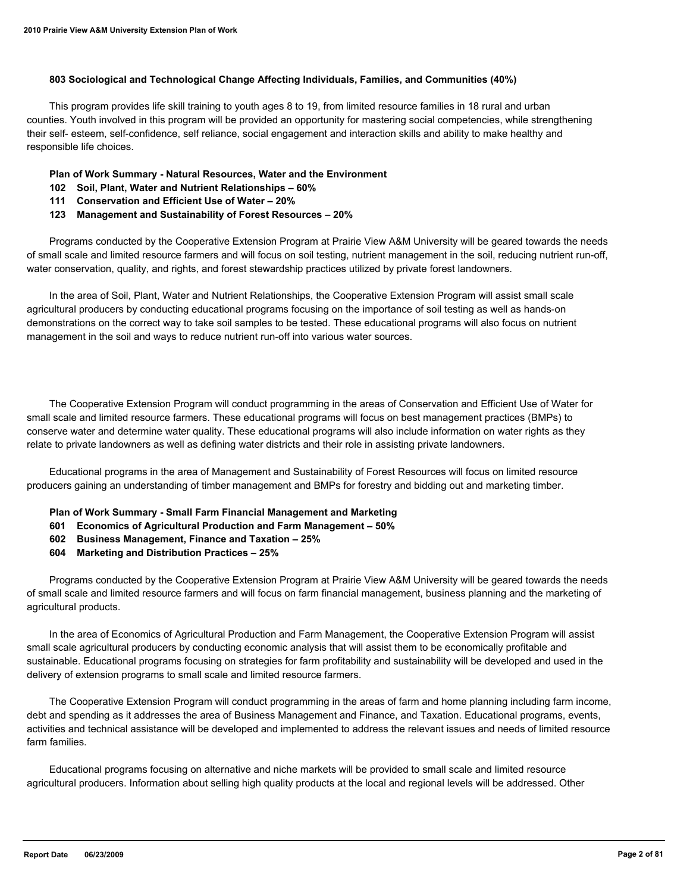**803 Sociological and Technological Change Affecting Individuals, Families, and Communities (40%)**

This program provides life skill training to youth ages 8 to 19, from limited resource families in 18 rural and urban counties. Youth involved in this program will be provided an opportunity for mastering social competencies, while strengthening their self- esteem, self-confidence, self reliance, social engagement and interaction skills and ability to make healthy and responsible life choices.

**Plan of Work Summary - Natural Resources, Water and the Environment**
**102 Soil, Plant, Water and Nutrient Relationships – 60%**
**111 Conservation and Efficient Use of Water – 20%**
**123 Management and Sustainability of Forest Resources – 20%**

Programs conducted by the Cooperative Extension Program at Prairie View A&M University will be geared towards the needs of small scale and limited resource farmers and will focus on soil testing, nutrient management in the soil, reducing nutrient run-off, water conservation, quality, and rights, and forest stewardship practices utilized by private forest landowners.

In the area of Soil, Plant, Water and Nutrient Relationships, the Cooperative Extension Program will assist small scale agricultural producers by conducting educational programs focusing on the importance of soil testing as well as hands-on demonstrations on the correct way to take soil samples to be tested. These educational programs will also focus on nutrient management in the soil and ways to reduce nutrient run-off into various water sources.

The Cooperative Extension Program will conduct programming in the areas of Conservation and Efficient Use of Water for small scale and limited resource farmers. These educational programs will focus on best management practices (BMPs) to conserve water and determine water quality. These educational programs will also include information on water rights as they relate to private landowners as well as defining water districts and their role in assisting private landowners.

Educational programs in the area of Management and Sustainability of Forest Resources will focus on limited resource producers gaining an understanding of timber management and BMPs for forestry and bidding out and marketing timber.

**Plan of Work Summary - Small Farm Financial Management and Marketing**
**601 Economics of Agricultural Production and Farm Management – 50%**
**602 Business Management, Finance and Taxation – 25%**
**604 Marketing and Distribution Practices – 25%**

Programs conducted by the Cooperative Extension Program at Prairie View A&M University will be geared towards the needs of small scale and limited resource farmers and will focus on farm financial management, business planning and the marketing of agricultural products.

In the area of Economics of Agricultural Production and Farm Management, the Cooperative Extension Program will assist small scale agricultural producers by conducting economic analysis that will assist them to be economically profitable and sustainable. Educational programs focusing on strategies for farm profitability and sustainability will be developed and used in the delivery of extension programs to small scale and limited resource farmers.

The Cooperative Extension Program will conduct programming in the areas of farm and home planning including farm income, debt and spending as it addresses the area of Business Management and Finance, and Taxation. Educational programs, events, activities and technical assistance will be developed and implemented to address the relevant issues and needs of limited resource farm families.

Educational programs focusing on alternative and niche markets will be provided to small scale and limited resource agricultural producers. Information about selling high quality products at the local and regional levels will be addressed. Other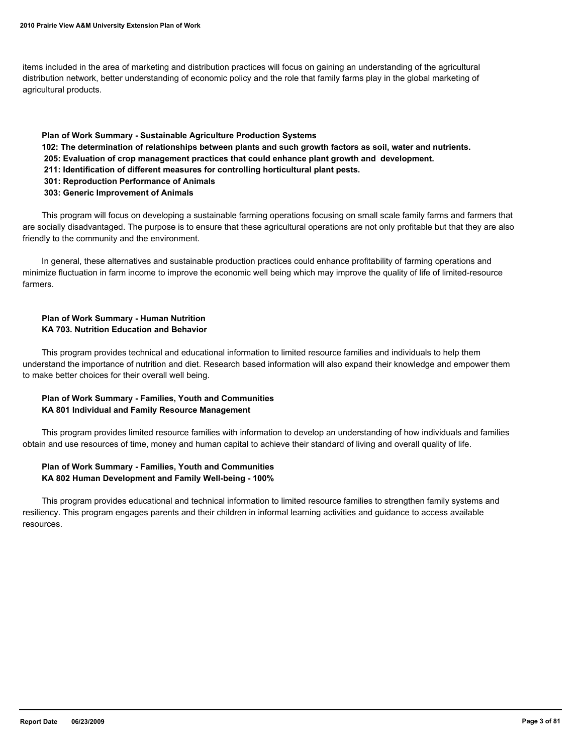items included in the area of marketing and distribution practices will focus on gaining an understanding of the agricultural distribution network, better understanding of economic policy and the role that family farms play in the global marketing of agricultural products.

**Plan of Work Summary - Sustainable Agriculture Production Systems**
**102: The determination of relationships between plants and such growth factors as soil, water and nutrients.**
**205: Evaluation of crop management practices that could enhance plant growth and development.**
**211: Identification of different measures for controlling horticultural plant pests.**
**301: Reproduction Performance of Animals**
**303: Generic Improvement of Animals**

This program will focus on developing a sustainable farming operations focusing on small scale family farms and farmers that are socially disadvantaged. The purpose is to ensure that these agricultural operations are not only profitable but that they are also friendly to the community and the environment.

In general, these alternatives and sustainable production practices could enhance profitability of farming operations and minimize fluctuation in farm income to improve the economic well being which may improve the quality of life of limited-resource farmers.

**Plan of Work Summary - Human Nutrition**
**KA 703. Nutrition Education and Behavior**

This program provides technical and educational information to limited resource families and individuals to help them understand the importance of nutrition and diet. Research based information will also expand their knowledge and empower them to make better choices for their overall well being.

**Plan of Work Summary - Families, Youth and Communities**
**KA 801 Individual and Family Resource Management**

This program provides limited resource families with information to develop an understanding of how individuals and families obtain and use resources of time, money and human capital to achieve their standard of living and overall quality of life.

**Plan of Work Summary - Families, Youth and Communities**
**KA 802 Human Development and Family Well-being - 100%**

This program provides educational and technical information to limited resource families to strengthen family systems and resiliency. This program engages parents and their children in informal learning activities and guidance to access available resources.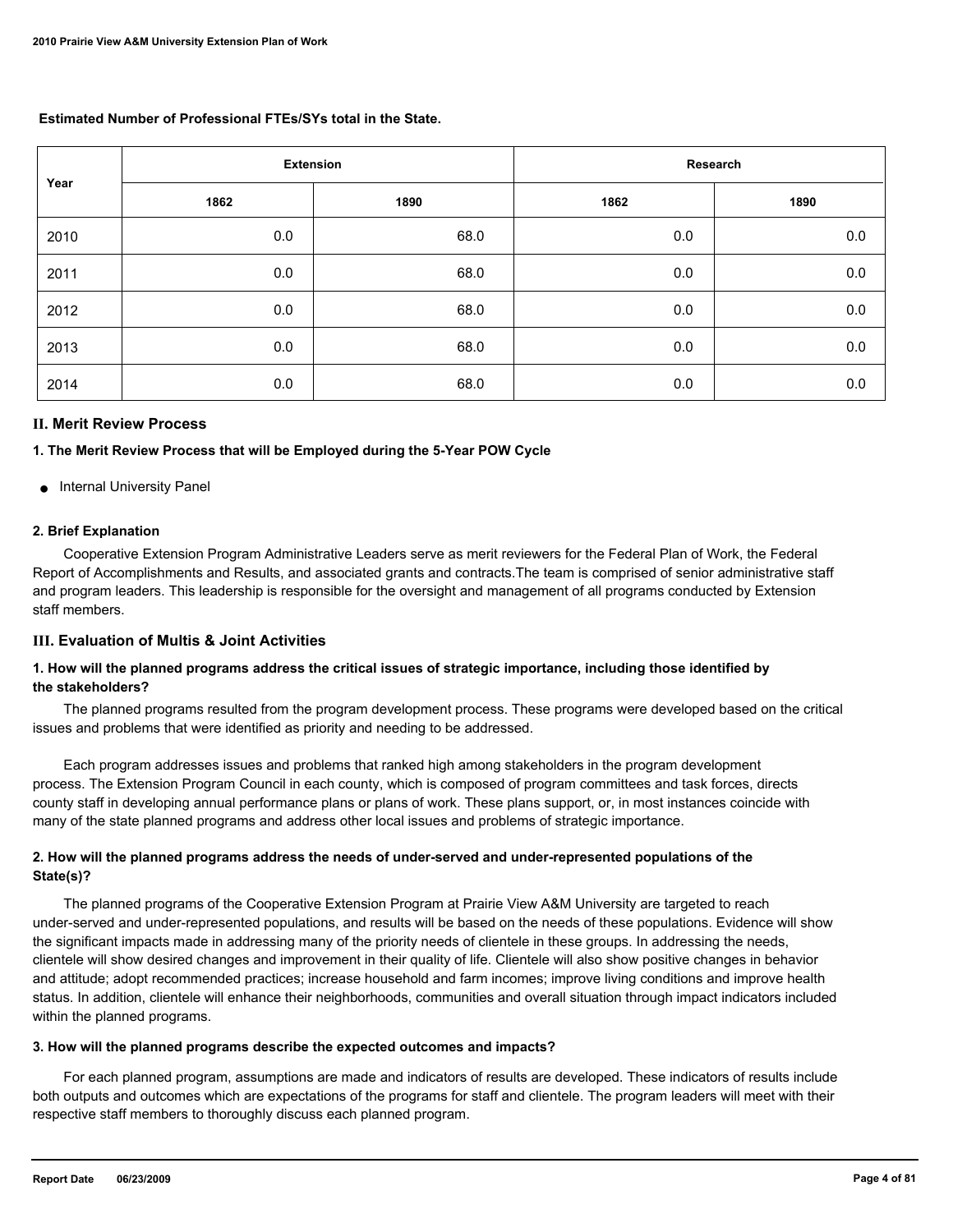**Estimated Number of Professional FTEs/SYs total in the State.**

| Year | Extension | | Research | |
|---|---|---|---|---|
| | 1862 | 1890 | 1862 | 1890 |
| 2010 | 0.0 | 68.0 | 0.0 | 0.0 |
| 2011 | 0.0 | 68.0 | 0.0 | 0.0 |
| 2012 | 0.0 | 68.0 | 0.0 | 0.0 |
| 2013 | 0.0 | 68.0 | 0.0 | 0.0 |
| 2014 | 0.0 | 68.0 | 0.0 | 0.0 |

## II. Merit Review Process

### 1. The Merit Review Process that will be Employed during the 5-Year POW Cycle

- Internal University Panel

### 2. Brief Explanation

Cooperative Extension Program Administrative Leaders serve as merit reviewers for the Federal Plan of Work, the Federal Report of Accomplishments and Results, and associated grants and contracts.The team is comprised of senior administrative staff and program leaders. This leadership is responsible for the oversight and management of all programs conducted by Extension staff members.

## III. Evaluation of Multis & Joint Activities

### 1. How will the planned programs address the critical issues of strategic importance, including those identified by the stakeholders?

The planned programs resulted from the program development process. These programs were developed based on the critical issues and problems that were identified as priority and needing to be addressed.

Each program addresses issues and problems that ranked high among stakeholders in the program development process. The Extension Program Council in each county, which is composed of program committees and task forces, directs county staff in developing annual performance plans or plans of work. These plans support, or, in most instances coincide with many of the state planned programs and address other local issues and problems of strategic importance.

### 2. How will the planned programs address the needs of under-served and under-represented populations of the State(s)?

The planned programs of the Cooperative Extension Program at Prairie View A&M University are targeted to reach under-served and under-represented populations, and results will be based on the needs of these populations. Evidence will show the significant impacts made in addressing many of the priority needs of clientele in these groups. In addressing the needs, clientele will show desired changes and improvement in their quality of life. Clientele will also show positive changes in behavior and attitude; adopt recommended practices; increase household and farm incomes; improve living conditions and improve health status. In addition, clientele will enhance their neighborhoods, communities and overall situation through impact indicators included within the planned programs.

### 3. How will the planned programs describe the expected outcomes and impacts?

For each planned program, assumptions are made and indicators of results are developed. These indicators of results include both outputs and outcomes which are expectations of the programs for staff and clientele. The program leaders will meet with their respective staff members to thoroughly discuss each planned program.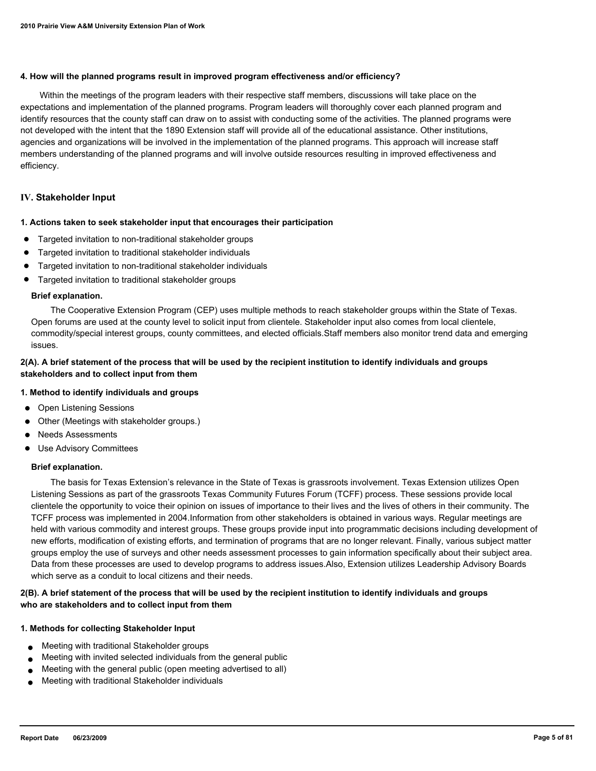**4. How will the planned programs result in improved program effectiveness and/or efficiency?**

Within the meetings of the program leaders with their respective staff members, discussions will take place on the expectations and implementation of the planned programs. Program leaders will thoroughly cover each planned program and identify resources that the county staff can draw on to assist with conducting some of the activities. The planned programs were not developed with the intent that the 1890 Extension staff will provide all of the educational assistance. Other institutions, agencies and organizations will be involved in the implementation of the planned programs. This approach will increase staff members understanding of the planned programs and will involve outside resources resulting in improved effectiveness and efficiency.

## IV. Stakeholder Input

**1. Actions taken to seek stakeholder input that encourages their participation**

- Targeted invitation to non-traditional stakeholder groups
- Targeted invitation to traditional stakeholder individuals
- Targeted invitation to non-traditional stakeholder individuals
- Targeted invitation to traditional stakeholder groups

**Brief explanation.**

The Cooperative Extension Program (CEP) uses multiple methods to reach stakeholder groups within the State of Texas. Open forums are used at the county level to solicit input from clientele. Stakeholder input also comes from local clientele, commodity/special interest groups, county committees, and elected officials.Staff members also monitor trend data and emerging issues.

**2(A). A brief statement of the process that will be used by the recipient institution to identify individuals and groups stakeholders and to collect input from them**

**1. Method to identify individuals and groups**

- Open Listening Sessions
- Other (Meetings with stakeholder groups.)
- Needs Assessments
- Use Advisory Committees

**Brief explanation.**

The basis for Texas Extension's relevance in the State of Texas is grassroots involvement. Texas Extension utilizes Open Listening Sessions as part of the grassroots Texas Community Futures Forum (TCFF) process. These sessions provide local clientele the opportunity to voice their opinion on issues of importance to their lives and the lives of others in their community. The TCFF process was implemented in 2004.Information from other stakeholders is obtained in various ways. Regular meetings are held with various commodity and interest groups. These groups provide input into programmatic decisions including development of new efforts, modification of existing efforts, and termination of programs that are no longer relevant. Finally, various subject matter groups employ the use of surveys and other needs assessment processes to gain information specifically about their subject area. Data from these processes are used to develop programs to address issues.Also, Extension utilizes Leadership Advisory Boards which serve as a conduit to local citizens and their needs.

**2(B). A brief statement of the process that will be used by the recipient institution to identify individuals and groups who are stakeholders and to collect input from them**

**1. Methods for collecting Stakeholder Input**

- Meeting with traditional Stakeholder groups
- Meeting with invited selected individuals from the general public
- Meeting with the general public (open meeting advertised to all)
- Meeting with traditional Stakeholder individuals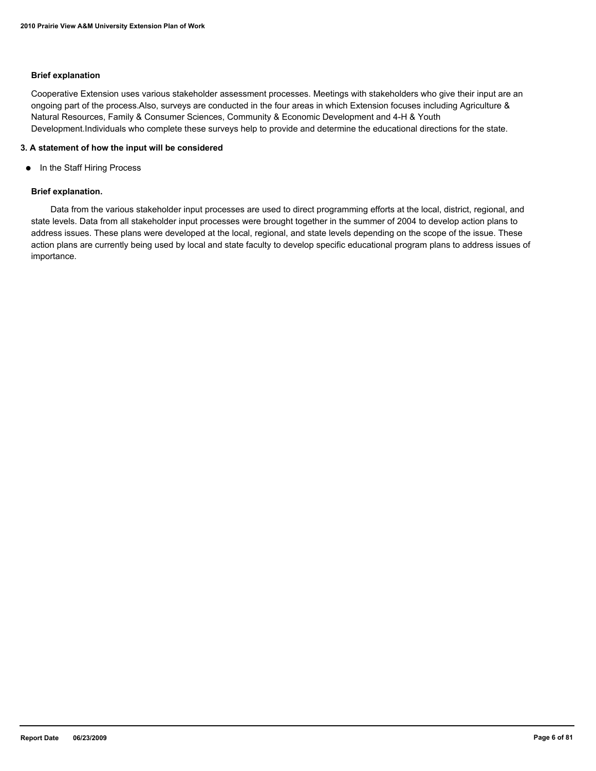**Brief explanation**

Cooperative Extension uses various stakeholder assessment processes. Meetings with stakeholders who give their input are an ongoing part of the process.Also, surveys are conducted in the four areas in which Extension focuses including Agriculture & Natural Resources, Family & Consumer Sciences, Community & Economic Development and 4-H & Youth Development.Individuals who complete these surveys help to provide and determine the educational directions for the state.

**3. A statement of how the input will be considered**

- In the Staff Hiring Process

**Brief explanation.**

Data from the various stakeholder input processes are used to direct programming efforts at the local, district, regional, and state levels. Data from all stakeholder input processes were brought together in the summer of 2004 to develop action plans to address issues. These plans were developed at the local, regional, and state levels depending on the scope of the issue. These action plans are currently being used by local and state faculty to develop specific educational program plans to address issues of importance.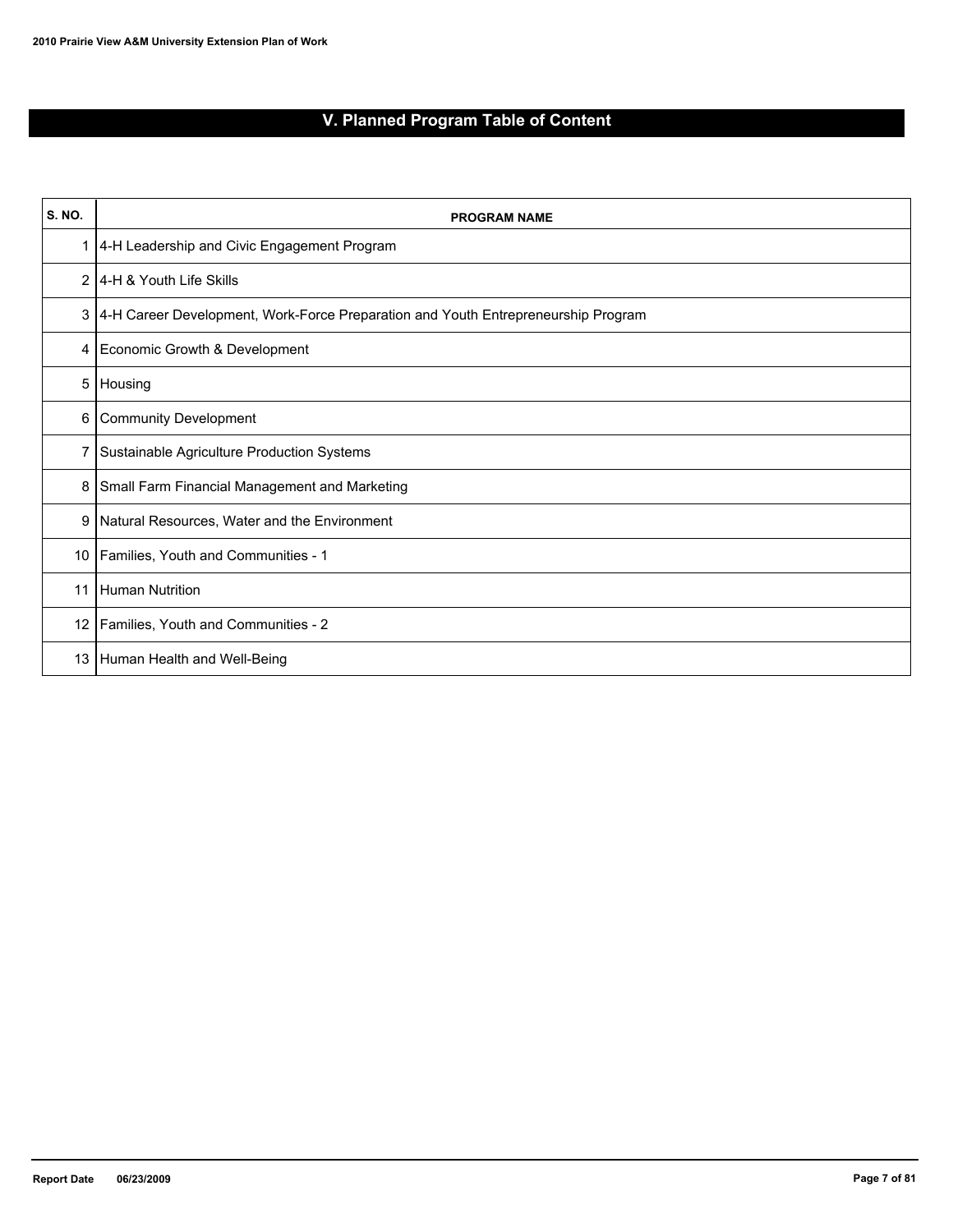## V. Planned Program Table of Content

| S. NO. | PROGRAM NAME |
| --- | --- |
| 1 | 4-H Leadership and Civic Engagement Program |
| 2 | 4-H & Youth Life Skills |
| 3 | 4-H Career Development, Work-Force Preparation and Youth Entrepreneurship Program |
| 4 | Economic Growth & Development |
| 5 | Housing |
| 6 | Community Development |
| 7 | Sustainable Agriculture Production Systems |
| 8 | Small Farm Financial Management and Marketing |
| 9 | Natural Resources, Water and the Environment |
| 10 | Families, Youth and Communities - 1 |
| 11 | Human Nutrition |
| 12 | Families, Youth and Communities - 2 |
| 13 | Human Health and Well-Being |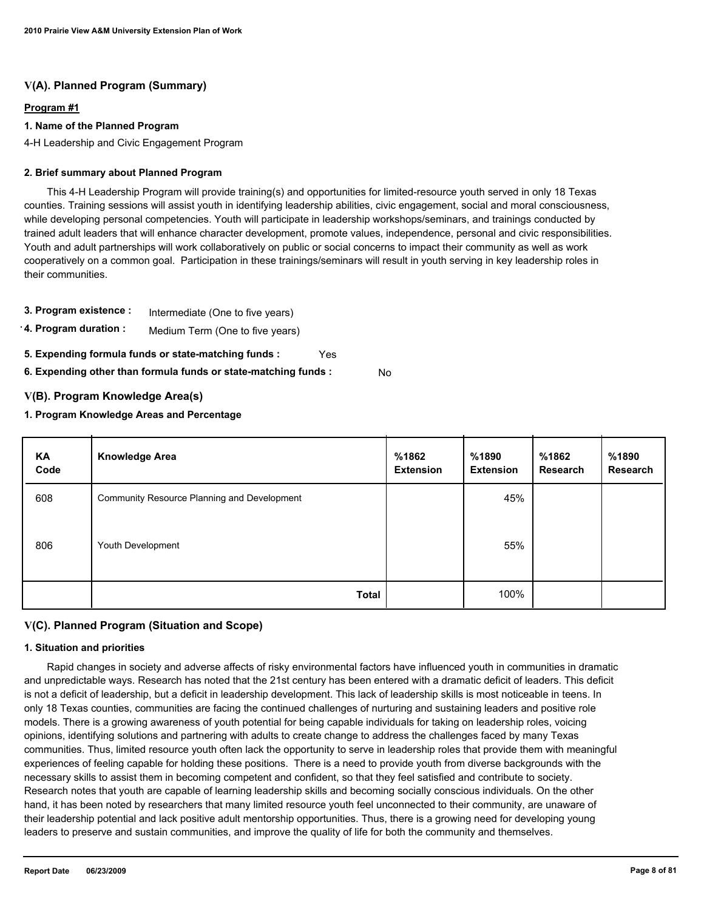## V(A). Planned Program (Summary)

**Program #1**

**1. Name of the Planned Program**

4-H Leadership and Civic Engagement Program

**2. Brief summary about Planned Program**

This 4-H Leadership Program will provide training(s) and opportunities for limited-resource youth served in only 18 Texas counties. Training sessions will assist youth in identifying leadership abilities, civic engagement, social and moral consciousness, while developing personal competencies. Youth will participate in leadership workshops/seminars, and trainings conducted by trained adult leaders that will enhance character development, promote values, independence, personal and civic responsibilities. Youth and adult partnerships will work collaboratively on public or social concerns to impact their community as well as work cooperatively on a common goal. Participation in these trainings/seminars will result in youth serving in key leadership roles in their communities.

**3. Program existence :** Intermediate (One to five years)

**4. Program duration :** Medium Term (One to five years)

**5. Expending formula funds or state-matching funds :** Yes

**6. Expending other than formula funds or state-matching funds :** No

## V(B). Program Knowledge Area(s)

**1. Program Knowledge Areas and Percentage**

| KA Code | Knowledge Area | %1862 Extension | %1890 Extension | %1862 Research | %1890 Research |
|---|---|---|---|---|---|
| 608 | Community Resource Planning and Development | | 45% | | |
| 806 | Youth Development | | 55% | | |
| | **Total** | | 100% | | |

## V(C). Planned Program (Situation and Scope)

**1. Situation and priorities**

Rapid changes in society and adverse affects of risky environmental factors have influenced youth in communities in dramatic and unpredictable ways. Research has noted that the 21st century has been entered with a dramatic deficit of leaders. This deficit is not a deficit of leadership, but a deficit in leadership development. This lack of leadership skills is most noticeable in teens. In only 18 Texas counties, communities are facing the continued challenges of nurturing and sustaining leaders and positive role models. There is a growing awareness of youth potential for being capable individuals for taking on leadership roles, voicing opinions, identifying solutions and partnering with adults to create change to address the challenges faced by many Texas communities. Thus, limited resource youth often lack the opportunity to serve in leadership roles that provide them with meaningful experiences of feeling capable for holding these positions. There is a need to provide youth from diverse backgrounds with the necessary skills to assist them in becoming competent and confident, so that they feel satisfied and contribute to society. Research notes that youth are capable of learning leadership skills and becoming socially conscious individuals. On the other hand, it has been noted by researchers that many limited resource youth feel unconnected to their community, are unaware of their leadership potential and lack positive adult mentorship opportunities. Thus, there is a growing need for developing young leaders to preserve and sustain communities, and improve the quality of life for both the community and themselves.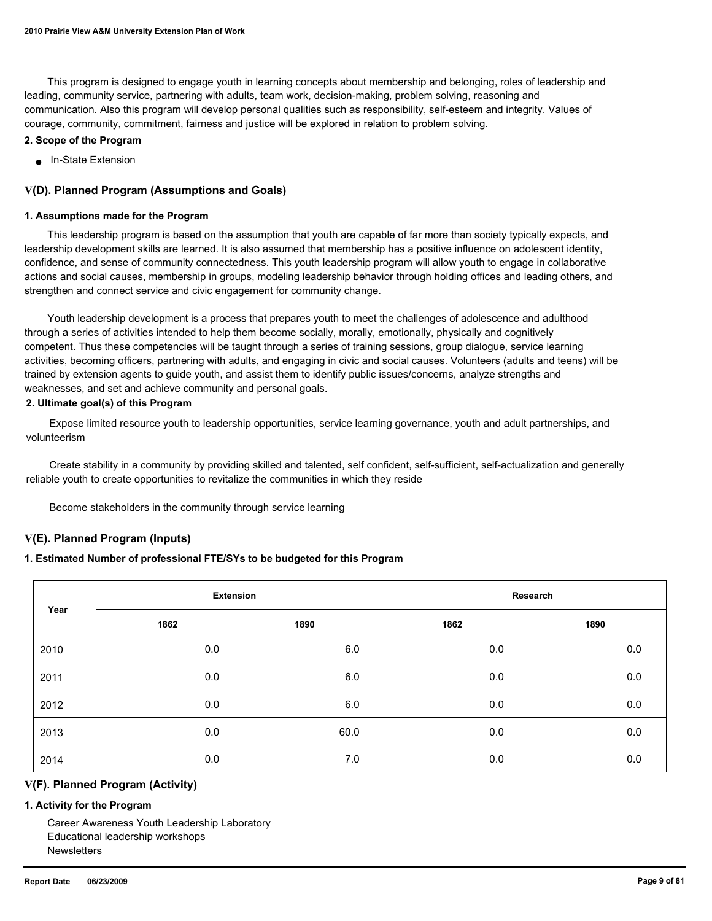This program is designed to engage youth in learning concepts about membership and belonging, roles of leadership and leading, community service, partnering with adults, team work, decision-making, problem solving, reasoning and communication. Also this program will develop personal qualities such as responsibility, self-esteem and integrity. Values of courage, community, commitment, fairness and justice will be explored in relation to problem solving.

**2. Scope of the Program**

- In-State Extension

## V(D). Planned Program (Assumptions and Goals)

**1. Assumptions made for the Program**

This leadership program is based on the assumption that youth are capable of far more than society typically expects, and leadership development skills are learned. It is also assumed that membership has a positive influence on adolescent identity, confidence, and sense of community connectedness. This youth leadership program will allow youth to engage in collaborative actions and social causes, membership in groups, modeling leadership behavior through holding offices and leading others, and strengthen and connect service and civic engagement for community change.

Youth leadership development is a process that prepares youth to meet the challenges of adolescence and adulthood through a series of activities intended to help them become socially, morally, emotionally, physically and cognitively competent. Thus these competencies will be taught through a series of training sessions, group dialogue, service learning activities, becoming officers, partnering with adults, and engaging in civic and social causes. Volunteers (adults and teens) will be trained by extension agents to guide youth, and assist them to identify public issues/concerns, analyze strengths and weaknesses, and set and achieve community and personal goals.

**2. Ultimate goal(s) of this Program**

Expose limited resource youth to leadership opportunities, service learning governance, youth and adult partnerships, and volunteerism

Create stability in a community by providing skilled and talented, self confident, self-sufficient, self-actualization and generally reliable youth to create opportunities to revitalize the communities in which they reside

Become stakeholders in the community through service learning

## V(E). Planned Program (Inputs)

**1. Estimated Number of professional FTE/SYs to be budgeted for this Program**

| Year | Extension | | Research | |
|---|---|---|---|---|
| | 1862 | 1890 | 1862 | 1890 |
| 2010 | 0.0 | 6.0 | 0.0 | 0.0 |
| 2011 | 0.0 | 6.0 | 0.0 | 0.0 |
| 2012 | 0.0 | 6.0 | 0.0 | 0.0 |
| 2013 | 0.0 | 60.0 | 0.0 | 0.0 |
| 2014 | 0.0 | 7.0 | 0.0 | 0.0 |

## V(F). Planned Program (Activity)

**1. Activity for the Program**

Career Awareness Youth Leadership Laboratory
Educational leadership workshops
Newsletters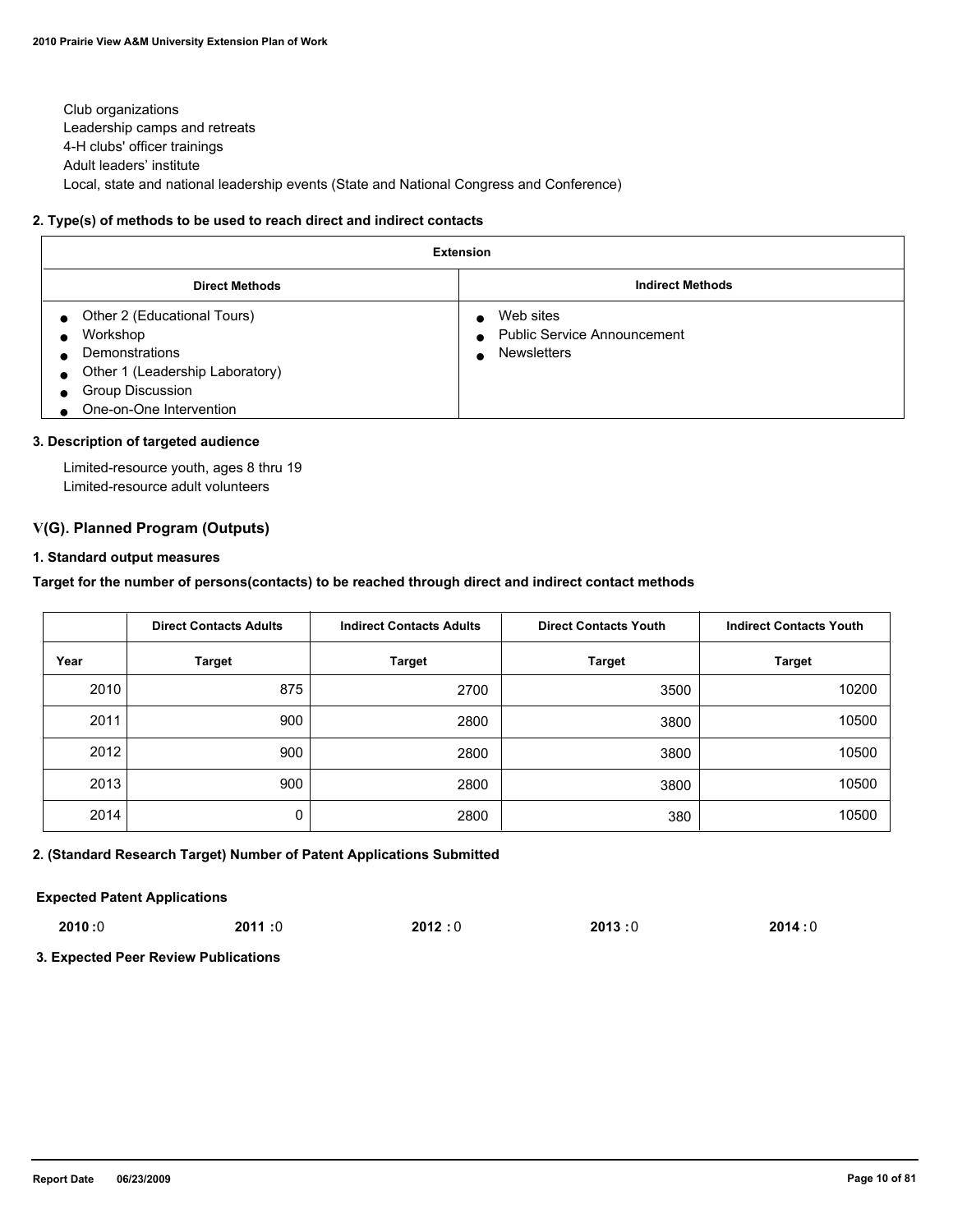Club organizations
Leadership camps and retreats
4-H clubs' officer trainings
Adult leaders' institute
Local, state and national leadership events (State and National Congress and Conference)

**2. Type(s) of methods to be used to reach direct and indirect contacts**

| Extension | |
|---|---|
| **Direct Methods** | **Indirect Methods** |
| • Other 2 (Educational Tours)<br>• Workshop<br>• Demonstrations<br>• Other 1 (Leadership Laboratory)<br>• Group Discussion<br>• One-on-One Intervention | • Web sites<br>• Public Service Announcement<br>• Newsletters |

**3. Description of targeted audience**

Limited-resource youth, ages 8 thru 19
Limited-resource adult volunteers

## V(G). Planned Program (Outputs)

**1. Standard output measures**

**Target for the number of persons(contacts) to be reached through direct and indirect contact methods**

| | Direct Contacts Adults | Indirect Contacts Adults | Direct Contacts Youth | Indirect Contacts Youth |
|---|---|---|---|---|
| **Year** | **Target** | **Target** | **Target** | **Target** |
| 2010 | 875 | 2700 | 3500 | 10200 |
| 2011 | 900 | 2800 | 3800 | 10500 |
| 2012 | 900 | 2800 | 3800 | 10500 |
| 2013 | 900 | 2800 | 3800 | 10500 |
| 2014 | 0 | 2800 | 380 | 10500 |

**2. (Standard Research Target) Number of Patent Applications Submitted**

**Expected Patent Applications**

**2010 :**0 **2011 :**0 **2012 :** 0 **2013 :**0 **2014 :** 0

**3. Expected Peer Review Publications**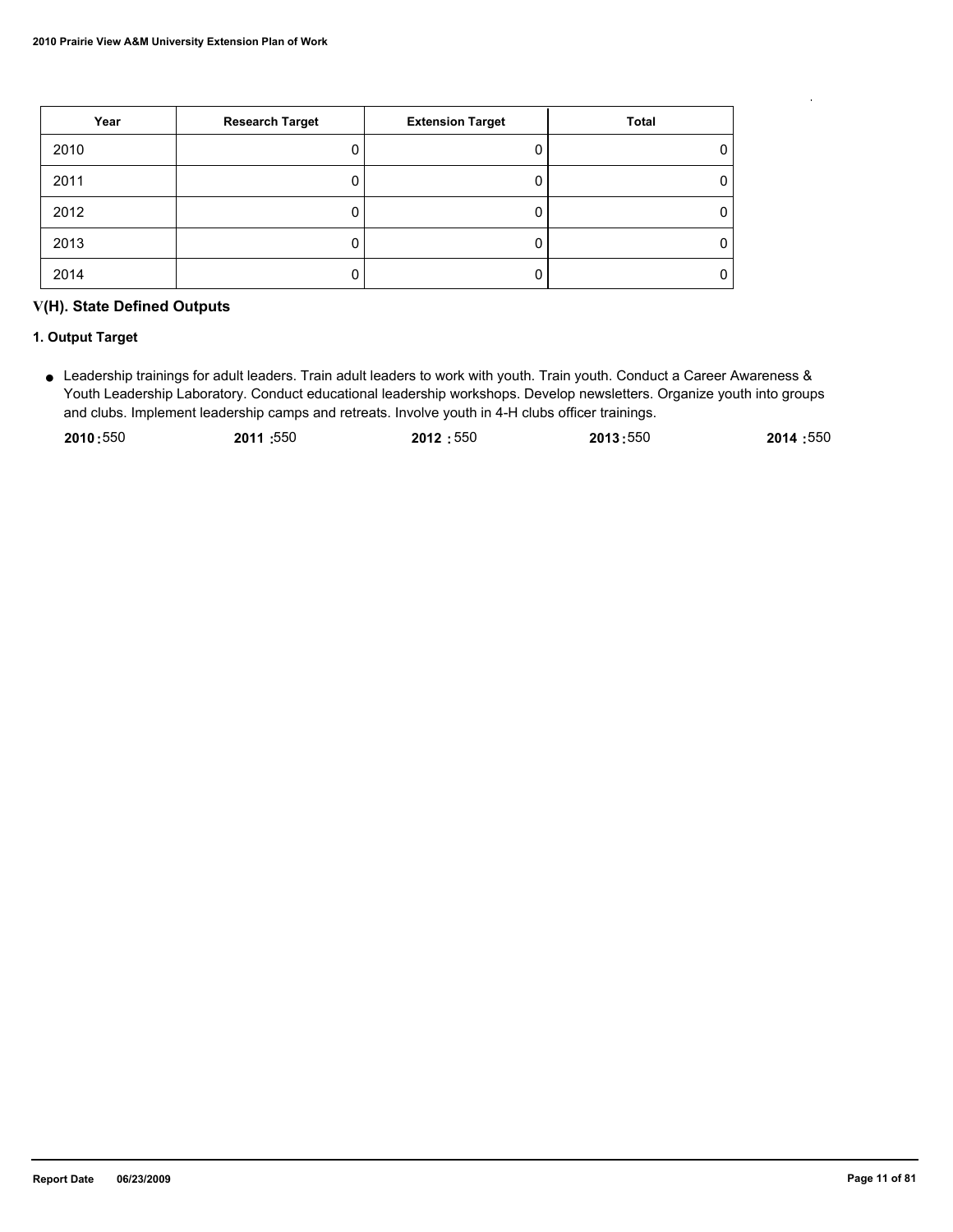| Year | Research Target | Extension Target | Total |
|---|---|---|---|
| 2010 | 0 | 0 | 0 |
| 2011 | 0 | 0 | 0 |
| 2012 | 0 | 0 | 0 |
| 2013 | 0 | 0 | 0 |
| 2014 | 0 | 0 | 0 |

## V(H). State Defined Outputs

### 1. Output Target

- Leadership trainings for adult leaders. Train adult leaders to work with youth. Train youth. Conduct a Career Awareness & Youth Leadership Laboratory. Conduct educational leadership workshops. Develop newsletters. Organize youth into groups and clubs. Implement leadership camps and retreats. Involve youth in 4-H clubs officer trainings.

**2010 :** 550 **2011 :** 550 **2012 :** 550 **2013 :** 550 **2014 :** 550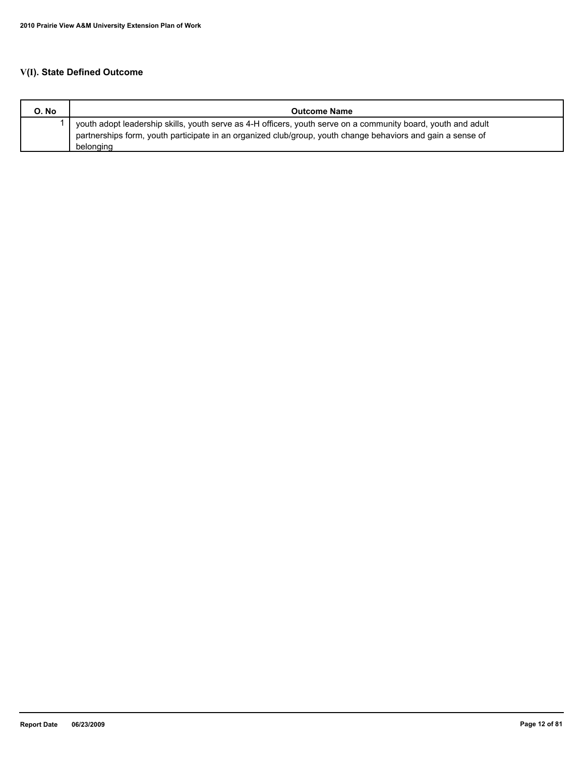## V(I). State Defined Outcome

| O. No | Outcome Name |
|---|---|
| 1 | youth adopt leadership skills, youth serve as 4-H officers, youth serve on a community board, youth and adult partnerships form, youth participate in an organized club/group, youth change behaviors and gain a sense of belonging |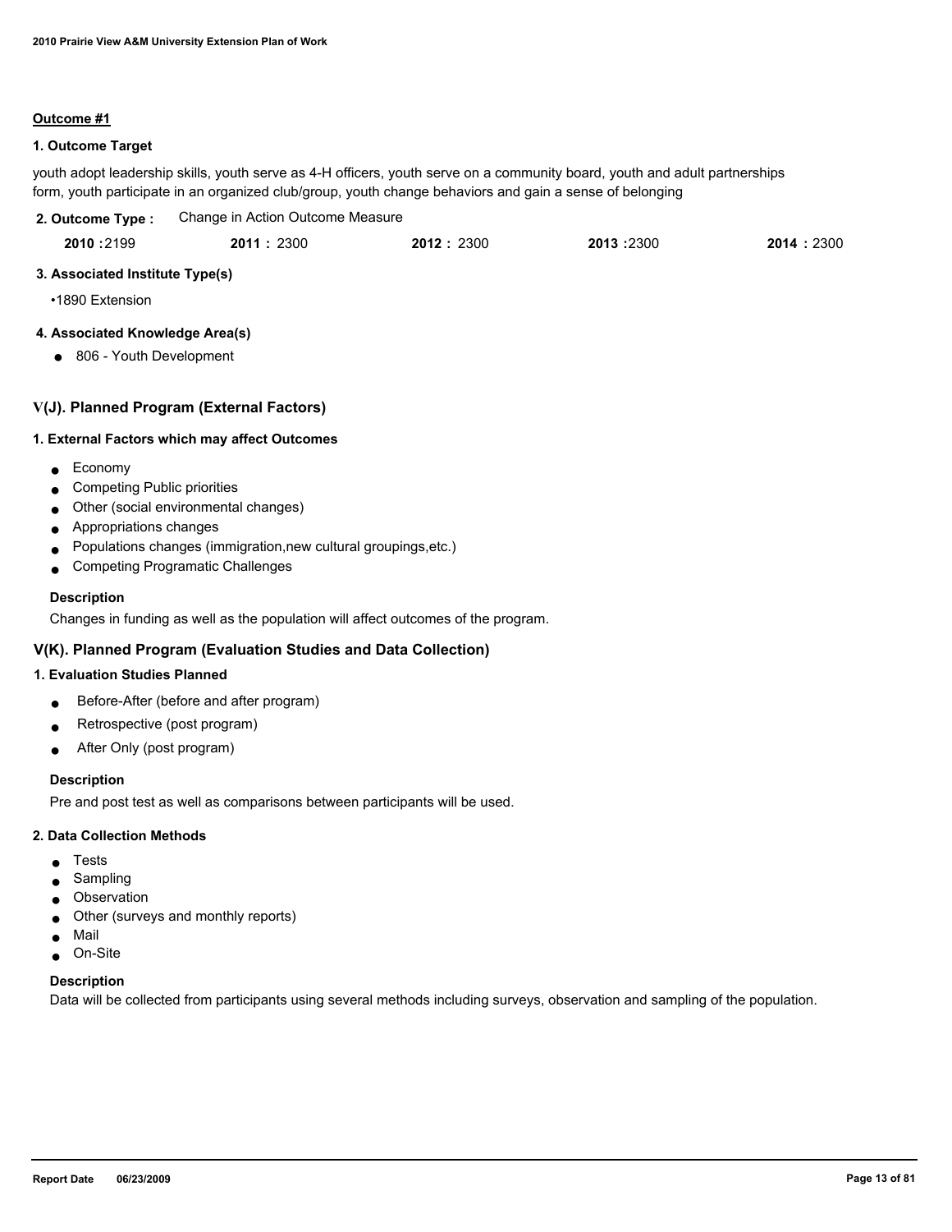**Outcome #1**

**1. Outcome Target**

youth adopt leadership skills, youth serve as 4-H officers, youth serve on a community board, youth and adult partnerships form, youth participate in an organized club/group, youth change behaviors and gain a sense of belonging

**2. Outcome Type :** Change in Action Outcome Measure

| 2010 | 2011 | 2012 | 2013 | 2014 |
|---|---|---|---|---|
| 2199 | 2300 | 2300 | 2300 | 2300 |

**3. Associated Institute Type(s)**

- 1890 Extension

**4. Associated Knowledge Area(s)**

- 806 - Youth Development

### V(J). Planned Program (External Factors)

**1. External Factors which may affect Outcomes**

- Economy
- Competing Public priorities
- Other (social environmental changes)
- Appropriations changes
- Populations changes (immigration,new cultural groupings,etc.)
- Competing Programatic Challenges

**Description**

Changes in funding as well as the population will affect outcomes of the program.

### V(K). Planned Program (Evaluation Studies and Data Collection)

**1. Evaluation Studies Planned**

- Before-After (before and after program)
- Retrospective (post program)
- After Only (post program)

**Description**

Pre and post test as well as comparisons between participants will be used.

**2. Data Collection Methods**

- Tests
- Sampling
- Observation
- Other (surveys and monthly reports)
- Mail
- On-Site

**Description**

Data will be collected from participants using several methods including surveys, observation and sampling of the population.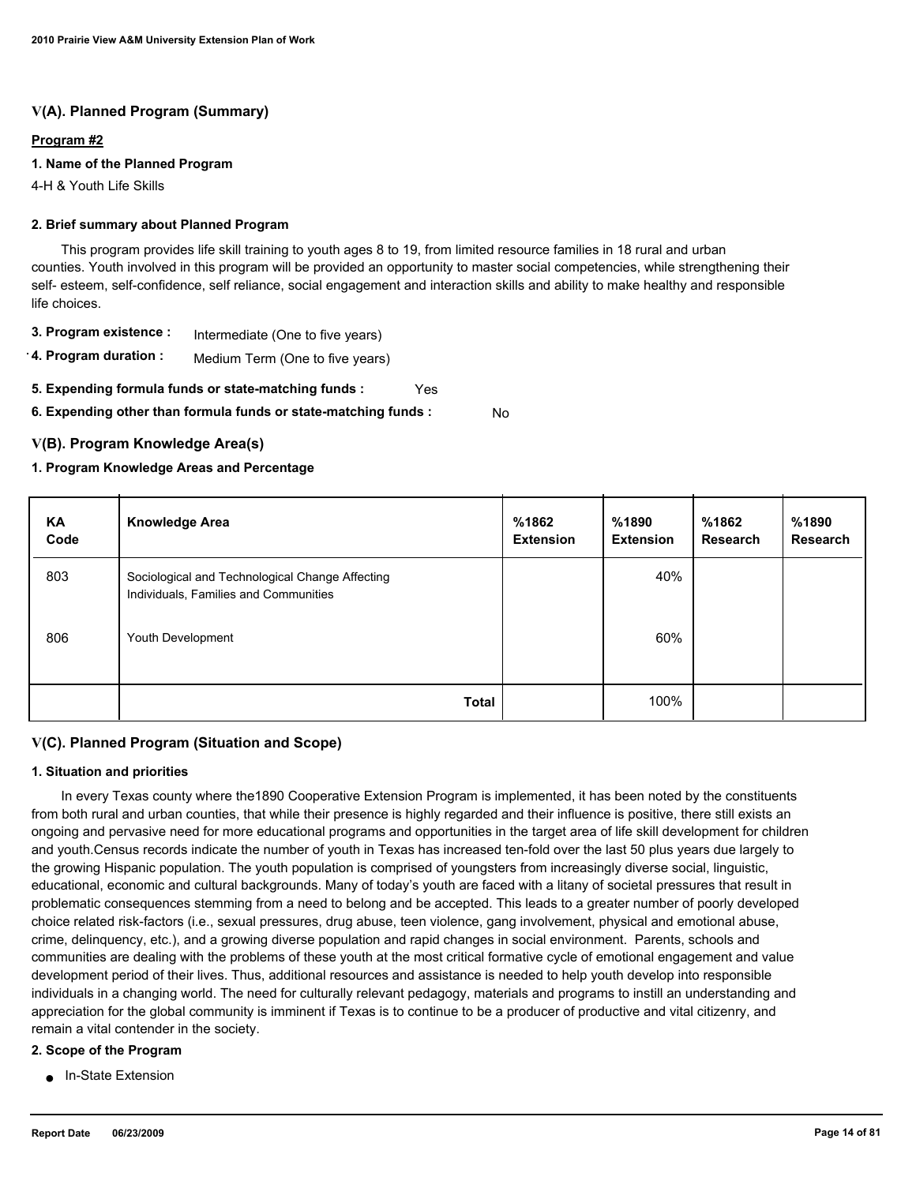## V(A). Planned Program (Summary)

**Program #2**

**1. Name of the Planned Program**

4-H & Youth Life Skills

**2. Brief summary about Planned Program**

This program provides life skill training to youth ages 8 to 19, from limited resource families in 18 rural and urban counties. Youth involved in this program will be provided an opportunity to master social competencies, while strengthening their self- esteem, self-confidence, self reliance, social engagement and interaction skills and ability to make healthy and responsible life choices.

**3. Program existence :** Intermediate (One to five years)

**4. Program duration :** Medium Term (One to five years)

**5. Expending formula funds or state-matching funds :** Yes

**6. Expending other than formula funds or state-matching funds :** No

## V(B). Program Knowledge Area(s)

**1. Program Knowledge Areas and Percentage**

| KA Code | Knowledge Area | %1862 Extension | %1890 Extension | %1862 Research | %1890 Research |
|---|---|---|---|---|---|
| 803 | Sociological and Technological Change Affecting Individuals, Families and Communities | | 40% | | |
| 806 | Youth Development | | 60% | | |
| | **Total** | | 100% | | |

## V(C). Planned Program (Situation and Scope)

**1. Situation and priorities**

In every Texas county where the1890 Cooperative Extension Program is implemented, it has been noted by the constituents from both rural and urban counties, that while their presence is highly regarded and their influence is positive, there still exists an ongoing and pervasive need for more educational programs and opportunities in the target area of life skill development for children and youth.Census records indicate the number of youth in Texas has increased ten-fold over the last 50 plus years due largely to the growing Hispanic population. The youth population is comprised of youngsters from increasingly diverse social, linguistic, educational, economic and cultural backgrounds. Many of today's youth are faced with a litany of societal pressures that result in problematic consequences stemming from a need to belong and be accepted. This leads to a greater number of poorly developed choice related risk-factors (i.e., sexual pressures, drug abuse, teen violence, gang involvement, physical and emotional abuse, crime, delinquency, etc.), and a growing diverse population and rapid changes in social environment. Parents, schools and communities are dealing with the problems of these youth at the most critical formative cycle of emotional engagement and value development period of their lives. Thus, additional resources and assistance is needed to help youth develop into responsible individuals in a changing world. The need for culturally relevant pedagogy, materials and programs to instill an understanding and appreciation for the global community is imminent if Texas is to continue to be a producer of productive and vital citizenry, and remain a vital contender in the society.

**2. Scope of the Program**

- In-State Extension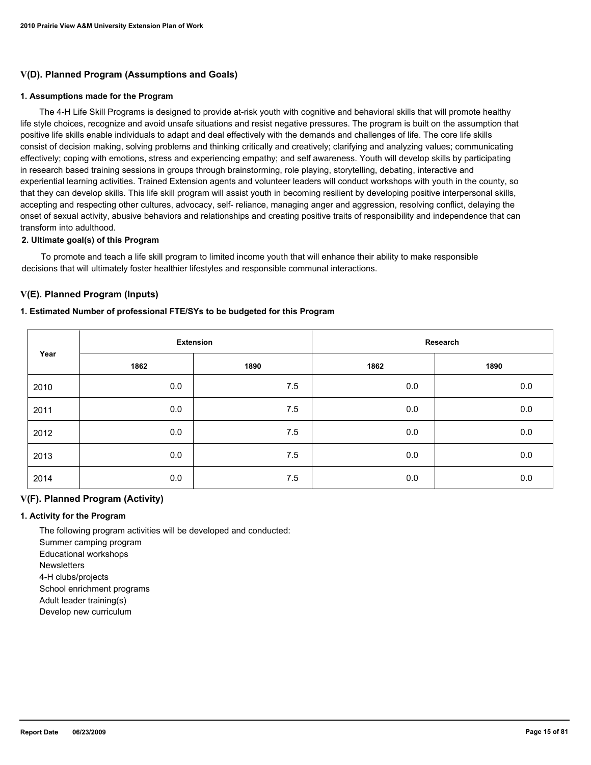## V(D). Planned Program (Assumptions and Goals)

### 1. Assumptions made for the Program

The 4-H Life Skill Programs is designed to provide at-risk youth with cognitive and behavioral skills that will promote healthy life style choices, recognize and avoid unsafe situations and resist negative pressures. The program is built on the assumption that positive life skills enable individuals to adapt and deal effectively with the demands and challenges of life. The core life skills consist of decision making, solving problems and thinking critically and creatively; clarifying and analyzing values; communicating effectively; coping with emotions, stress and experiencing empathy; and self awareness. Youth will develop skills by participating in research based training sessions in groups through brainstorming, role playing, storytelling, debating, interactive and experiential learning activities. Trained Extension agents and volunteer leaders will conduct workshops with youth in the county, so that they can develop skills. This life skill program will assist youth in becoming resilient by developing positive interpersonal skills, accepting and respecting other cultures, advocacy, self- reliance, managing anger and aggression, resolving conflict, delaying the onset of sexual activity, abusive behaviors and relationships and creating positive traits of responsibility and independence that can transform into adulthood.

### 2. Ultimate goal(s) of this Program

To promote and teach a life skill program to limited income youth that will enhance their ability to make responsible decisions that will ultimately foster healthier lifestyles and responsible communal interactions.

## V(E). Planned Program (Inputs)

### 1. Estimated Number of professional FTE/SYs to be budgeted for this Program

| Year | Extension | | Research | |
|---|---|---|---|---|
| | 1862 | 1890 | 1862 | 1890 |
| 2010 | 0.0 | 7.5 | 0.0 | 0.0 |
| 2011 | 0.0 | 7.5 | 0.0 | 0.0 |
| 2012 | 0.0 | 7.5 | 0.0 | 0.0 |
| 2013 | 0.0 | 7.5 | 0.0 | 0.0 |
| 2014 | 0.0 | 7.5 | 0.0 | 0.0 |

## V(F). Planned Program (Activity)

### 1. Activity for the Program

The following program activities will be developed and conducted:
Summer camping program
Educational workshops
Newsletters
4-H clubs/projects
School enrichment programs
Adult leader training(s)
Develop new curriculum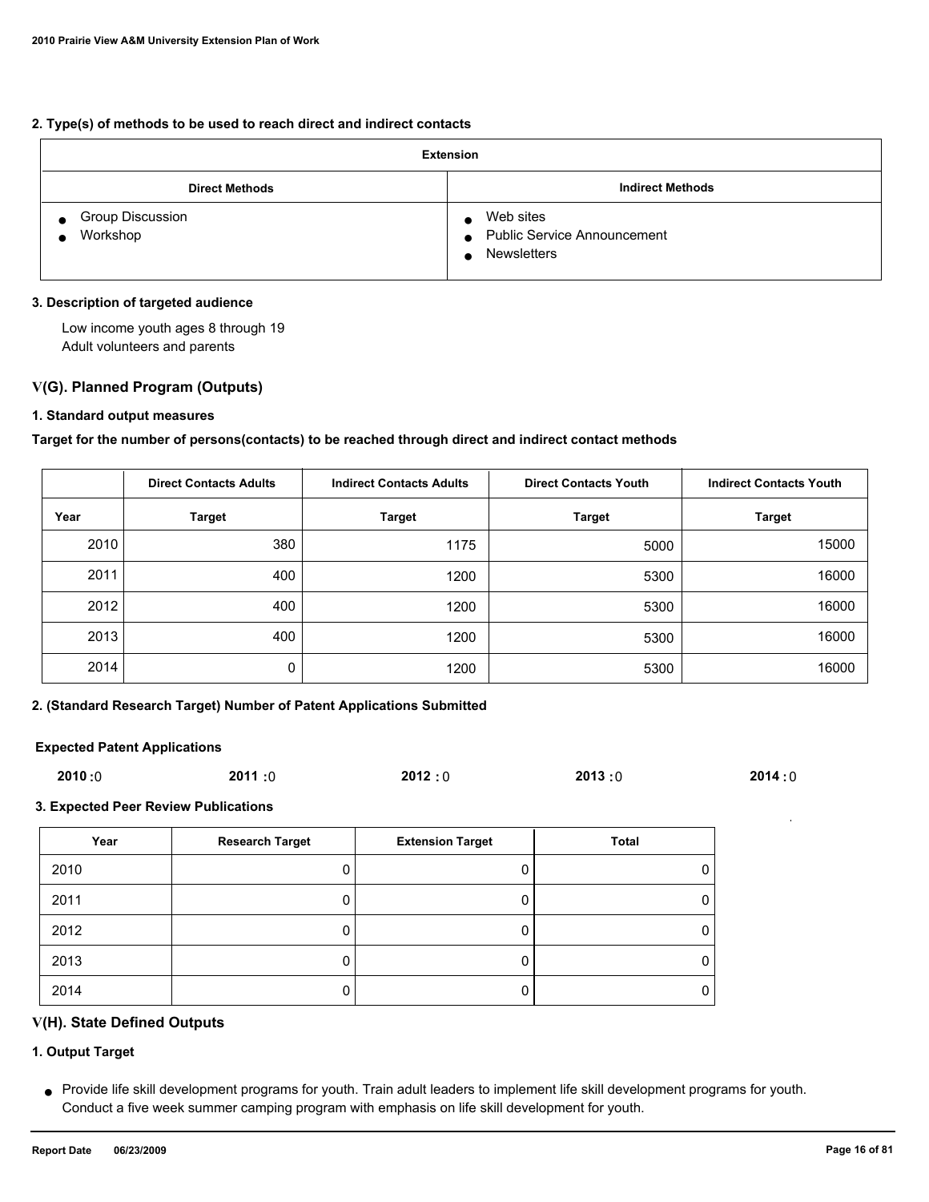### 2. Type(s) of methods to be used to reach direct and indirect contacts

| Extension | |
|---|---|
| **Direct Methods** | **Indirect Methods** |
| • Group Discussion<br>• Workshop | • Web sites<br>• Public Service Announcement<br>• Newsletters |

### 3. Description of targeted audience

Low income youth ages 8 through 19
Adult volunteers and parents

## V(G). Planned Program (Outputs)

### 1. Standard output measures

**Target for the number of persons(contacts) to be reached through direct and indirect contact methods**

| | Direct Contacts Adults | Indirect Contacts Adults | Direct Contacts Youth | Indirect Contacts Youth |
|---|---|---|---|---|
| **Year** | **Target** | **Target** | **Target** | **Target** |
| 2010 | 380 | 1175 | 5000 | 15000 |
| 2011 | 400 | 1200 | 5300 | 16000 |
| 2012 | 400 | 1200 | 5300 | 16000 |
| 2013 | 400 | 1200 | 5300 | 16000 |
| 2014 | 0 | 1200 | 5300 | 16000 |

### 2. (Standard Research Target) Number of Patent Applications Submitted

**Expected Patent Applications**

**2010 :** 0 **2011 :** 0 **2012 :** 0 **2013 :** 0 **2014 :** 0

### 3. Expected Peer Review Publications

| Year | Research Target | Extension Target | Total |
|---|---|---|---|
| 2010 | 0 | 0 | 0 |
| 2011 | 0 | 0 | 0 |
| 2012 | 0 | 0 | 0 |
| 2013 | 0 | 0 | 0 |
| 2014 | 0 | 0 | 0 |

## V(H). State Defined Outputs

### 1. Output Target

- Provide life skill development programs for youth. Train adult leaders to implement life skill development programs for youth. Conduct a five week summer camping program with emphasis on life skill development for youth.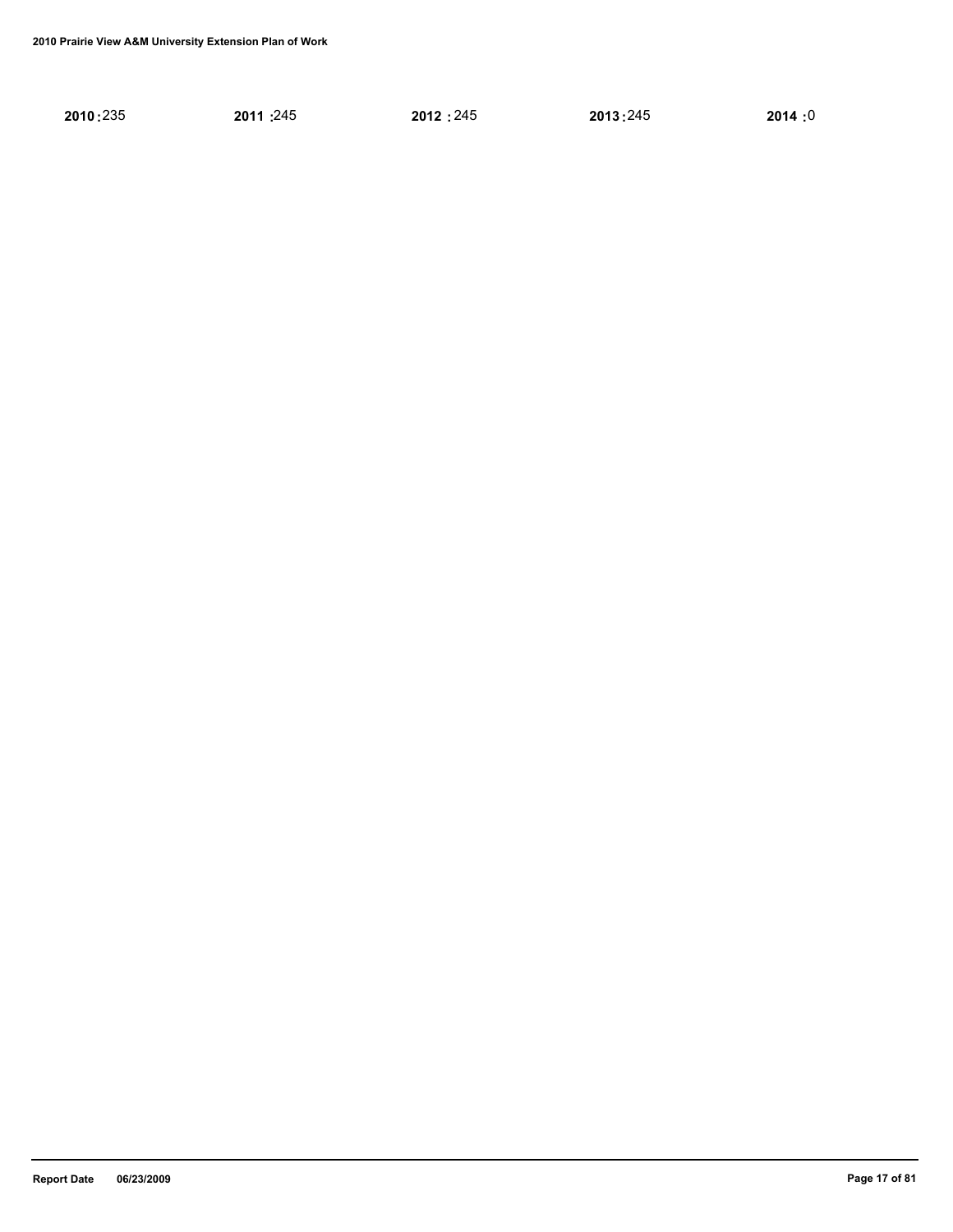**2010 :** 235 **2011 :** 245 **2012 :** 245 **2013 :** 245 **2014 :** 0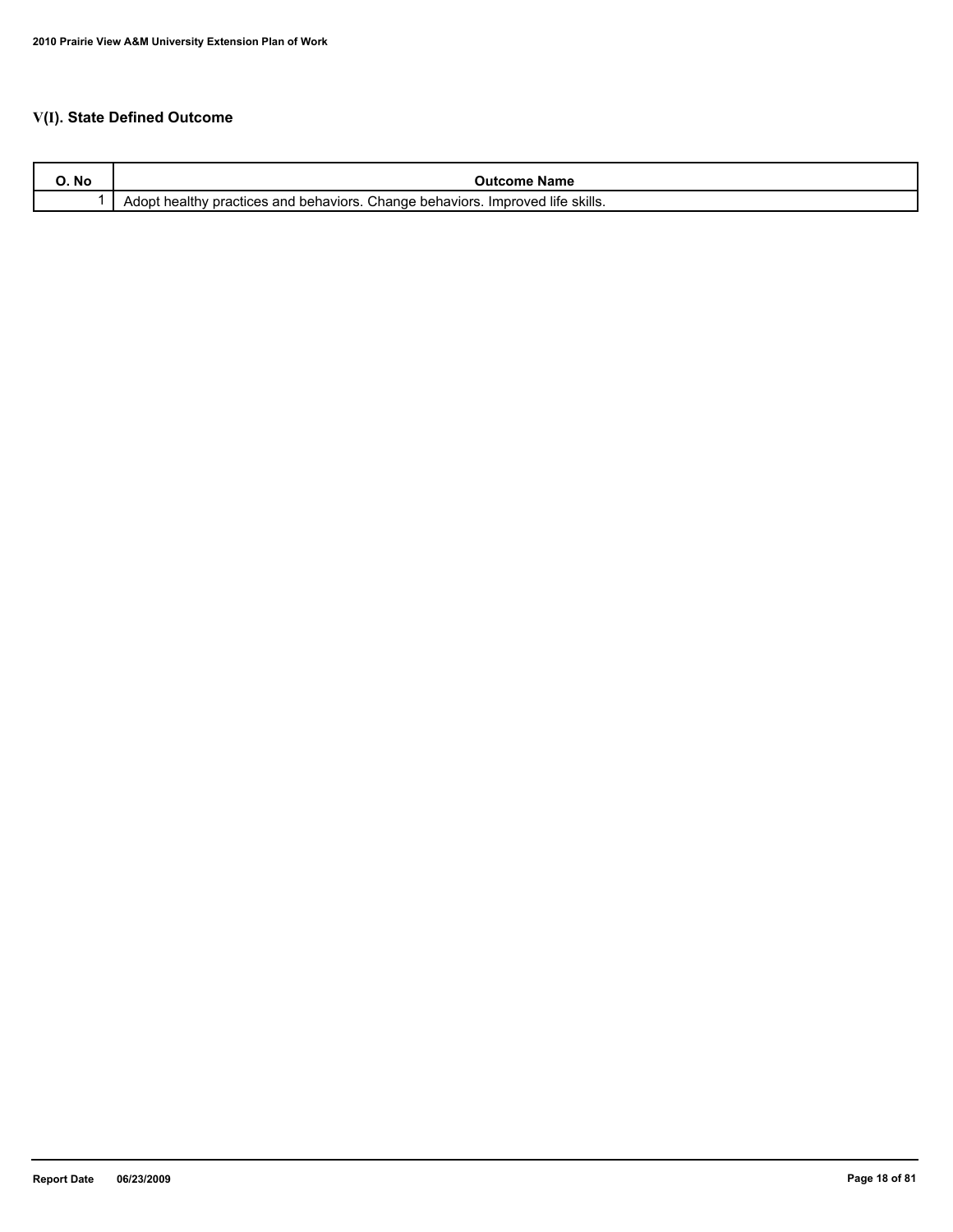## V(I). State Defined Outcome

| O. No | Outcome Name |
| --- | --- |
| 1 | Adopt healthy practices and behaviors. Change behaviors. Improved life skills. |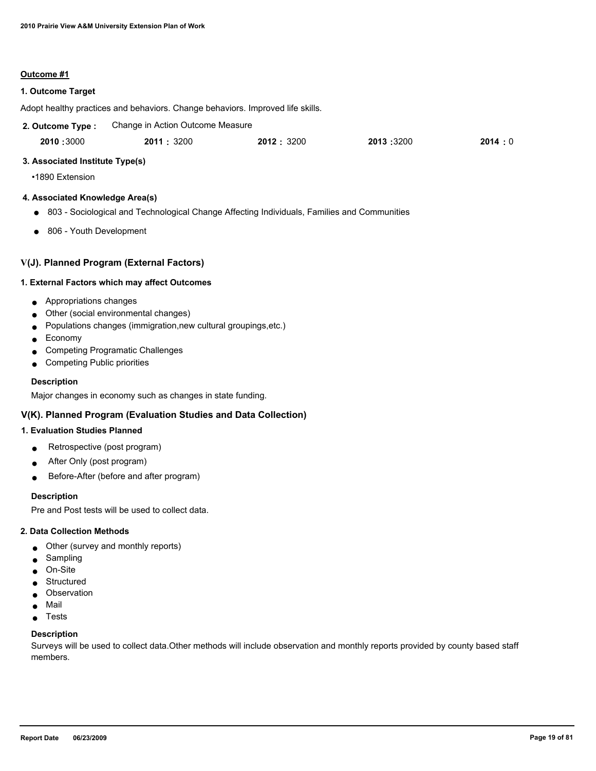**Outcome #1**

**1. Outcome Target**

Adopt healthy practices and behaviors. Change behaviors. Improved life skills.

**2. Outcome Type :** Change in Action Outcome Measure

| 2010 | 2011 | 2012 | 2013 | 2014 |
|---|---|---|---|---|
| 3000 | 3200 | 3200 | 3200 | 0 |

**3. Associated Institute Type(s)**

•1890 Extension

**4. Associated Knowledge Area(s)**

- 803 - Sociological and Technological Change Affecting Individuals, Families and Communities
- 806 - Youth Development

## V(J). Planned Program (External Factors)

**1. External Factors which may affect Outcomes**

- Appropriations changes
- Other (social environmental changes)
- Populations changes (immigration,new cultural groupings,etc.)
- Economy
- Competing Programatic Challenges
- Competing Public priorities

**Description**

Major changes in economy such as changes in state funding.

## V(K). Planned Program (Evaluation Studies and Data Collection)

**1. Evaluation Studies Planned**

- Retrospective (post program)
- After Only (post program)
- Before-After (before and after program)

**Description**

Pre and Post tests will be used to collect data.

**2. Data Collection Methods**

- Other (survey and monthly reports)
- Sampling
- On-Site
- Structured
- Observation
- Mail
- Tests

**Description**

Surveys will be used to collect data.Other methods will include observation and monthly reports provided by county based staff members.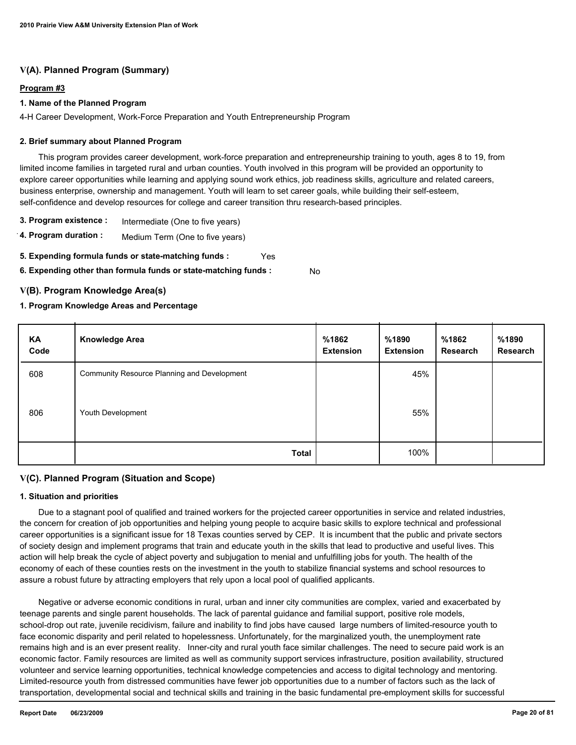## V(A). Planned Program (Summary)

**Program #3**

### 1. Name of the Planned Program

4-H Career Development, Work-Force Preparation and Youth Entrepreneurship Program

### 2. Brief summary about Planned Program

This program provides career development, work-force preparation and entrepreneurship training to youth, ages 8 to 19, from limited income families in targeted rural and urban counties. Youth involved in this program will be provided an opportunity to explore career opportunities while learning and applying sound work ethics, job readiness skills, agriculture and related careers, business enterprise, ownership and management. Youth will learn to set career goals, while building their self-esteem, self-confidence and develop resources for college and career transition thru research-based principles.

**3. Program existence :** Intermediate (One to five years)

**4. Program duration :** Medium Term (One to five years)

**5. Expending formula funds or state-matching funds :** Yes

**6. Expending other than formula funds or state-matching funds :** No

## V(B). Program Knowledge Area(s)

### 1. Program Knowledge Areas and Percentage

| KA Code | Knowledge Area | %1862 Extension | %1890 Extension | %1862 Research | %1890 Research |
|---|---|---|---|---|---|
| 608 | Community Resource Planning and Development | | 45% | | |
| 806 | Youth Development | | 55% | | |
| | **Total** | | 100% | | |

## V(C). Planned Program (Situation and Scope)

### 1. Situation and priorities

Due to a stagnant pool of qualified and trained workers for the projected career opportunities in service and related industries, the concern for creation of job opportunities and helping young people to acquire basic skills to explore technical and professional career opportunities is a significant issue for 18 Texas counties served by CEP. It is incumbent that the public and private sectors of society design and implement programs that train and educate youth in the skills that lead to productive and useful lives. This action will help break the cycle of abject poverty and subjugation to menial and unfulfilling jobs for youth. The health of the economy of each of these counties rests on the investment in the youth to stabilize financial systems and school resources to assure a robust future by attracting employers that rely upon a local pool of qualified applicants.

Negative or adverse economic conditions in rural, urban and inner city communities are complex, varied and exacerbated by teenage parents and single parent households. The lack of parental guidance and familial support, positive role models, school-drop out rate, juvenile recidivism, failure and inability to find jobs have caused large numbers of limited-resource youth to face economic disparity and peril related to hopelessness. Unfortunately, for the marginalized youth, the unemployment rate remains high and is an ever present reality. Inner-city and rural youth face similar challenges. The need to secure paid work is an economic factor. Family resources are limited as well as community support services infrastructure, position availability, structured volunteer and service learning opportunities, technical knowledge competencies and access to digital technology and mentoring. Limited-resource youth from distressed communities have fewer job opportunities due to a number of factors such as the lack of transportation, developmental social and technical skills and training in the basic fundamental pre-employment skills for successful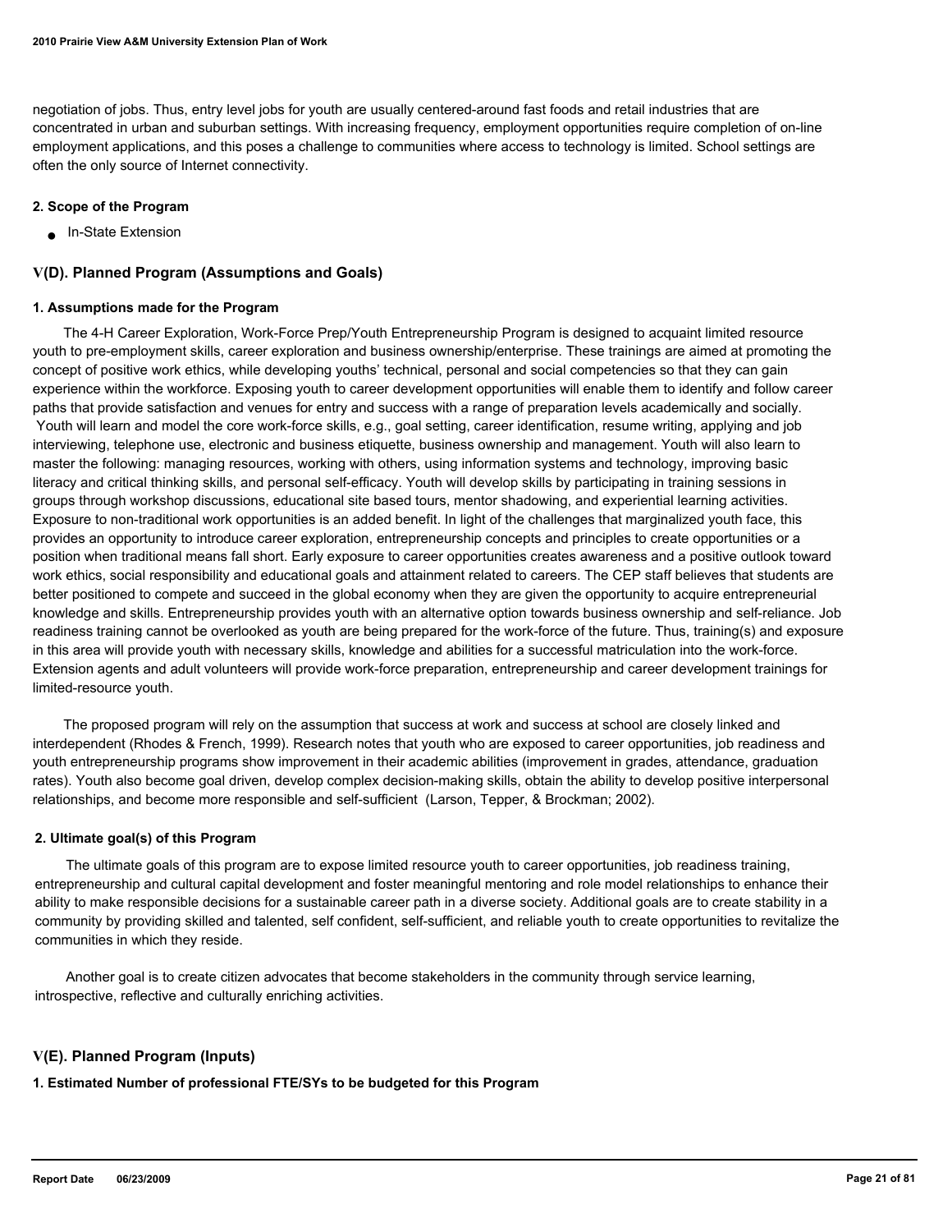negotiation of jobs. Thus, entry level jobs for youth are usually centered-around fast foods and retail industries that are concentrated in urban and suburban settings. With increasing frequency, employment opportunities require completion of on-line employment applications, and this poses a challenge to communities where access to technology is limited. School settings are often the only source of Internet connectivity.

#### 2. Scope of the Program

- In-State Extension

### V(D). Planned Program (Assumptions and Goals)

#### 1. Assumptions made for the Program

The 4-H Career Exploration, Work-Force Prep/Youth Entrepreneurship Program is designed to acquaint limited resource youth to pre-employment skills, career exploration and business ownership/enterprise. These trainings are aimed at promoting the concept of positive work ethics, while developing youths' technical, personal and social competencies so that they can gain experience within the workforce. Exposing youth to career development opportunities will enable them to identify and follow career paths that provide satisfaction and venues for entry and success with a range of preparation levels academically and socially. Youth will learn and model the core work-force skills, e.g., goal setting, career identification, resume writing, applying and job interviewing, telephone use, electronic and business etiquette, business ownership and management. Youth will also learn to master the following: managing resources, working with others, using information systems and technology, improving basic literacy and critical thinking skills, and personal self-efficacy. Youth will develop skills by participating in training sessions in groups through workshop discussions, educational site based tours, mentor shadowing, and experiential learning activities. Exposure to non-traditional work opportunities is an added benefit. In light of the challenges that marginalized youth face, this provides an opportunity to introduce career exploration, entrepreneurship concepts and principles to create opportunities or a position when traditional means fall short. Early exposure to career opportunities creates awareness and a positive outlook toward work ethics, social responsibility and educational goals and attainment related to careers. The CEP staff believes that students are better positioned to compete and succeed in the global economy when they are given the opportunity to acquire entrepreneurial knowledge and skills. Entrepreneurship provides youth with an alternative option towards business ownership and self-reliance. Job readiness training cannot be overlooked as youth are being prepared for the work-force of the future. Thus, training(s) and exposure in this area will provide youth with necessary skills, knowledge and abilities for a successful matriculation into the work-force. Extension agents and adult volunteers will provide work-force preparation, entrepreneurship and career development trainings for limited-resource youth.

The proposed program will rely on the assumption that success at work and success at school are closely linked and interdependent (Rhodes & French, 1999). Research notes that youth who are exposed to career opportunities, job readiness and youth entrepreneurship programs show improvement in their academic abilities (improvement in grades, attendance, graduation rates). Youth also become goal driven, develop complex decision-making skills, obtain the ability to develop positive interpersonal relationships, and become more responsible and self-sufficient (Larson, Tepper, & Brockman; 2002).

#### 2. Ultimate goal(s) of this Program

The ultimate goals of this program are to expose limited resource youth to career opportunities, job readiness training, entrepreneurship and cultural capital development and foster meaningful mentoring and role model relationships to enhance their ability to make responsible decisions for a sustainable career path in a diverse society. Additional goals are to create stability in a community by providing skilled and talented, self confident, self-sufficient, and reliable youth to create opportunities to revitalize the communities in which they reside.

Another goal is to create citizen advocates that become stakeholders in the community through service learning, introspective, reflective and culturally enriching activities.

### V(E). Planned Program (Inputs)

#### 1. Estimated Number of professional FTE/SYs to be budgeted for this Program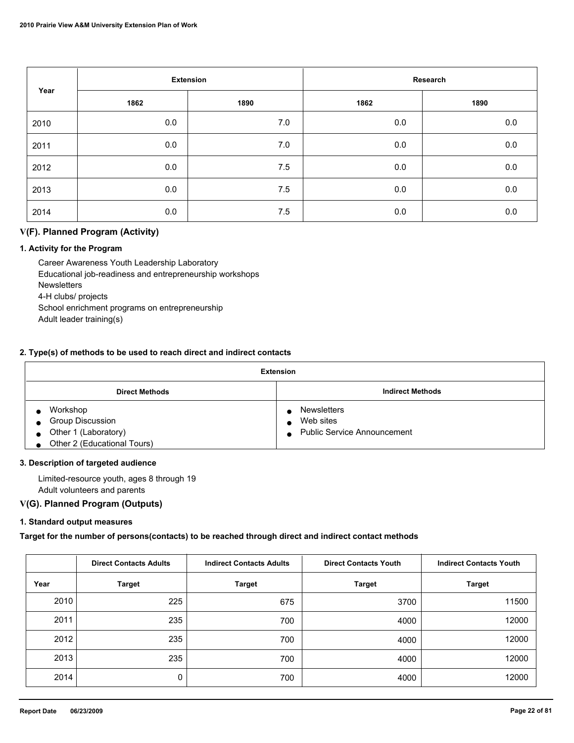| Year | Extension | | Research | |
|---|---|---|---|---|
| | 1862 | 1890 | 1862 | 1890 |
| 2010 | 0.0 | 7.0 | 0.0 | 0.0 |
| 2011 | 0.0 | 7.0 | 0.0 | 0.0 |
| 2012 | 0.0 | 7.5 | 0.0 | 0.0 |
| 2013 | 0.0 | 7.5 | 0.0 | 0.0 |
| 2014 | 0.0 | 7.5 | 0.0 | 0.0 |

## V(F). Planned Program (Activity)

### 1. Activity for the Program

Career Awareness Youth Leadership Laboratory
Educational job-readiness and entrepreneurship workshops
Newsletters
4-H clubs/ projects
School enrichment programs on entrepreneurship
Adult leader training(s)

### 2. Type(s) of methods to be used to reach direct and indirect contacts

| Extension | |
|---|---|
| **Direct Methods** | **Indirect Methods** |
| • Workshop<br>• Group Discussion<br>• Other 1 (Laboratory)<br>• Other 2 (Educational Tours) | • Newsletters<br>• Web sites<br>• Public Service Announcement |

### 3. Description of targeted audience

Limited-resource youth, ages 8 through 19
Adult volunteers and parents

## V(G). Planned Program (Outputs)

### 1. Standard output measures

**Target for the number of persons(contacts) to be reached through direct and indirect contact methods**

| | Direct Contacts Adults | Indirect Contacts Adults | Direct Contacts Youth | Indirect Contacts Youth |
|---|---|---|---|---|
| Year | Target | Target | Target | Target |
| 2010 | 225 | 675 | 3700 | 11500 |
| 2011 | 235 | 700 | 4000 | 12000 |
| 2012 | 235 | 700 | 4000 | 12000 |
| 2013 | 235 | 700 | 4000 | 12000 |
| 2014 | 0 | 700 | 4000 | 12000 |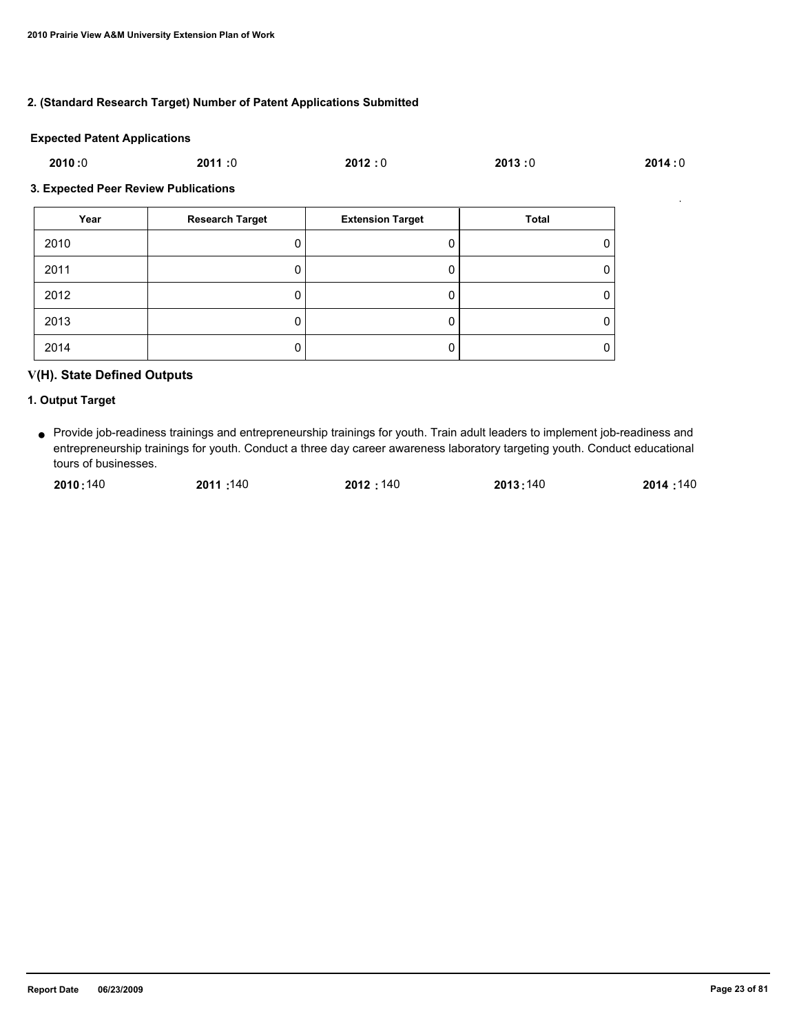**2. (Standard Research Target) Number of Patent Applications Submitted**

**Expected Patent Applications**

**2010 :**0 **2011 :**0 **2012 :** 0 **2013 :**0 **2014 :** 0

**3. Expected Peer Review Publications**

| Year | Research Target | Extension Target | Total |
|---|---|---|---|
| 2010 | 0 | 0 | 0 |
| 2011 | 0 | 0 | 0 |
| 2012 | 0 | 0 | 0 |
| 2013 | 0 | 0 | 0 |
| 2014 | 0 | 0 | 0 |

## V(H). State Defined Outputs

**1. Output Target**

- Provide job-readiness trainings and entrepreneurship trainings for youth. Train adult leaders to implement job-readiness and entrepreneurship trainings for youth. Conduct a three day career awareness laboratory targeting youth. Conduct educational tours of businesses.

  **2010 :**140 **2011 :**140 **2012 :** 140 **2013 :**140 **2014 :**140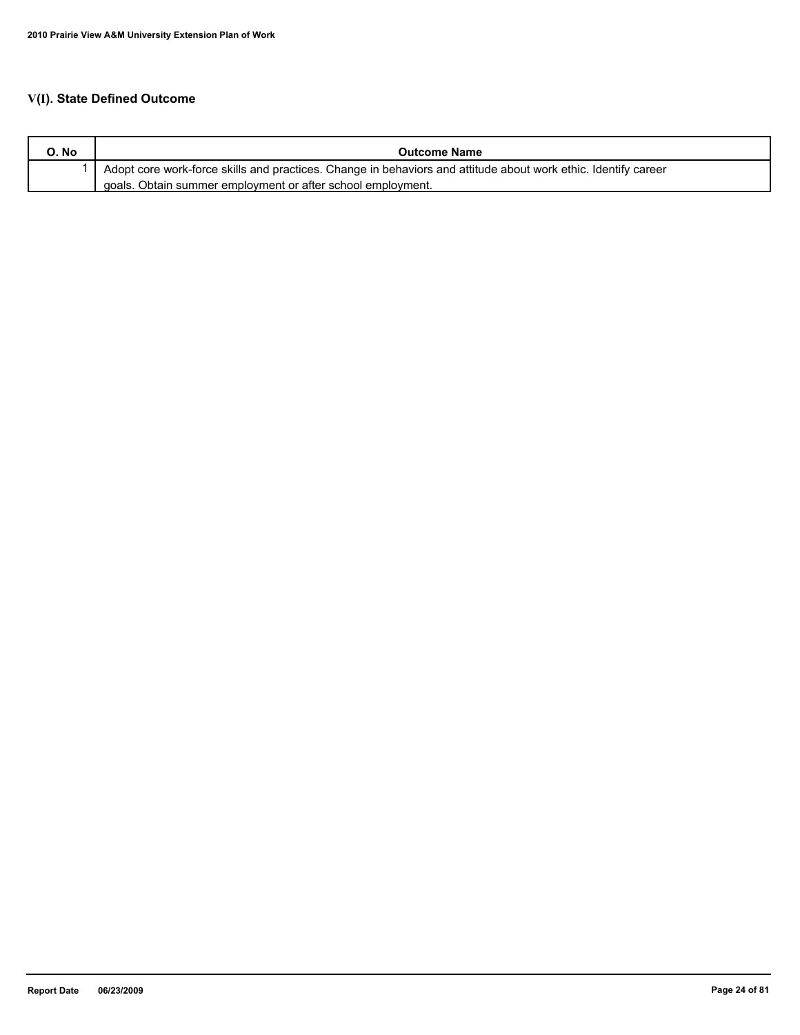## V(I). State Defined Outcome

| O. No | Outcome Name |
| --- | --- |
| 1 | Adopt core work-force skills and practices. Change in behaviors and attitude about work ethic. Identify career goals. Obtain summer employment or after school employment. |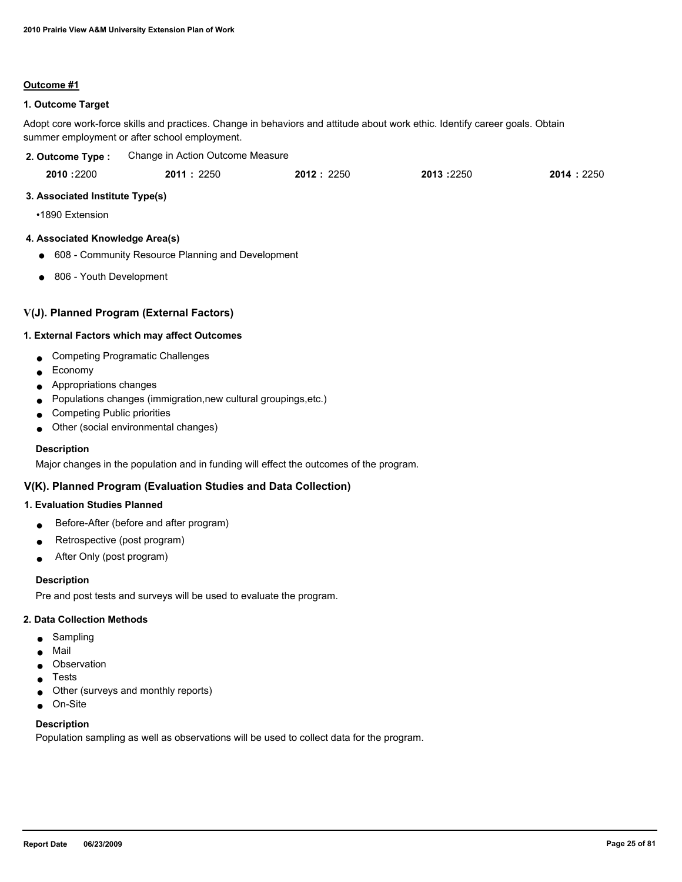**Outcome #1**

**1. Outcome Target**

Adopt core work-force skills and practices. Change in behaviors and attitude about work ethic. Identify career goals. Obtain summer employment or after school employment.

**2. Outcome Type :** Change in Action Outcome Measure

| 2010 | 2011 | 2012 | 2013 | 2014 |
|---|---|---|---|---|
| 2200 | 2250 | 2250 | 2250 | 2250 |

**3. Associated Institute Type(s)**

- 1890 Extension

**4. Associated Knowledge Area(s)**

- 608 - Community Resource Planning and Development
- 806 - Youth Development

## V(J). Planned Program (External Factors)

**1. External Factors which may affect Outcomes**

- Competing Programatic Challenges
- Economy
- Appropriations changes
- Populations changes (immigration,new cultural groupings,etc.)
- Competing Public priorities
- Other (social environmental changes)

**Description**

Major changes in the population and in funding will effect the outcomes of the program.

## V(K). Planned Program (Evaluation Studies and Data Collection)

**1. Evaluation Studies Planned**

- Before-After (before and after program)
- Retrospective (post program)
- After Only (post program)

**Description**

Pre and post tests and surveys will be used to evaluate the program.

**2. Data Collection Methods**

- Sampling
- Mail
- Observation
- Tests
- Other (surveys and monthly reports)
- On-Site

**Description**

Population sampling as well as observations will be used to collect data for the program.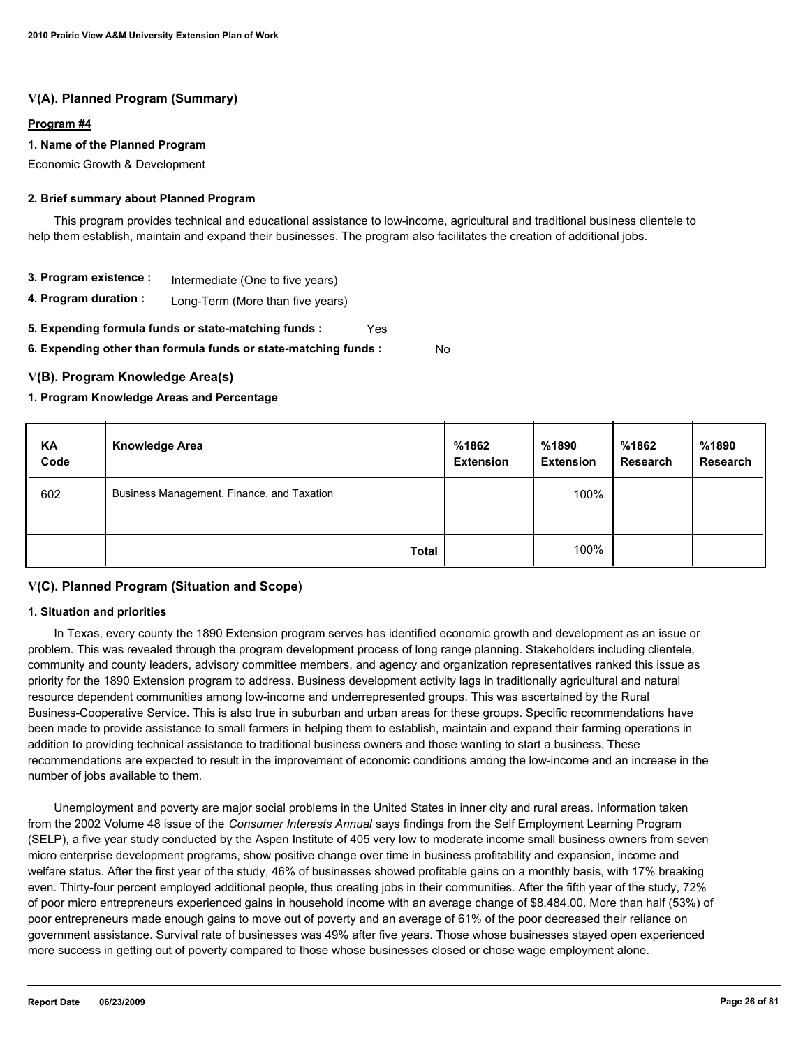## V(A). Planned Program (Summary)

**Program #4**

**1. Name of the Planned Program**

Economic Growth & Development

**2. Brief summary about Planned Program**

This program provides technical and educational assistance to low-income, agricultural and traditional business clientele to help them establish, maintain and expand their businesses. The program also facilitates the creation of additional jobs.

**3. Program existence :** Intermediate (One to five years)

**4. Program duration :** Long-Term (More than five years)

**5. Expending formula funds or state-matching funds :** Yes

**6. Expending other than formula funds or state-matching funds :** No

## V(B). Program Knowledge Area(s)

**1. Program Knowledge Areas and Percentage**

| KA Code | Knowledge Area | %1862 Extension | %1890 Extension | %1862 Research | %1890 Research |
|---|---|---|---|---|---|
| 602 | Business Management, Finance, and Taxation | | 100% | | |
| | **Total** | | 100% | | |

## V(C). Planned Program (Situation and Scope)

**1. Situation and priorities**

In Texas, every county the 1890 Extension program serves has identified economic growth and development as an issue or problem. This was revealed through the program development process of long range planning. Stakeholders including clientele, community and county leaders, advisory committee members, and agency and organization representatives ranked this issue as priority for the 1890 Extension program to address. Business development activity lags in traditionally agricultural and natural resource dependent communities among low-income and underrepresented groups. This was ascertained by the Rural Business-Cooperative Service. This is also true in suburban and urban areas for these groups. Specific recommendations have been made to provide assistance to small farmers in helping them to establish, maintain and expand their farming operations in addition to providing technical assistance to traditional business owners and those wanting to start a business. These recommendations are expected to result in the improvement of economic conditions among the low-income and an increase in the number of jobs available to them.

Unemployment and poverty are major social problems in the United States in inner city and rural areas. Information taken from the 2002 Volume 48 issue of the *Consumer Interests Annual* says findings from the Self Employment Learning Program (SELP), a five year study conducted by the Aspen Institute of 405 very low to moderate income small business owners from seven micro enterprise development programs, show positive change over time in business profitability and expansion, income and welfare status. After the first year of the study, 46% of businesses showed profitable gains on a monthly basis, with 17% breaking even. Thirty-four percent employed additional people, thus creating jobs in their communities. After the fifth year of the study, 72% of poor micro entrepreneurs experienced gains in household income with an average change of $8,484.00. More than half (53%) of poor entrepreneurs made enough gains to move out of poverty and an average of 61% of the poor decreased their reliance on government assistance. Survival rate of businesses was 49% after five years. Those whose businesses stayed open experienced more success in getting out of poverty compared to those whose businesses closed or chose wage employment alone.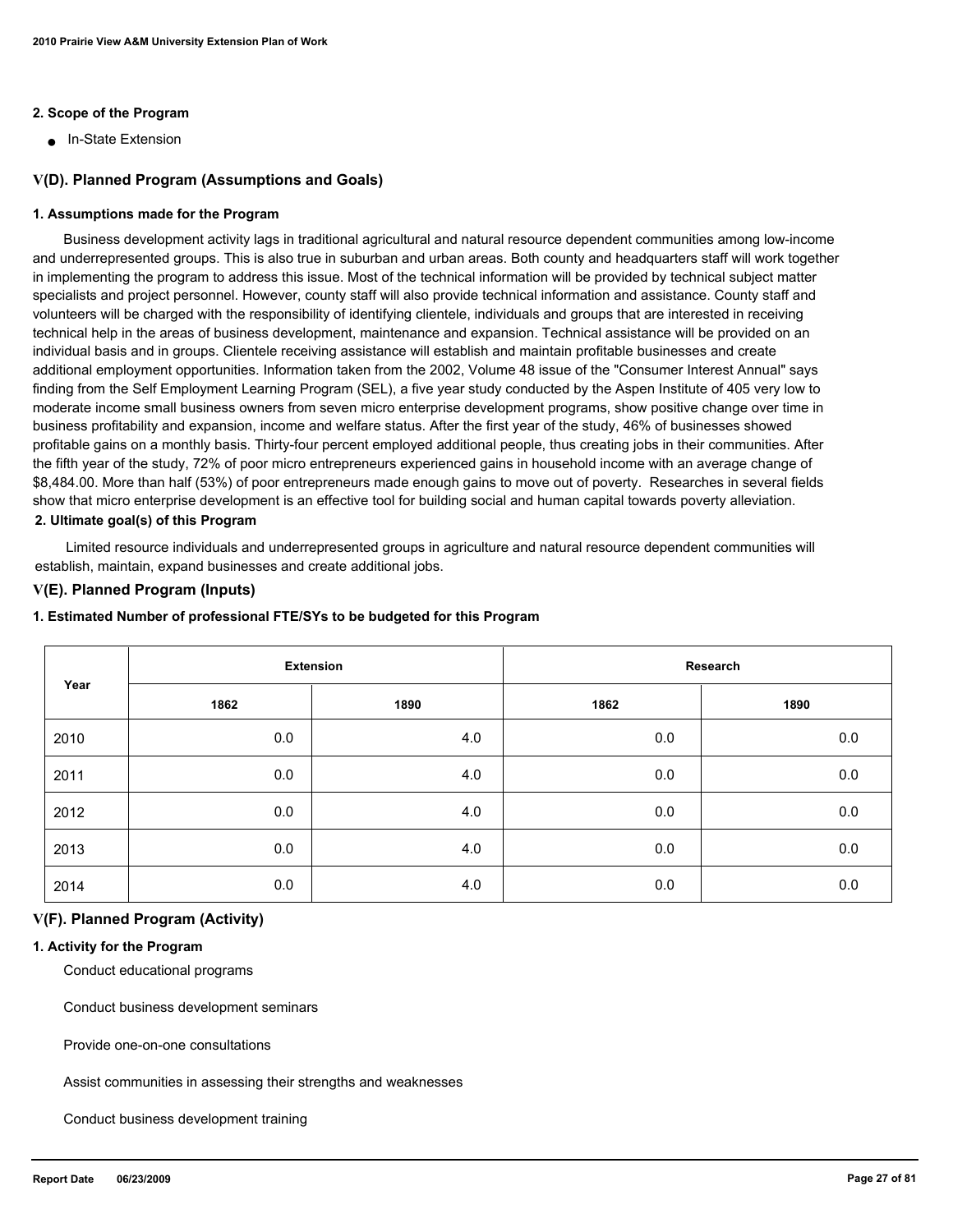#### 2. Scope of the Program

- In-State Extension

### V(D). Planned Program (Assumptions and Goals)

#### 1. Assumptions made for the Program

Business development activity lags in traditional agricultural and natural resource dependent communities among low-income and underrepresented groups. This is also true in suburban and urban areas. Both county and headquarters staff will work together in implementing the program to address this issue. Most of the technical information will be provided by technical subject matter specialists and project personnel. However, county staff will also provide technical information and assistance. County staff and volunteers will be charged with the responsibility of identifying clientele, individuals and groups that are interested in receiving technical help in the areas of business development, maintenance and expansion. Technical assistance will be provided on an individual basis and in groups. Clientele receiving assistance will establish and maintain profitable businesses and create additional employment opportunities. Information taken from the 2002, Volume 48 issue of the "Consumer Interest Annual" says finding from the Self Employment Learning Program (SEL), a five year study conducted by the Aspen Institute of 405 very low to moderate income small business owners from seven micro enterprise development programs, show positive change over time in business profitability and expansion, income and welfare status. After the first year of the study, 46% of businesses showed profitable gains on a monthly basis. Thirty-four percent employed additional people, thus creating jobs in their communities. After the fifth year of the study, 72% of poor micro entrepreneurs experienced gains in household income with an average change of $8,484.00. More than half (53%) of poor entrepreneurs made enough gains to move out of poverty. Researches in several fields show that micro enterprise development is an effective tool for building social and human capital towards poverty alleviation.

#### 2. Ultimate goal(s) of this Program

Limited resource individuals and underrepresented groups in agriculture and natural resource dependent communities will establish, maintain, expand businesses and create additional jobs.

### V(E). Planned Program (Inputs)

#### 1. Estimated Number of professional FTE/SYs to be budgeted for this Program

| Year | Extension | | Research | |
|---|---|---|---|---|
| | 1862 | 1890 | 1862 | 1890 |
| 2010 | 0.0 | 4.0 | 0.0 | 0.0 |
| 2011 | 0.0 | 4.0 | 0.0 | 0.0 |
| 2012 | 0.0 | 4.0 | 0.0 | 0.0 |
| 2013 | 0.0 | 4.0 | 0.0 | 0.0 |
| 2014 | 0.0 | 4.0 | 0.0 | 0.0 |

### V(F). Planned Program (Activity)

#### 1. Activity for the Program

Conduct educational programs

Conduct business development seminars

Provide one-on-one consultations

Assist communities in assessing their strengths and weaknesses

Conduct business development training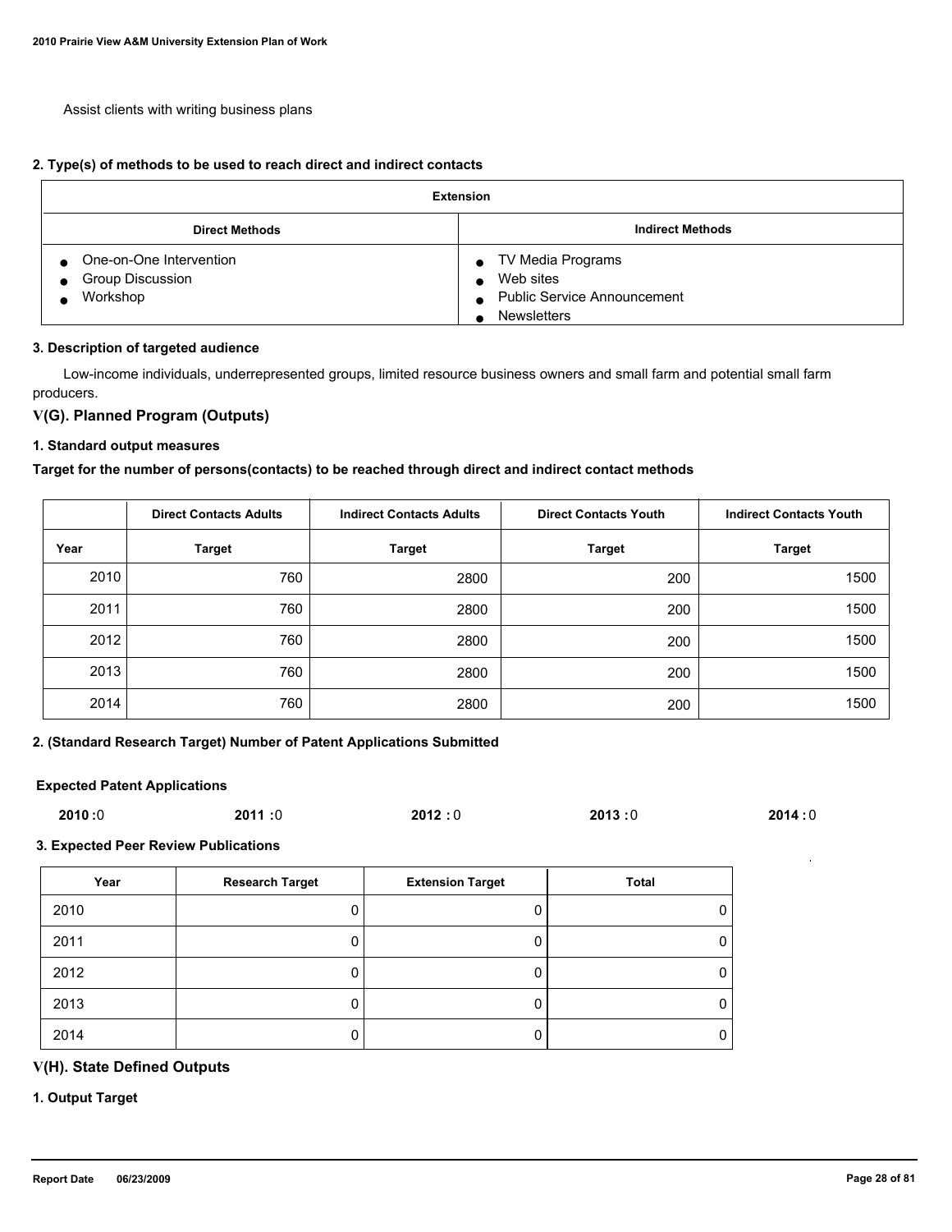Assist clients with writing business plans

**2. Type(s) of methods to be used to reach direct and indirect contacts**

| Extension | |
|---|---|
| **Direct Methods** | **Indirect Methods** |
| ● One-on-One Intervention<br>● Group Discussion<br>● Workshop | ● TV Media Programs<br>● Web sites<br>● Public Service Announcement<br>● Newsletters |

**3. Description of targeted audience**

Low-income individuals, underrepresented groups, limited resource business owners and small farm and potential small farm producers.

## V(G). Planned Program (Outputs)

**1. Standard output measures**

**Target for the number of persons(contacts) to be reached through direct and indirect contact methods**

| | Direct Contacts Adults | Indirect Contacts Adults | Direct Contacts Youth | Indirect Contacts Youth |
|---|---|---|---|---|
| **Year** | **Target** | **Target** | **Target** | **Target** |
| 2010 | 760 | 2800 | 200 | 1500 |
| 2011 | 760 | 2800 | 200 | 1500 |
| 2012 | 760 | 2800 | 200 | 1500 |
| 2013 | 760 | 2800 | 200 | 1500 |
| 2014 | 760 | 2800 | 200 | 1500 |

**2. (Standard Research Target) Number of Patent Applications Submitted**

**Expected Patent Applications**

**2010 :**0 **2011 :**0 **2012 :** 0 **2013 :**0 **2014 :** 0

**3. Expected Peer Review Publications**

| Year | Research Target | Extension Target | Total |
|---|---|---|---|
| 2010 | 0 | 0 | 0 |
| 2011 | 0 | 0 | 0 |
| 2012 | 0 | 0 | 0 |
| 2013 | 0 | 0 | 0 |
| 2014 | 0 | 0 | 0 |

## V(H). State Defined Outputs

**1. Output Target**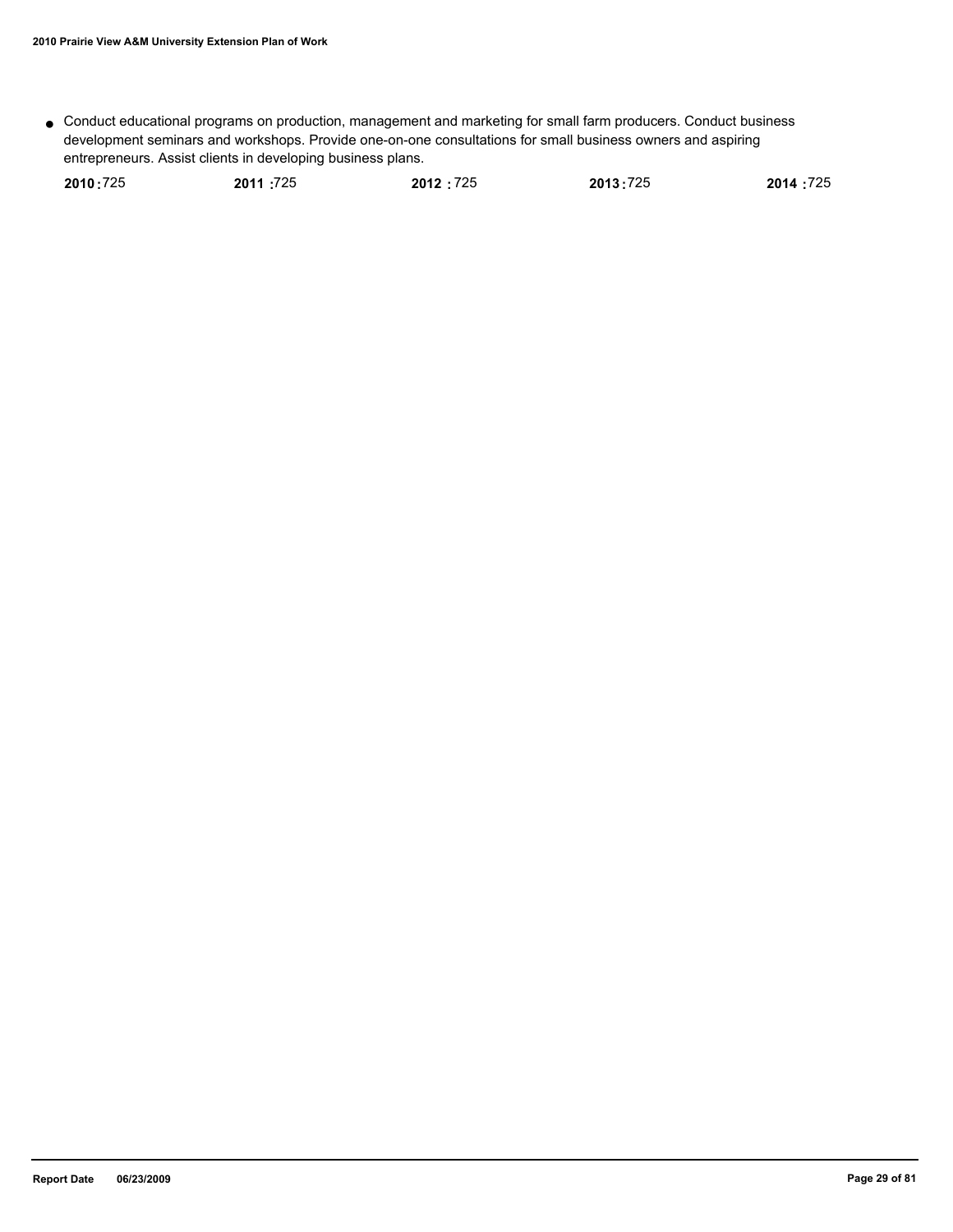- Conduct educational programs on production, management and marketing for small farm producers. Conduct business development seminars and workshops. Provide one-on-one consultations for small business owners and aspiring entrepreneurs. Assist clients in developing business plans.

**2010 :** 725 **2011 :** 725 **2012 :** 725 **2013 :** 725 **2014 :** 725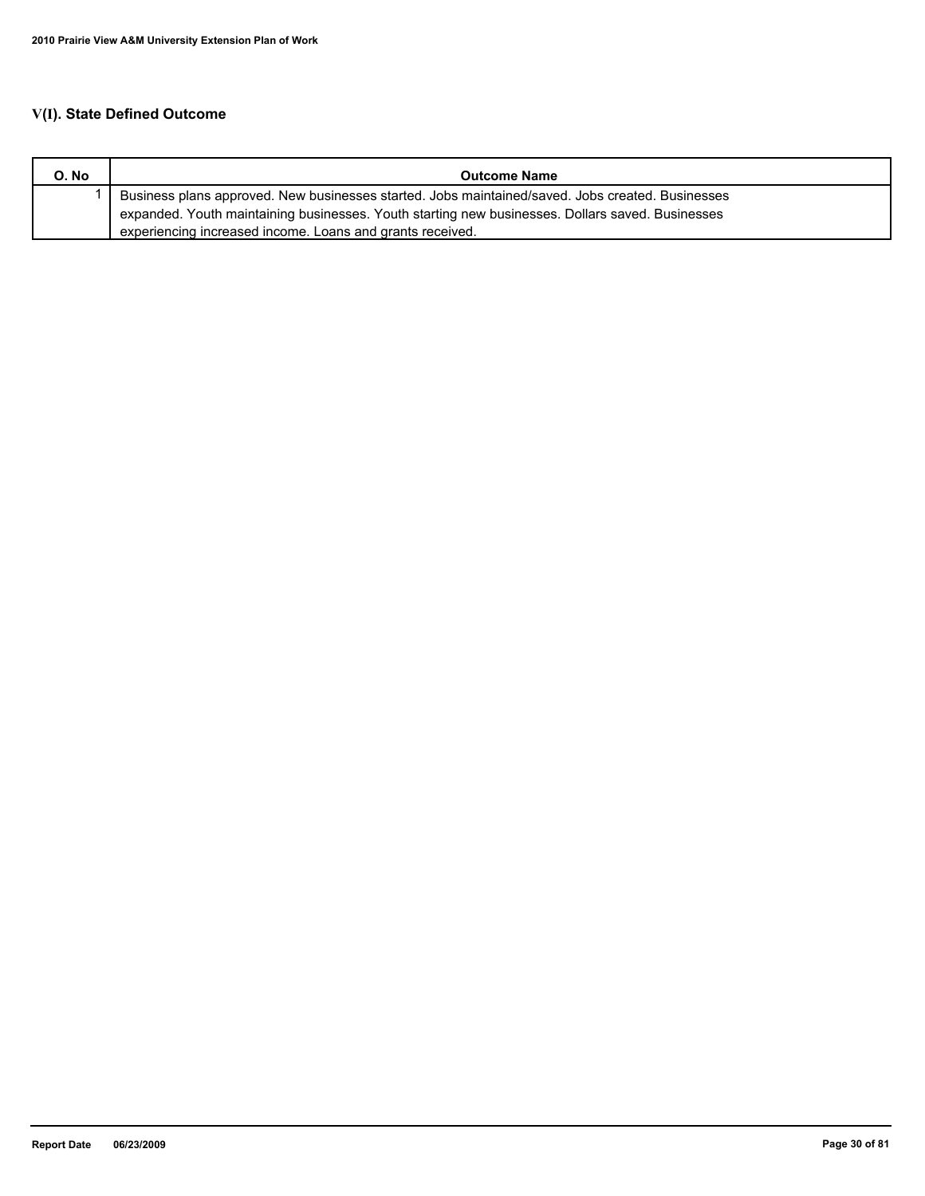## V(I). State Defined Outcome

| O. No | Outcome Name |
| --- | --- |
| 1 | Business plans approved. New businesses started. Jobs maintained/saved. Jobs created. Businesses expanded. Youth maintaining businesses. Youth starting new businesses. Dollars saved. Businesses experiencing increased income. Loans and grants received. |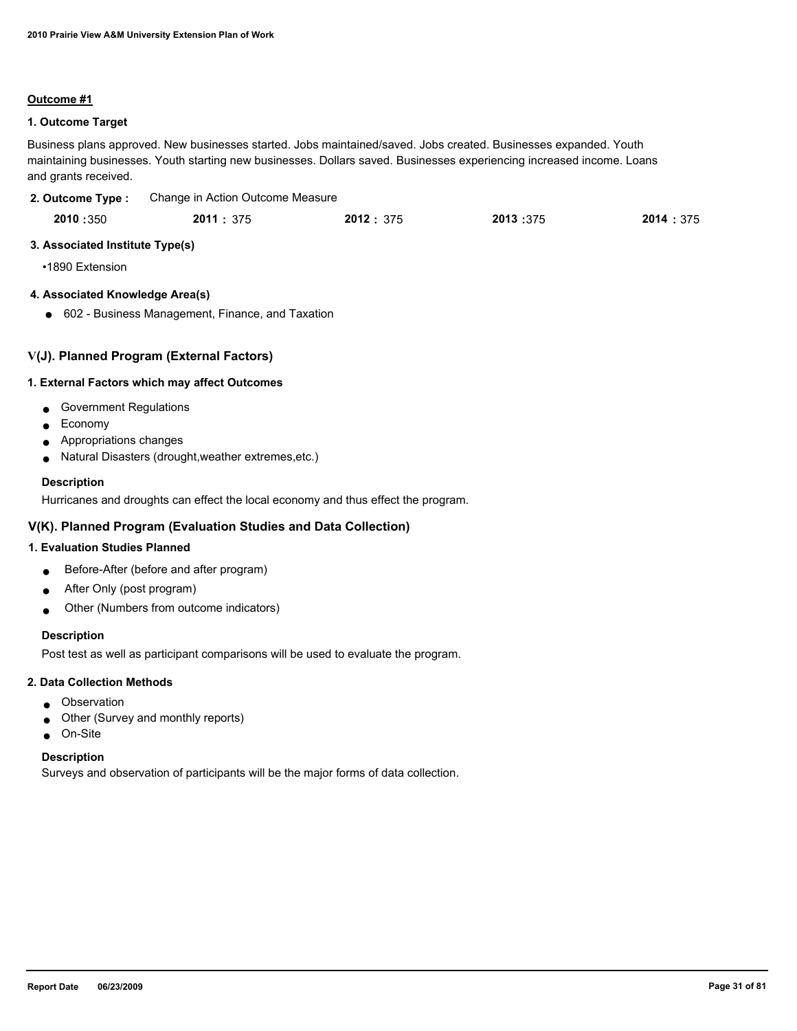**Outcome #1**

**1. Outcome Target**

Business plans approved. New businesses started. Jobs maintained/saved. Jobs created. Businesses expanded. Youth maintaining businesses. Youth starting new businesses. Dollars saved. Businesses experiencing increased income. Loans and grants received.

**2. Outcome Type :** Change in Action Outcome Measure

| **2010 :** 350 | **2011 :** 375 | **2012 :** 375 | **2013 :** 375 | **2014 :** 375 |
|---|---|---|---|---|

**3. Associated Institute Type(s)**

•1890 Extension

**4. Associated Knowledge Area(s)**

- 602 - Business Management, Finance, and Taxation

## V(J). Planned Program (External Factors)

**1. External Factors which may affect Outcomes**

- Government Regulations
- Economy
- Appropriations changes
- Natural Disasters (drought,weather extremes,etc.)

**Description**

Hurricanes and droughts can effect the local economy and thus effect the program.

## V(K). Planned Program (Evaluation Studies and Data Collection)

**1. Evaluation Studies Planned**

- Before-After (before and after program)
- After Only (post program)
- Other (Numbers from outcome indicators)

**Description**

Post test as well as participant comparisons will be used to evaluate the program.

**2. Data Collection Methods**

- Observation
- Other (Survey and monthly reports)
- On-Site

**Description**

Surveys and observation of participants will be the major forms of data collection.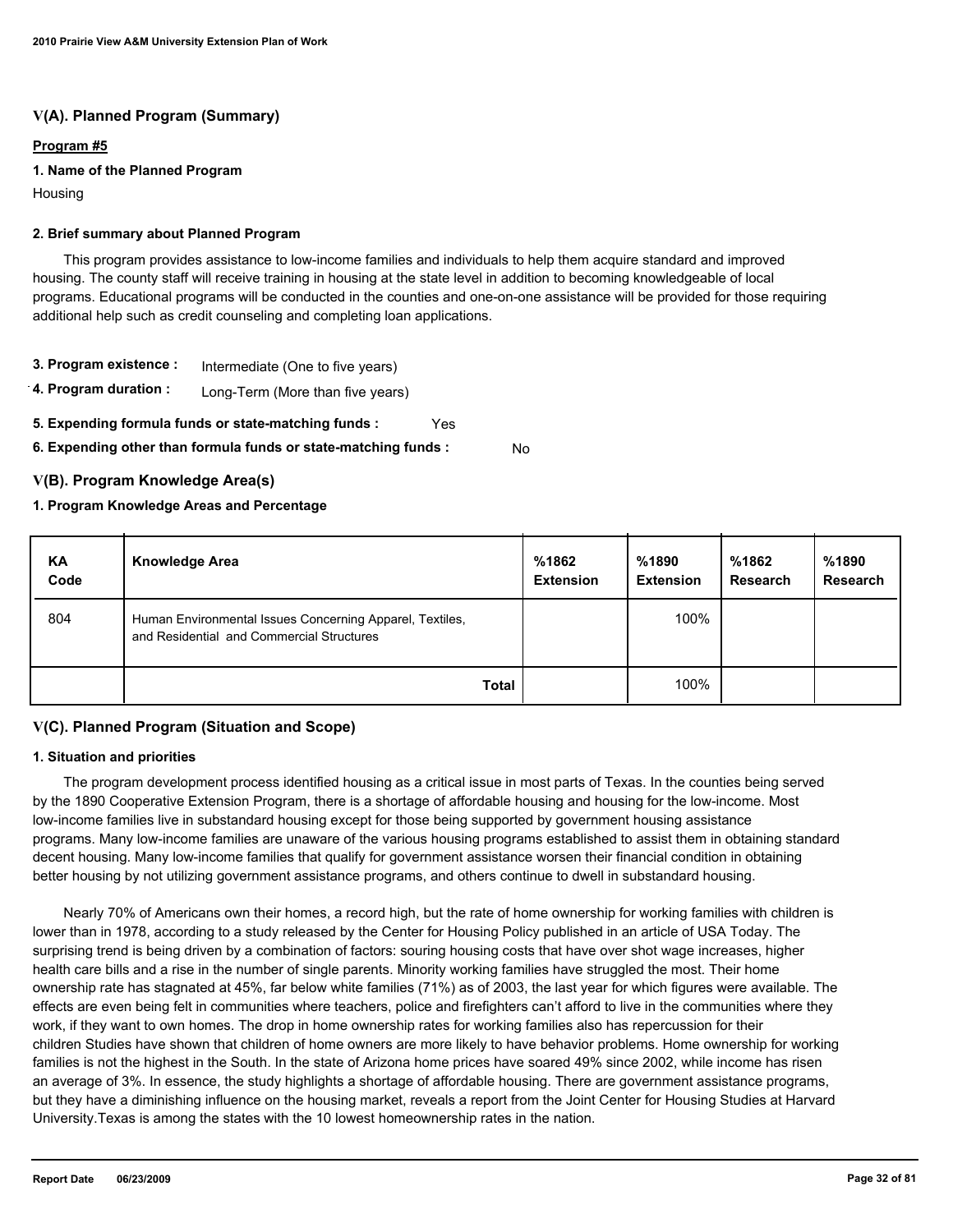## V(A). Planned Program (Summary)

**Program #5**

**1. Name of the Planned Program**

Housing

**2. Brief summary about Planned Program**

This program provides assistance to low-income families and individuals to help them acquire standard and improved housing. The county staff will receive training in housing at the state level in addition to becoming knowledgeable of local programs. Educational programs will be conducted in the counties and one-on-one assistance will be provided for those requiring additional help such as credit counseling and completing loan applications.

**3. Program existence :** Intermediate (One to five years)

**4. Program duration :** Long-Term (More than five years)

**5. Expending formula funds or state-matching funds :** Yes

**6. Expending other than formula funds or state-matching funds :** No

## V(B). Program Knowledge Area(s)

**1. Program Knowledge Areas and Percentage**

| KA Code | Knowledge Area | %1862 Extension | %1890 Extension | %1862 Research | %1890 Research |
|---|---|---|---|---|---|
| 804 | Human Environmental Issues Concerning Apparel, Textiles, and Residential and Commercial Structures | | 100% | | |
| | **Total** | | 100% | | |

## V(C). Planned Program (Situation and Scope)

**1. Situation and priorities**

The program development process identified housing as a critical issue in most parts of Texas. In the counties being served by the 1890 Cooperative Extension Program, there is a shortage of affordable housing and housing for the low-income. Most low-income families live in substandard housing except for those being supported by government housing assistance programs. Many low-income families are unaware of the various housing programs established to assist them in obtaining standard decent housing. Many low-income families that qualify for government assistance worsen their financial condition in obtaining better housing by not utilizing government assistance programs, and others continue to dwell in substandard housing.

Nearly 70% of Americans own their homes, a record high, but the rate of home ownership for working families with children is lower than in 1978, according to a study released by the Center for Housing Policy published in an article of USA Today. The surprising trend is being driven by a combination of factors: souring housing costs that have over shot wage increases, higher health care bills and a rise in the number of single parents. Minority working families have struggled the most. Their home ownership rate has stagnated at 45%, far below white families (71%) as of 2003, the last year for which figures were available. The effects are even being felt in communities where teachers, police and firefighters can't afford to live in the communities where they work, if they want to own homes. The drop in home ownership rates for working families also has repercussion for their children Studies have shown that children of home owners are more likely to have behavior problems. Home ownership for working families is not the highest in the South. In the state of Arizona home prices have soared 49% since 2002, while income has risen an average of 3%. In essence, the study highlights a shortage of affordable housing. There are government assistance programs, but they have a diminishing influence on the housing market, reveals a report from the Joint Center for Housing Studies at Harvard University.Texas is among the states with the 10 lowest homeownership rates in the nation.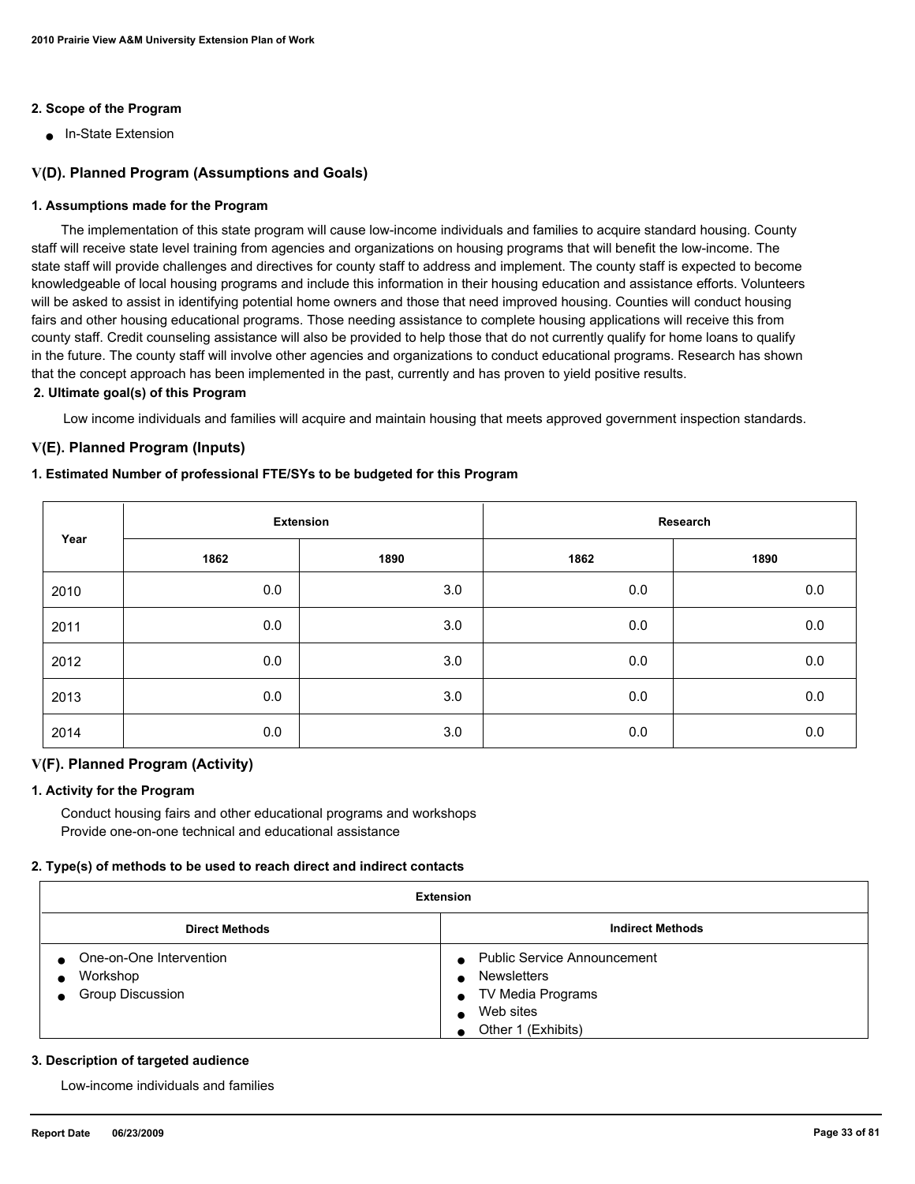**2. Scope of the Program**

- In-State Extension

## V(D). Planned Program (Assumptions and Goals)

**1. Assumptions made for the Program**

The implementation of this state program will cause low-income individuals and families to acquire standard housing. County staff will receive state level training from agencies and organizations on housing programs that will benefit the low-income. The state staff will provide challenges and directives for county staff to address and implement. The county staff is expected to become knowledgeable of local housing programs and include this information in their housing education and assistance efforts. Volunteers will be asked to assist in identifying potential home owners and those that need improved housing. Counties will conduct housing fairs and other housing educational programs. Those needing assistance to complete housing applications will receive this from county staff. Credit counseling assistance will also be provided to help those that do not currently qualify for home loans to qualify in the future. The county staff will involve other agencies and organizations to conduct educational programs. Research has shown that the concept approach has been implemented in the past, currently and has proven to yield positive results.

**2. Ultimate goal(s) of this Program**

Low income individuals and families will acquire and maintain housing that meets approved government inspection standards.

## V(E). Planned Program (Inputs)

**1. Estimated Number of professional FTE/SYs to be budgeted for this Program**

| Year | Extension | | Research | |
|---|---|---|---|---|
| | 1862 | 1890 | 1862 | 1890 |
| 2010 | 0.0 | 3.0 | 0.0 | 0.0 |
| 2011 | 0.0 | 3.0 | 0.0 | 0.0 |
| 2012 | 0.0 | 3.0 | 0.0 | 0.0 |
| 2013 | 0.0 | 3.0 | 0.0 | 0.0 |
| 2014 | 0.0 | 3.0 | 0.0 | 0.0 |

## V(F). Planned Program (Activity)

**1. Activity for the Program**

Conduct housing fairs and other educational programs and workshops
Provide one-on-one technical and educational assistance

**2. Type(s) of methods to be used to reach direct and indirect contacts**

| Extension | |
|---|---|
| **Direct Methods** | **Indirect Methods** |
| • One-on-One Intervention<br>• Workshop<br>• Group Discussion | • Public Service Announcement<br>• Newsletters<br>• TV Media Programs<br>• Web sites<br>• Other 1 (Exhibits) |

**3. Description of targeted audience**

Low-income individuals and families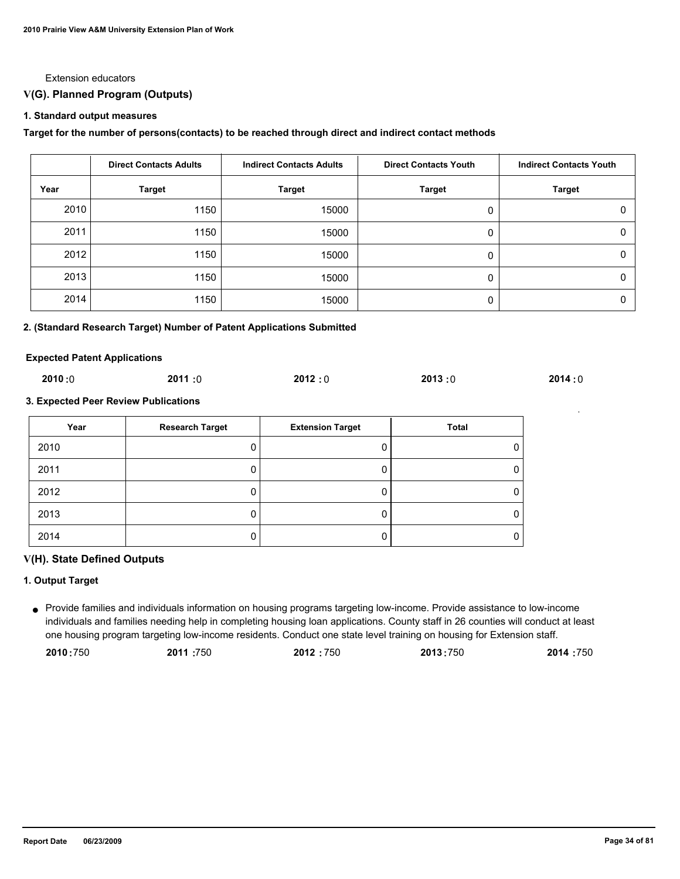Extension educators

## V(G). Planned Program (Outputs)

### 1. Standard output measures

**Target for the number of persons(contacts) to be reached through direct and indirect contact methods**

| | Direct Contacts Adults | Indirect Contacts Adults | Direct Contacts Youth | Indirect Contacts Youth |
|---|---|---|---|---|
| **Year** | **Target** | **Target** | **Target** | **Target** |
| 2010 | 1150 | 15000 | 0 | 0 |
| 2011 | 1150 | 15000 | 0 | 0 |
| 2012 | 1150 | 15000 | 0 | 0 |
| 2013 | 1150 | 15000 | 0 | 0 |
| 2014 | 1150 | 15000 | 0 | 0 |

### 2. (Standard Research Target) Number of Patent Applications Submitted

**Expected Patent Applications**

**2010 :** 0 **2011 :** 0 **2012 :** 0 **2013 :** 0 **2014 :** 0

### 3. Expected Peer Review Publications

| Year | Research Target | Extension Target | Total |
|---|---|---|---|
| 2010 | 0 | 0 | 0 |
| 2011 | 0 | 0 | 0 |
| 2012 | 0 | 0 | 0 |
| 2013 | 0 | 0 | 0 |
| 2014 | 0 | 0 | 0 |

## V(H). State Defined Outputs

### 1. Output Target

- Provide families and individuals information on housing programs targeting low-income. Provide assistance to low-income individuals and families needing help in completing housing loan applications. County staff in 26 counties will conduct at least one housing program targeting low-income residents. Conduct one state level training on housing for Extension staff.

  **2010 :** 750 **2011 :** 750 **2012 :** 750 **2013 :** 750 **2014 :** 750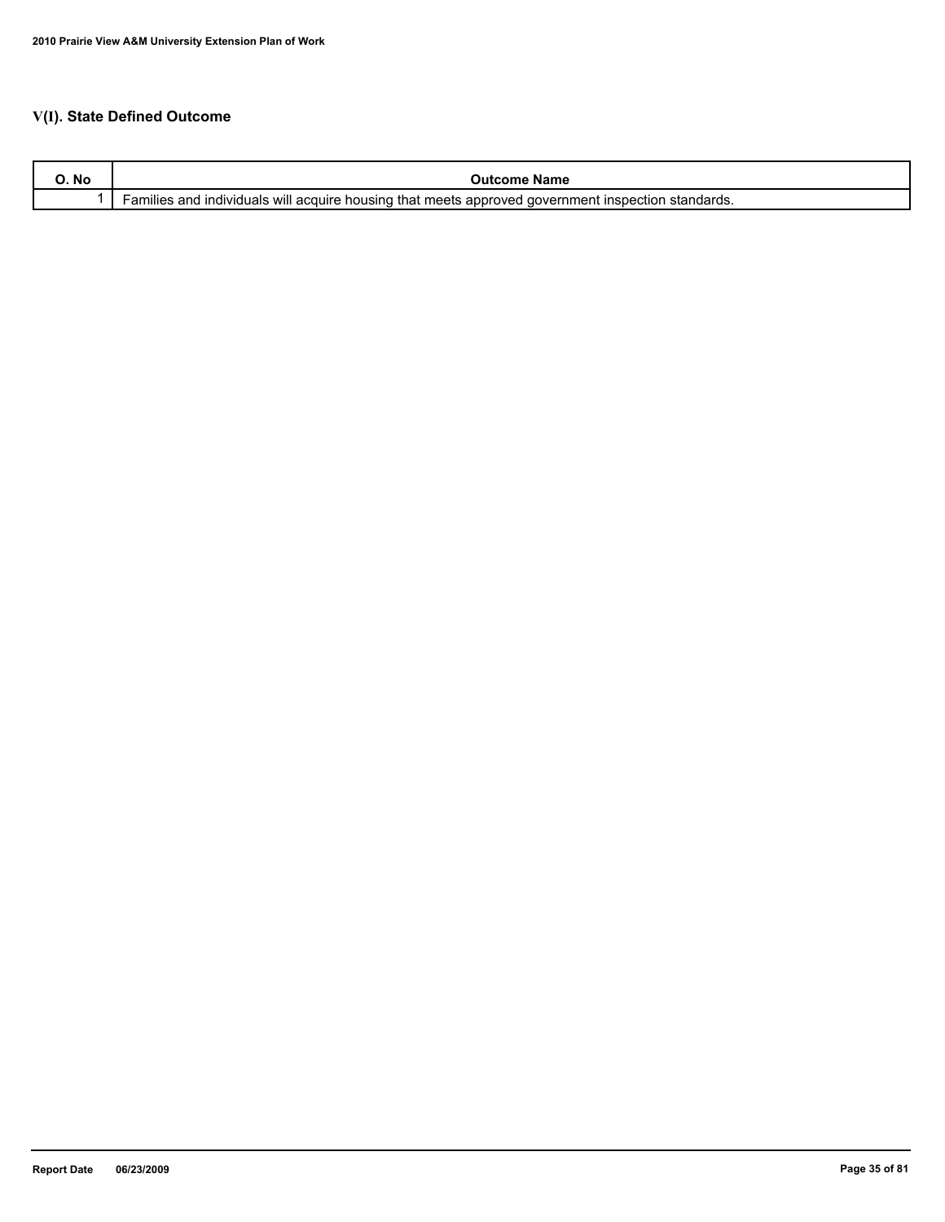## V(I). State Defined Outcome

| O. No | Outcome Name |
| --- | --- |
| 1 | Families and individuals will acquire housing that meets approved government inspection standards. |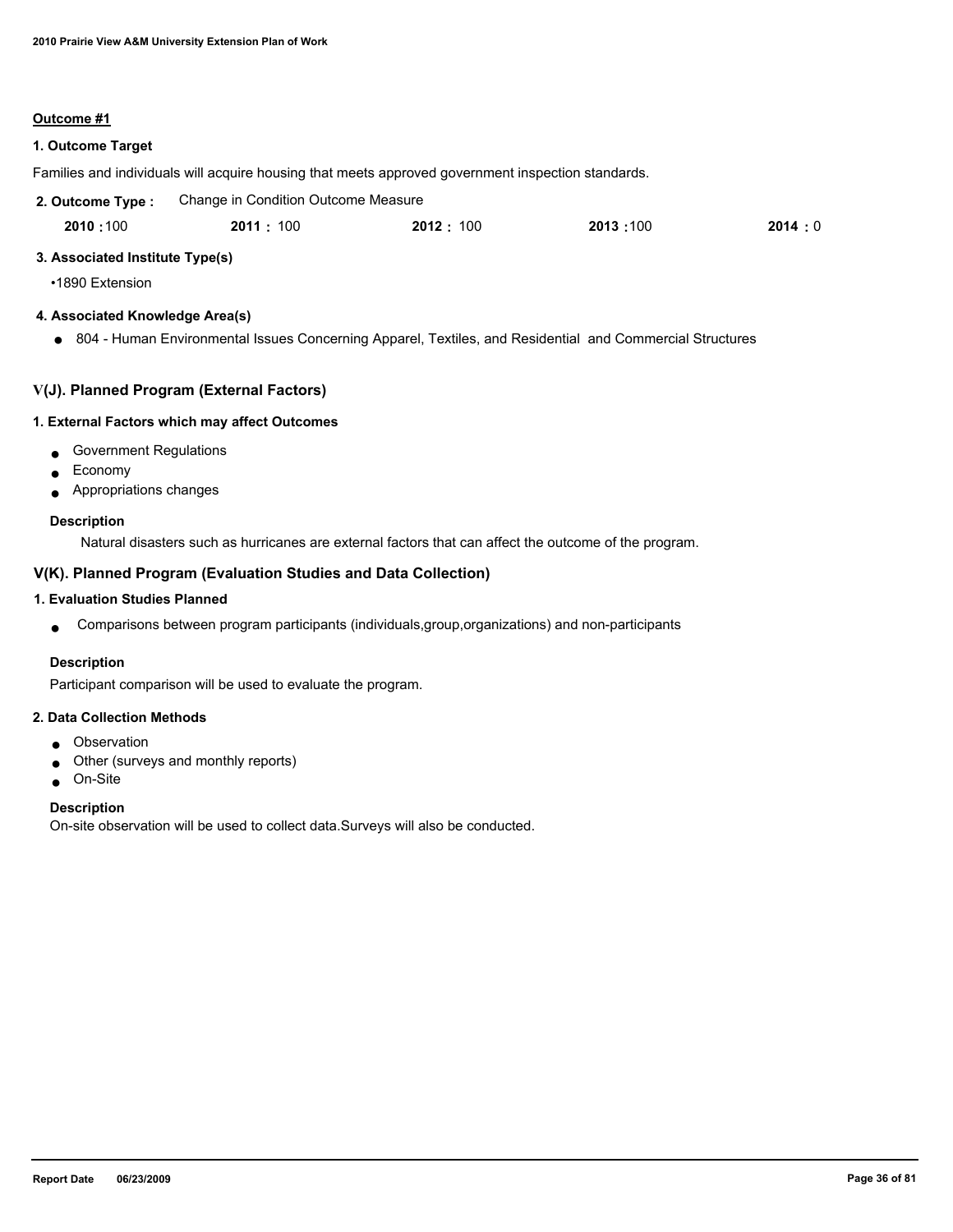### Outcome #1

**1. Outcome Target**

Families and individuals will acquire housing that meets approved government inspection standards.

**2. Outcome Type :** Change in Condition Outcome Measure

| 2010 | 2011 | 2012 | 2013 | 2014 |
|---|---|---|---|---|
| 100 | 100 | 100 | 100 | 0 |

**3. Associated Institute Type(s)**

- 1890 Extension

**4. Associated Knowledge Area(s)**

- 804 - Human Environmental Issues Concerning Apparel, Textiles, and Residential and Commercial Structures

## V(J). Planned Program (External Factors)

**1. External Factors which may affect Outcomes**

- Government Regulations
- Economy
- Appropriations changes

**Description**

Natural disasters such as hurricanes are external factors that can affect the outcome of the program.

## V(K). Planned Program (Evaluation Studies and Data Collection)

**1. Evaluation Studies Planned**

- Comparisons between program participants (individuals,group,organizations) and non-participants

**Description**

Participant comparison will be used to evaluate the program.

**2. Data Collection Methods**

- Observation
- Other (surveys and monthly reports)
- On-Site

**Description**

On-site observation will be used to collect data.Surveys will also be conducted.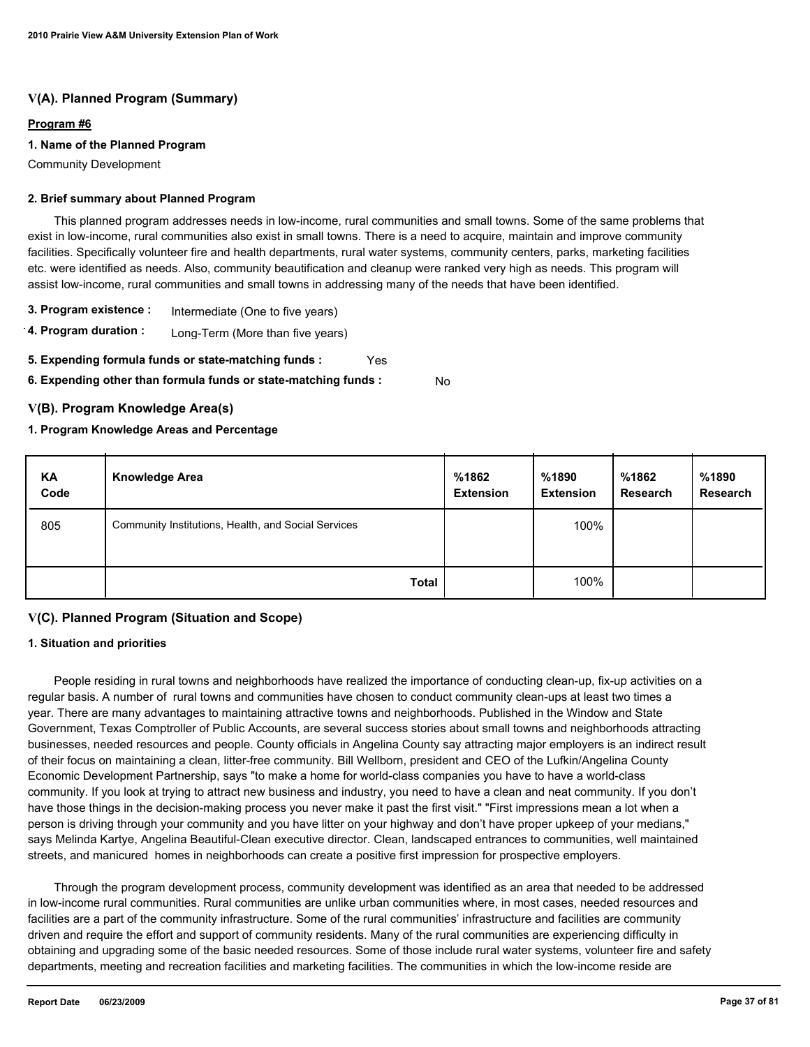## V(A). Planned Program (Summary)

**Program #6**

**1. Name of the Planned Program**

Community Development

**2. Brief summary about Planned Program**

This planned program addresses needs in low-income, rural communities and small towns. Some of the same problems that exist in low-income, rural communities also exist in small towns. There is a need to acquire, maintain and improve community facilities. Specifically volunteer fire and health departments, rural water systems, community centers, parks, marketing facilities etc. were identified as needs. Also, community beautification and cleanup were ranked very high as needs. This program will assist low-income, rural communities and small towns in addressing many of the needs that have been identified.

**3. Program existence :** Intermediate (One to five years)

**4. Program duration :** Long-Term (More than five years)

**5. Expending formula funds or state-matching funds :** Yes

**6. Expending other than formula funds or state-matching funds :** No

## V(B). Program Knowledge Area(s)

**1. Program Knowledge Areas and Percentage**

| KA Code | Knowledge Area | %1862 Extension | %1890 Extension | %1862 Research | %1890 Research |
|---|---|---|---|---|---|
| 805 | Community Institutions, Health, and Social Services | | 100% | | |
| | **Total** | | 100% | | |

## V(C). Planned Program (Situation and Scope)

**1. Situation and priorities**

People residing in rural towns and neighborhoods have realized the importance of conducting clean-up, fix-up activities on a regular basis. A number of rural towns and communities have chosen to conduct community clean-ups at least two times a year. There are many advantages to maintaining attractive towns and neighborhoods. Published in the Window and State Government, Texas Comptroller of Public Accounts, are several success stories about small towns and neighborhoods attracting businesses, needed resources and people. County officials in Angelina County say attracting major employers is an indirect result of their focus on maintaining a clean, litter-free community. Bill Wellborn, president and CEO of the Lufkin/Angelina County Economic Development Partnership, says "to make a home for world-class companies you have to have a world-class community. If you look at trying to attract new business and industry, you need to have a clean and neat community. If you don't have those things in the decision-making process you never make it past the first visit." "First impressions mean a lot when a person is driving through your community and you have litter on your highway and don't have proper upkeep of your medians," says Melinda Kartye, Angelina Beautiful-Clean executive director. Clean, landscaped entrances to communities, well maintained streets, and manicured homes in neighborhoods can create a positive first impression for prospective employers.

Through the program development process, community development was identified as an area that needed to be addressed in low-income rural communities. Rural communities are unlike urban communities where, in most cases, needed resources and facilities are a part of the community infrastructure. Some of the rural communities' infrastructure and facilities are community driven and require the effort and support of community residents. Many of the rural communities are experiencing difficulty in obtaining and upgrading some of the basic needed resources. Some of those include rural water systems, volunteer fire and safety departments, meeting and recreation facilities and marketing facilities. The communities in which the low-income reside are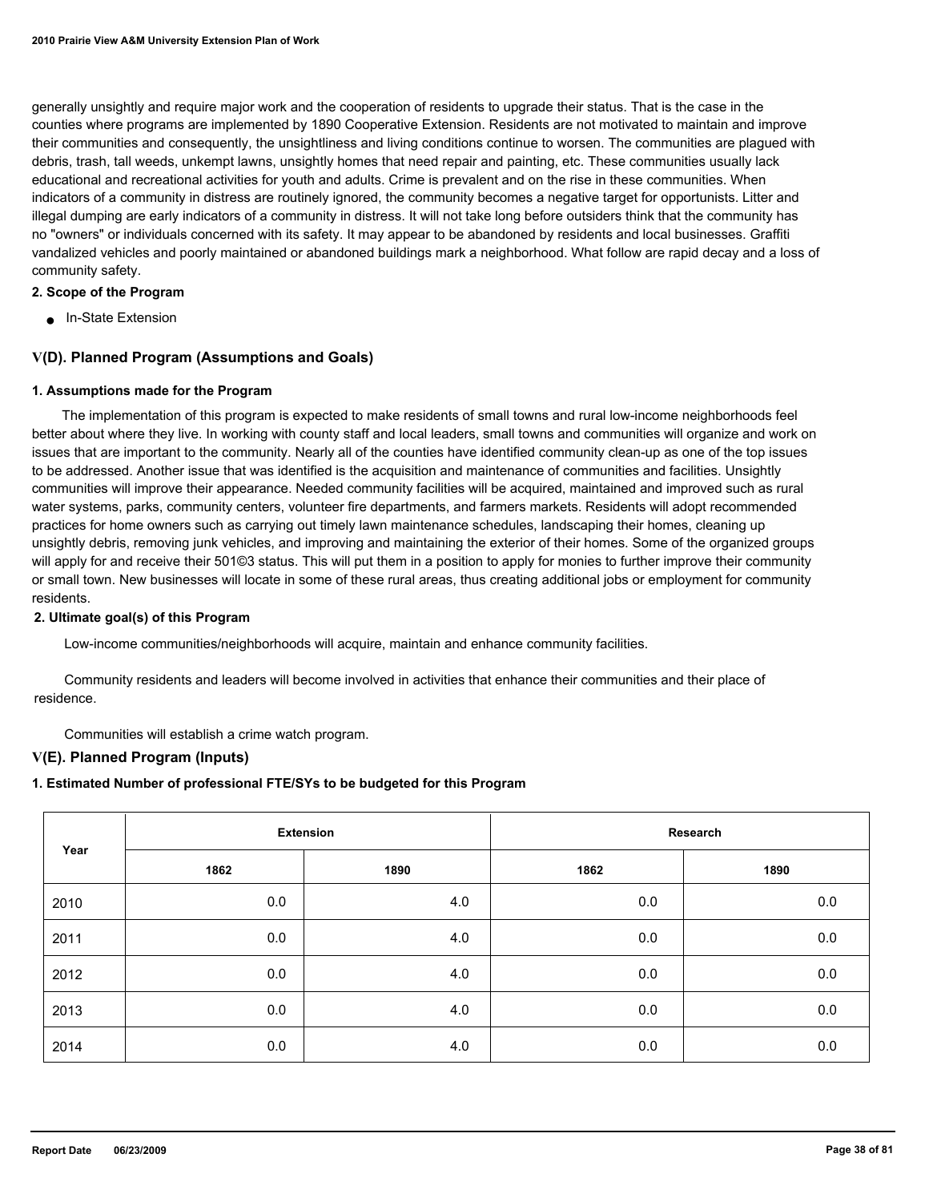generally unsightly and require major work and the cooperation of residents to upgrade their status. That is the case in the counties where programs are implemented by 1890 Cooperative Extension. Residents are not motivated to maintain and improve their communities and consequently, the unsightliness and living conditions continue to worsen. The communities are plagued with debris, trash, tall weeds, unkempt lawns, unsightly homes that need repair and painting, etc. These communities usually lack educational and recreational activities for youth and adults. Crime is prevalent and on the rise in these communities. When indicators of a community in distress are routinely ignored, the community becomes a negative target for opportunists. Litter and illegal dumping are early indicators of a community in distress. It will not take long before outsiders think that the community has no "owners" or individuals concerned with its safety. It may appear to be abandoned by residents and local businesses. Graffiti vandalized vehicles and poorly maintained or abandoned buildings mark a neighborhood. What follow are rapid decay and a loss of community safety.

**2. Scope of the Program**

- In-State Extension

## V(D). Planned Program (Assumptions and Goals)

**1. Assumptions made for the Program**

The implementation of this program is expected to make residents of small towns and rural low-income neighborhoods feel better about where they live. In working with county staff and local leaders, small towns and communities will organize and work on issues that are important to the community. Nearly all of the counties have identified community clean-up as one of the top issues to be addressed. Another issue that was identified is the acquisition and maintenance of communities and facilities. Unsightly communities will improve their appearance. Needed community facilities will be acquired, maintained and improved such as rural water systems, parks, community centers, volunteer fire departments, and farmers markets. Residents will adopt recommended practices for home owners such as carrying out timely lawn maintenance schedules, landscaping their homes, cleaning up unsightly debris, removing junk vehicles, and improving and maintaining the exterior of their homes. Some of the organized groups will apply for and receive their 501©3 status. This will put them in a position to apply for monies to further improve their community or small town. New businesses will locate in some of these rural areas, thus creating additional jobs or employment for community residents.

**2. Ultimate goal(s) of this Program**

Low-income communities/neighborhoods will acquire, maintain and enhance community facilities.

Community residents and leaders will become involved in activities that enhance their communities and their place of residence.

Communities will establish a crime watch program.

## V(E). Planned Program (Inputs)

**1. Estimated Number of professional FTE/SYs to be budgeted for this Program**

| Year | Extension | | Research | |
|---|---|---|---|---|
| | 1862 | 1890 | 1862 | 1890 |
| 2010 | 0.0 | 4.0 | 0.0 | 0.0 |
| 2011 | 0.0 | 4.0 | 0.0 | 0.0 |
| 2012 | 0.0 | 4.0 | 0.0 | 0.0 |
| 2013 | 0.0 | 4.0 | 0.0 | 0.0 |
| 2014 | 0.0 | 4.0 | 0.0 | 0.0 |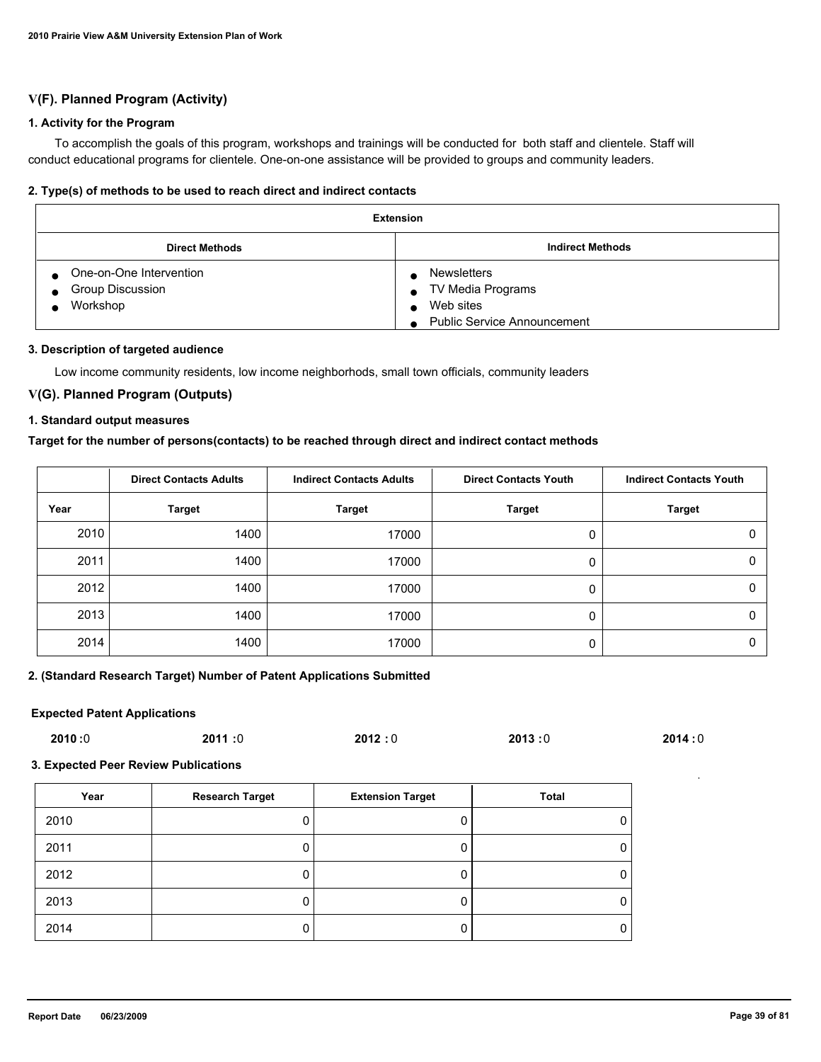## V(F). Planned Program (Activity)

### 1. Activity for the Program

To accomplish the goals of this program, workshops and trainings will be conducted for both staff and clientele. Staff will conduct educational programs for clientele. One-on-one assistance will be provided to groups and community leaders.

### 2. Type(s) of methods to be used to reach direct and indirect contacts

| Extension | |
|---|---|
| **Direct Methods** | **Indirect Methods** |
| • One-on-One Intervention<br>• Group Discussion<br>• Workshop | • Newsletters<br>• TV Media Programs<br>• Web sites<br>• Public Service Announcement |

### 3. Description of targeted audience

Low income community residents, low income neighborhods, small town officials, community leaders

## V(G). Planned Program (Outputs)

### 1. Standard output measures

**Target for the number of persons(contacts) to be reached through direct and indirect contact methods**

| | Direct Contacts Adults | Indirect Contacts Adults | Direct Contacts Youth | Indirect Contacts Youth |
|---|---|---|---|---|
| **Year** | **Target** | **Target** | **Target** | **Target** |
| 2010 | 1400 | 17000 | 0 | 0 |
| 2011 | 1400 | 17000 | 0 | 0 |
| 2012 | 1400 | 17000 | 0 | 0 |
| 2013 | 1400 | 17000 | 0 | 0 |
| 2014 | 1400 | 17000 | 0 | 0 |

### 2. (Standard Research Target) Number of Patent Applications Submitted

**Expected Patent Applications**

**2010 :**0 **2011 :**0 **2012 :** 0 **2013 :**0 **2014 :** 0

### 3. Expected Peer Review Publications

| Year | Research Target | Extension Target | Total |
|---|---|---|---|
| 2010 | 0 | 0 | 0 |
| 2011 | 0 | 0 | 0 |
| 2012 | 0 | 0 | 0 |
| 2013 | 0 | 0 | 0 |
| 2014 | 0 | 0 | 0 |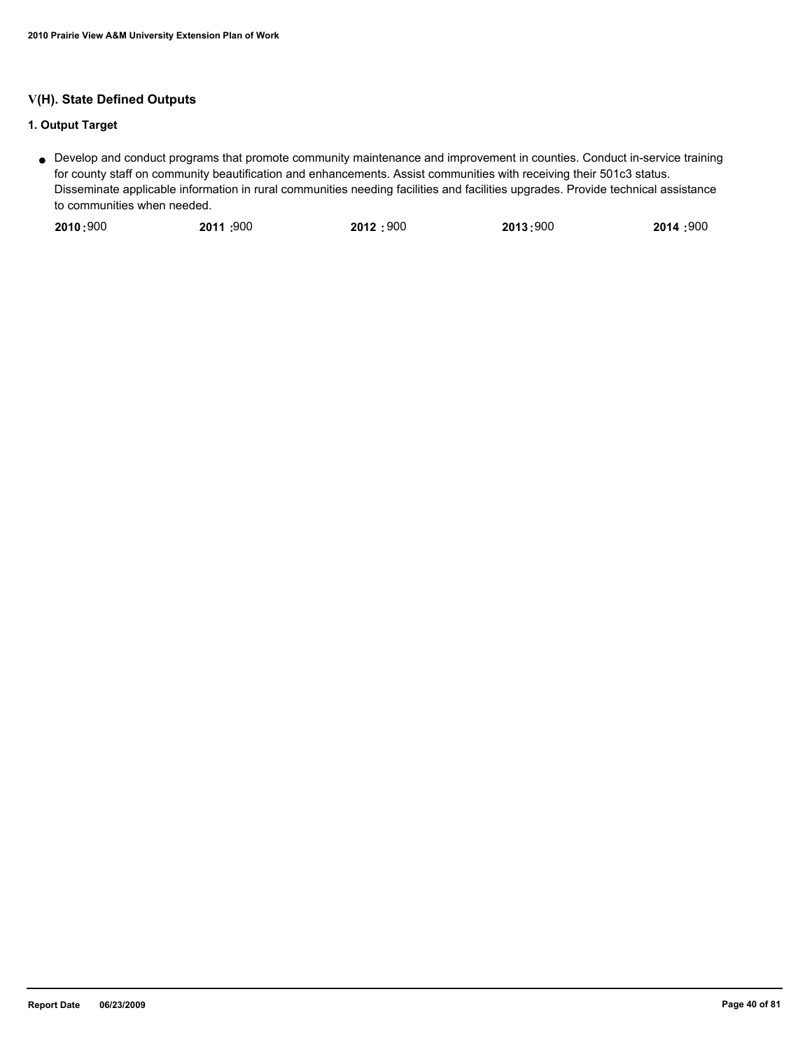## V(H). State Defined Outputs

### 1. Output Target

- Develop and conduct programs that promote community maintenance and improvement in counties. Conduct in-service training for county staff on community beautification and enhancements. Assist communities with receiving their 501c3 status. Disseminate applicable information in rural communities needing facilities and facilities upgrades. Provide technical assistance to communities when needed.

| 2010 | 2011 | 2012 | 2013 | 2014 |
|---|---|---|---|---|
| 900 | 900 | 900 | 900 | 900 |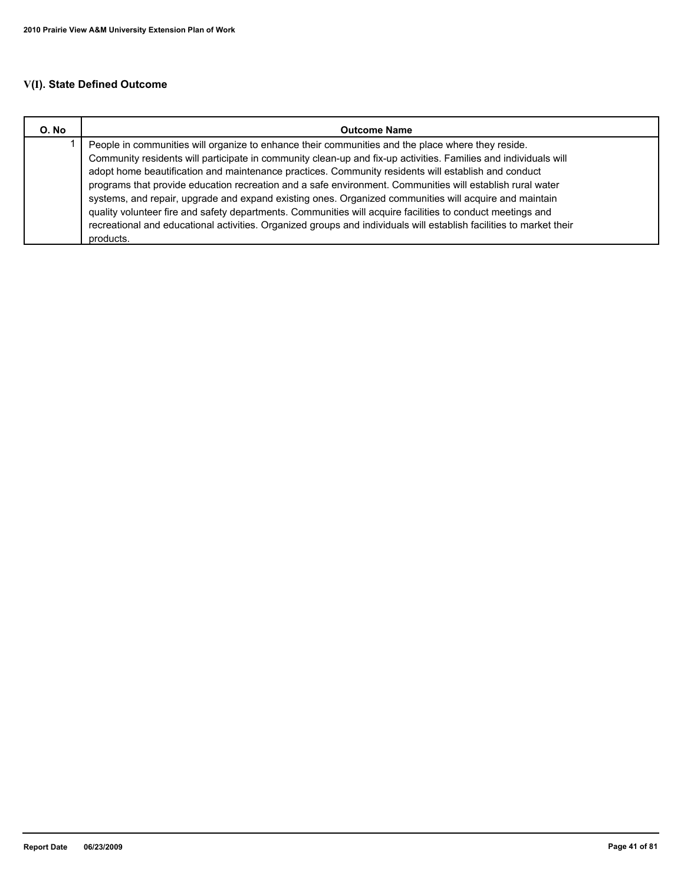## V(I). State Defined Outcome

| O. No | Outcome Name |
|---|---|
| 1 | People in communities will organize to enhance their communities and the place where they reside. Community residents will participate in community clean-up and fix-up activities. Families and individuals will adopt home beautification and maintenance practices. Community residents will establish and conduct programs that provide education recreation and a safe environment. Communities will establish rural water systems, and repair, upgrade and expand existing ones. Organized communities will acquire and maintain quality volunteer fire and safety departments. Communities will acquire facilities to conduct meetings and recreational and educational activities. Organized groups and individuals will establish facilities to market their products. |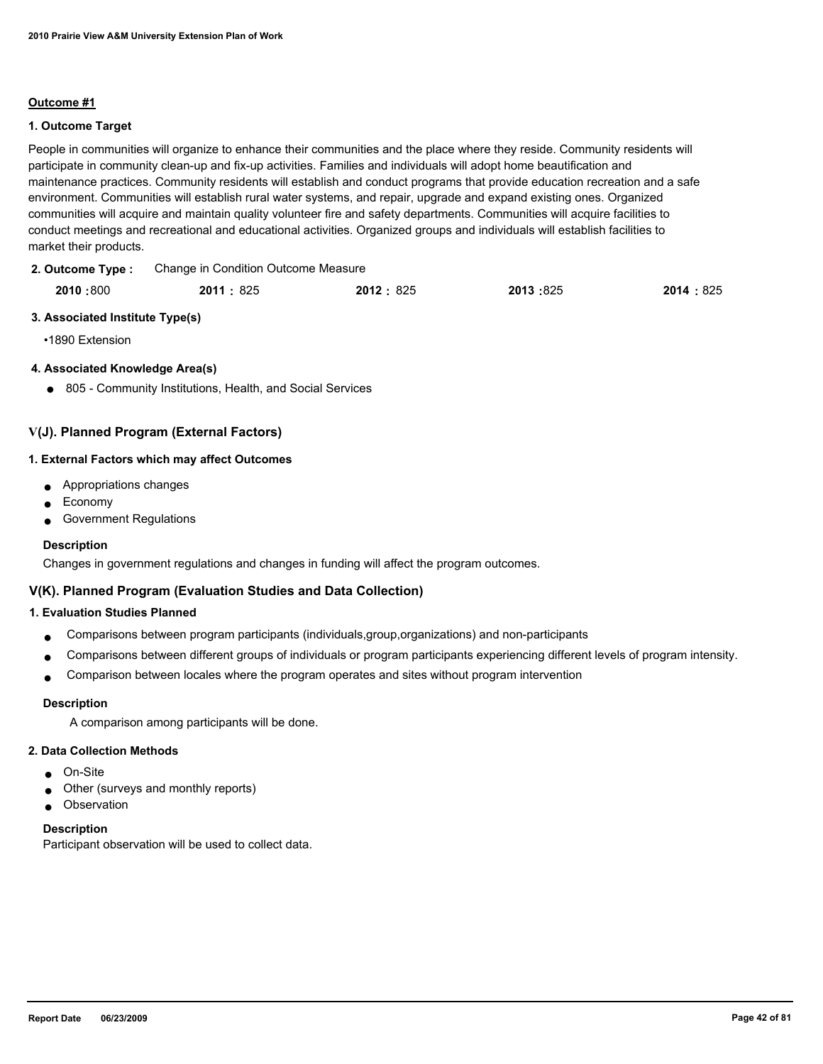### Outcome #1

**1. Outcome Target**

People in communities will organize to enhance their communities and the place where they reside. Community residents will participate in community clean-up and fix-up activities. Families and individuals will adopt home beautification and maintenance practices. Community residents will establish and conduct programs that provide education recreation and a safe environment. Communities will establish rural water systems, and repair, upgrade and expand existing ones. Organized communities will acquire and maintain quality volunteer fire and safety departments. Communities will acquire facilities to conduct meetings and recreational and educational activities. Organized groups and individuals will establish facilities to market their products.

**2. Outcome Type :** Change in Condition Outcome Measure

| 2010 | 2011 | 2012 | 2013 | 2014 |
|---|---|---|---|---|
| 800 | 825 | 825 | 825 | 825 |

**3. Associated Institute Type(s)**

•1890 Extension

**4. Associated Knowledge Area(s)**

- 805 - Community Institutions, Health, and Social Services

## V(J). Planned Program (External Factors)

**1. External Factors which may affect Outcomes**

- Appropriations changes
- Economy
- Government Regulations

**Description**

Changes in government regulations and changes in funding will affect the program outcomes.

## V(K). Planned Program (Evaluation Studies and Data Collection)

**1. Evaluation Studies Planned**

- Comparisons between program participants (individuals,group,organizations) and non-participants
- Comparisons between different groups of individuals or program participants experiencing different levels of program intensity.
- Comparison between locales where the program operates and sites without program intervention

**Description**

A comparison among participants will be done.

**2. Data Collection Methods**

- On-Site
- Other (surveys and monthly reports)
- Observation

**Description**

Participant observation will be used to collect data.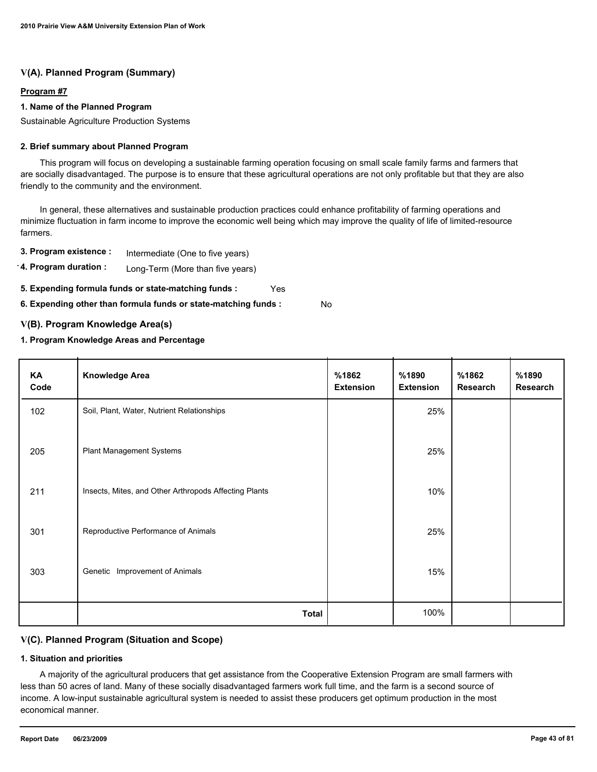## V(A). Planned Program (Summary)

**Program #7**

**1. Name of the Planned Program**

Sustainable Agriculture Production Systems

**2. Brief summary about Planned Program**

This program will focus on developing a sustainable farming operation focusing on small scale family farms and farmers that are socially disadvantaged. The purpose is to ensure that these agricultural operations are not only profitable but that they are also friendly to the community and the environment.

In general, these alternatives and sustainable production practices could enhance profitability of farming operations and minimize fluctuation in farm income to improve the economic well being which may improve the quality of life of limited-resource farmers.

**3. Program existence :** Intermediate (One to five years)

**4. Program duration :** Long-Term (More than five years)

**5. Expending formula funds or state-matching funds :** Yes

**6. Expending other than formula funds or state-matching funds :** No

## V(B). Program Knowledge Area(s)

**1. Program Knowledge Areas and Percentage**

| KA Code | Knowledge Area | %1862 Extension | %1890 Extension | %1862 Research | %1890 Research |
|---|---|---|---|---|---|
| 102 | Soil, Plant, Water, Nutrient Relationships | | 25% | | |
| 205 | Plant Management Systems | | 25% | | |
| 211 | Insects, Mites, and Other Arthropods Affecting Plants | | 10% | | |
| 301 | Reproductive Performance of Animals | | 25% | | |
| 303 | Genetic Improvement of Animals | | 15% | | |
| | **Total** | | 100% | | |

## V(C). Planned Program (Situation and Scope)

**1. Situation and priorities**

A majority of the agricultural producers that get assistance from the Cooperative Extension Program are small farmers with less than 50 acres of land. Many of these socially disadvantaged farmers work full time, and the farm is a second source of income. A low-input sustainable agricultural system is needed to assist these producers get optimum production in the most economical manner.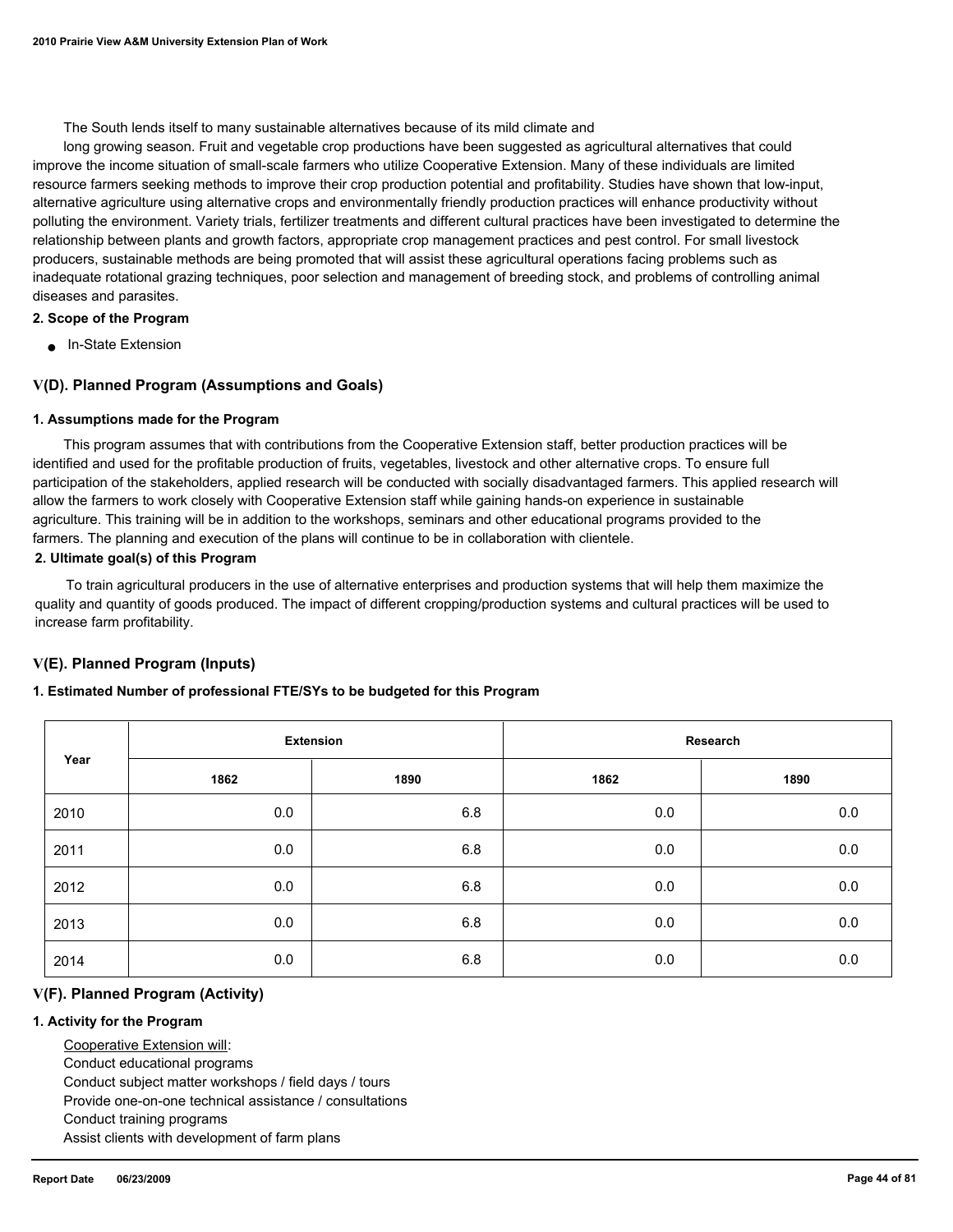The South lends itself to many sustainable alternatives because of its mild climate and long growing season. Fruit and vegetable crop productions have been suggested as agricultural alternatives that could improve the income situation of small-scale farmers who utilize Cooperative Extension. Many of these individuals are limited resource farmers seeking methods to improve their crop production potential and profitability. Studies have shown that low-input, alternative agriculture using alternative crops and environmentally friendly production practices will enhance productivity without polluting the environment. Variety trials, fertilizer treatments and different cultural practices have been investigated to determine the relationship between plants and growth factors, appropriate crop management practices and pest control. For small livestock producers, sustainable methods are being promoted that will assist these agricultural operations facing problems such as inadequate rotational grazing techniques, poor selection and management of breeding stock, and problems of controlling animal diseases and parasites.

**2. Scope of the Program**

- In-State Extension

## V(D). Planned Program (Assumptions and Goals)

**1. Assumptions made for the Program**

This program assumes that with contributions from the Cooperative Extension staff, better production practices will be identified and used for the profitable production of fruits, vegetables, livestock and other alternative crops. To ensure full participation of the stakeholders, applied research will be conducted with socially disadvantaged farmers. This applied research will allow the farmers to work closely with Cooperative Extension staff while gaining hands-on experience in sustainable agriculture. This training will be in addition to the workshops, seminars and other educational programs provided to the farmers. The planning and execution of the plans will continue to be in collaboration with clientele.

**2. Ultimate goal(s) of this Program**

To train agricultural producers in the use of alternative enterprises and production systems that will help them maximize the quality and quantity of goods produced. The impact of different cropping/production systems and cultural practices will be used to increase farm profitability.

## V(E). Planned Program (Inputs)

**1. Estimated Number of professional FTE/SYs to be budgeted for this Program**

| Year | Extension | | Research | |
|---|---|---|---|---|
| | 1862 | 1890 | 1862 | 1890 |
| 2010 | 0.0 | 6.8 | 0.0 | 0.0 |
| 2011 | 0.0 | 6.8 | 0.0 | 0.0 |
| 2012 | 0.0 | 6.8 | 0.0 | 0.0 |
| 2013 | 0.0 | 6.8 | 0.0 | 0.0 |
| 2014 | 0.0 | 6.8 | 0.0 | 0.0 |

## V(F). Planned Program (Activity)

**1. Activity for the Program**

Cooperative Extension will:
Conduct educational programs
Conduct subject matter workshops / field days / tours
Provide one-on-one technical assistance / consultations
Conduct training programs
Assist clients with development of farm plans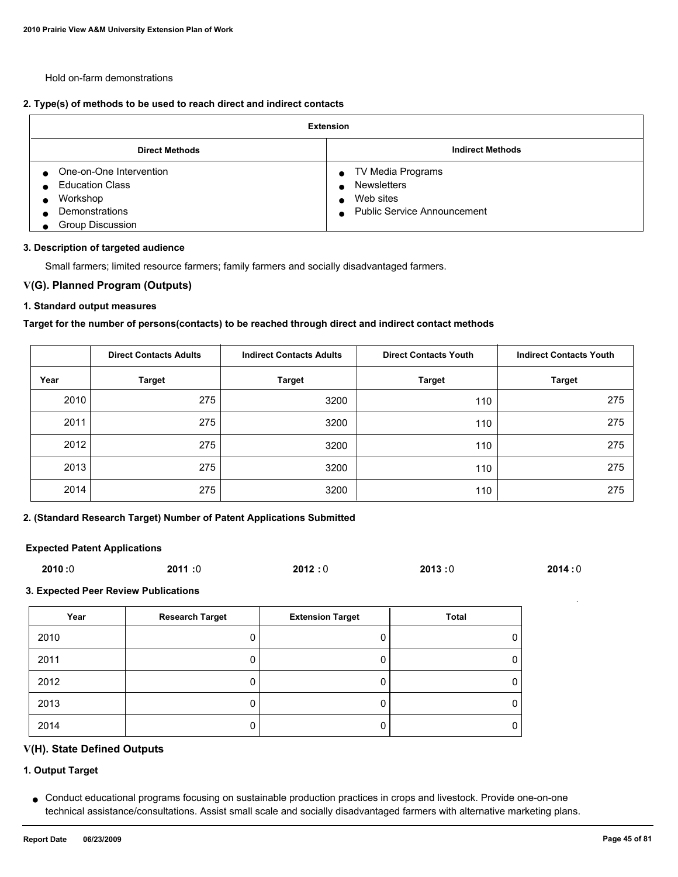Hold on-farm demonstrations

**2. Type(s) of methods to be used to reach direct and indirect contacts**

| Extension | |
|---|---|
| **Direct Methods** | **Indirect Methods** |
| • One-on-One Intervention<br>• Education Class<br>• Workshop<br>• Demonstrations<br>• Group Discussion | • TV Media Programs<br>• Newsletters<br>• Web sites<br>• Public Service Announcement |

**3. Description of targeted audience**

Small farmers; limited resource farmers; family farmers and socially disadvantaged farmers.

## V(G). Planned Program (Outputs)

**1. Standard output measures**

**Target for the number of persons(contacts) to be reached through direct and indirect contact methods**

| | Direct Contacts Adults | Indirect Contacts Adults | Direct Contacts Youth | Indirect Contacts Youth |
|---|---|---|---|---|
| **Year** | **Target** | **Target** | **Target** | **Target** |
| 2010 | 275 | 3200 | 110 | 275 |
| 2011 | 275 | 3200 | 110 | 275 |
| 2012 | 275 | 3200 | 110 | 275 |
| 2013 | 275 | 3200 | 110 | 275 |
| 2014 | 275 | 3200 | 110 | 275 |

**2. (Standard Research Target) Number of Patent Applications Submitted**

**Expected Patent Applications**

**2010 :**0 **2011 :**0 **2012 :** 0 **2013 :**0 **2014 :** 0

**3. Expected Peer Review Publications**

| Year | Research Target | Extension Target | Total |
|---|---|---|---|
| 2010 | 0 | 0 | 0 |
| 2011 | 0 | 0 | 0 |
| 2012 | 0 | 0 | 0 |
| 2013 | 0 | 0 | 0 |
| 2014 | 0 | 0 | 0 |

## V(H). State Defined Outputs

**1. Output Target**

- Conduct educational programs focusing on sustainable production practices in crops and livestock. Provide one-on-one technical assistance/consultations. Assist small scale and socially disadvantaged farmers with alternative marketing plans.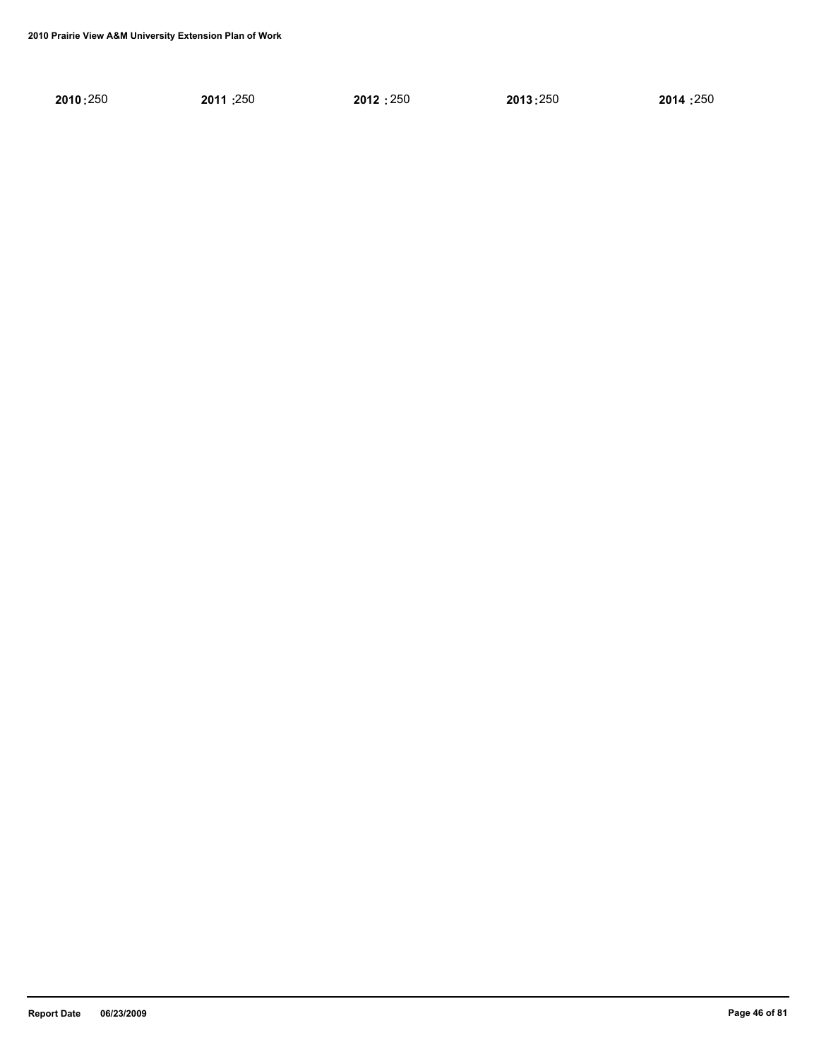**2010 :** 250 **2011 :** 250 **2012 :** 250 **2013 :** 250 **2014 :** 250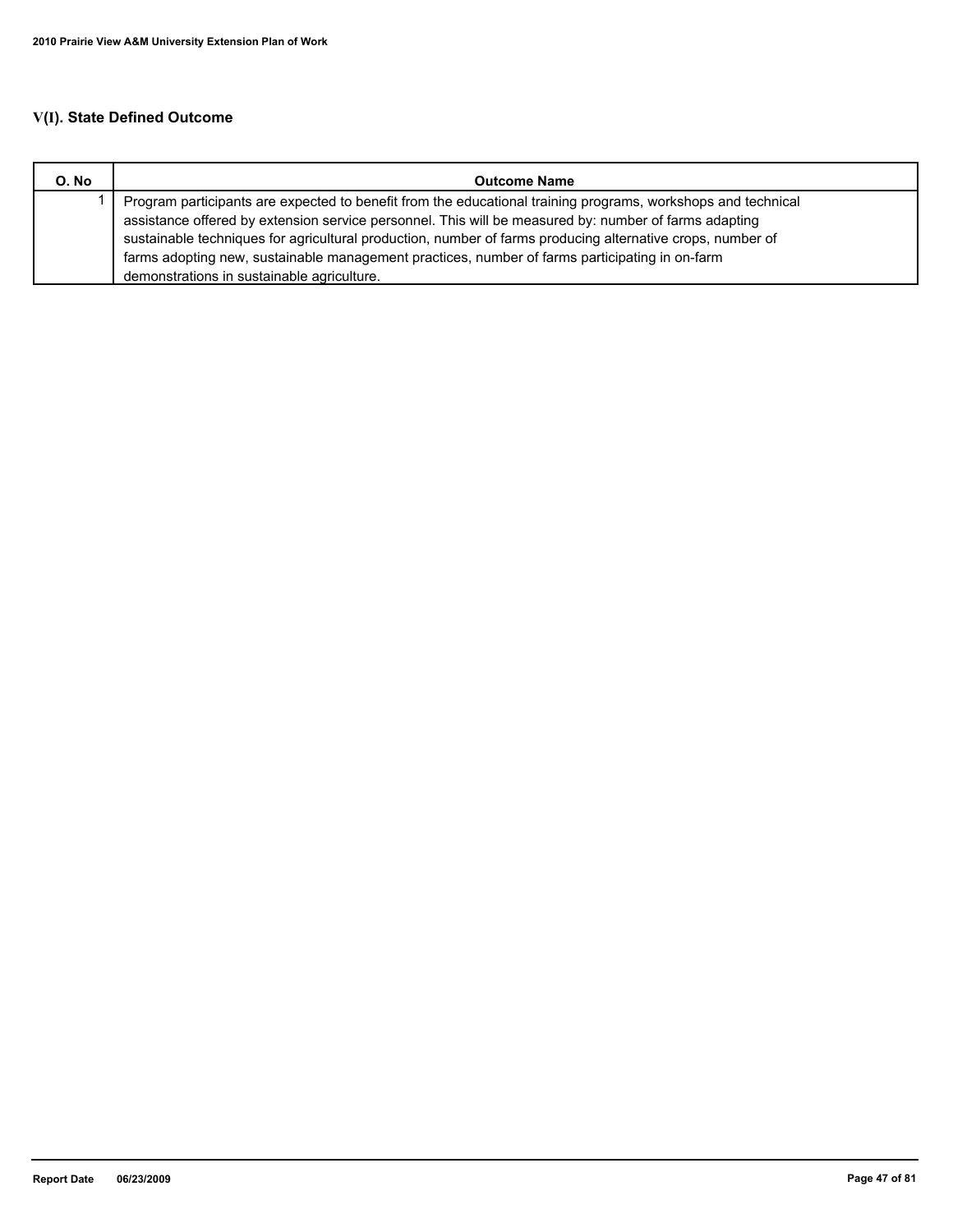## V(I). State Defined Outcome

| O. No | Outcome Name |
| --- | --- |
| 1 | Program participants are expected to benefit from the educational training programs, workshops and technical assistance offered by extension service personnel. This will be measured by: number of farms adapting sustainable techniques for agricultural production, number of farms producing alternative crops, number of farms adopting new, sustainable management practices, number of farms participating in on-farm demonstrations in sustainable agriculture. |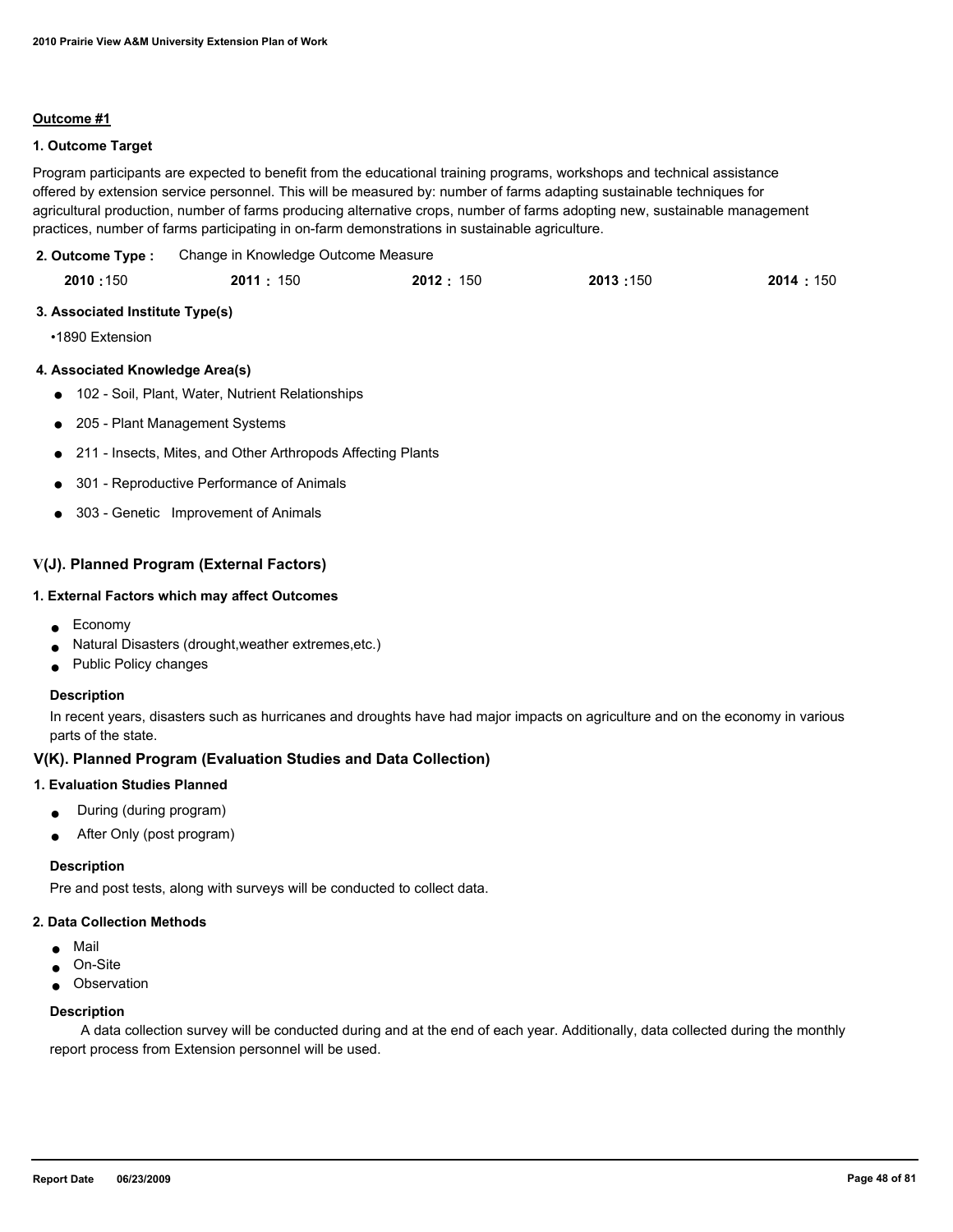**Outcome #1**

**1. Outcome Target**

Program participants are expected to benefit from the educational training programs, workshops and technical assistance offered by extension service personnel. This will be measured by: number of farms adapting sustainable techniques for agricultural production, number of farms producing alternative crops, number of farms adopting new, sustainable management practices, number of farms participating in on-farm demonstrations in sustainable agriculture.

**2. Outcome Type :** Change in Knowledge Outcome Measure

| 2010 | 2011 | 2012 | 2013 | 2014 |
|---|---|---|---|---|
| 150 | 150 | 150 | 150 | 150 |

**3. Associated Institute Type(s)**

- 1890 Extension

**4. Associated Knowledge Area(s)**

- 102 - Soil, Plant, Water, Nutrient Relationships
- 205 - Plant Management Systems
- 211 - Insects, Mites, and Other Arthropods Affecting Plants
- 301 - Reproductive Performance of Animals
- 303 - Genetic Improvement of Animals

## V(J). Planned Program (External Factors)

**1. External Factors which may affect Outcomes**

- Economy
- Natural Disasters (drought,weather extremes,etc.)
- Public Policy changes

**Description**

In recent years, disasters such as hurricanes and droughts have had major impacts on agriculture and on the economy in various parts of the state.

## V(K). Planned Program (Evaluation Studies and Data Collection)

**1. Evaluation Studies Planned**

- During (during program)
- After Only (post program)

**Description**

Pre and post tests, along with surveys will be conducted to collect data.

**2. Data Collection Methods**

- Mail
- On-Site
- Observation

**Description**

A data collection survey will be conducted during and at the end of each year. Additionally, data collected during the monthly report process from Extension personnel will be used.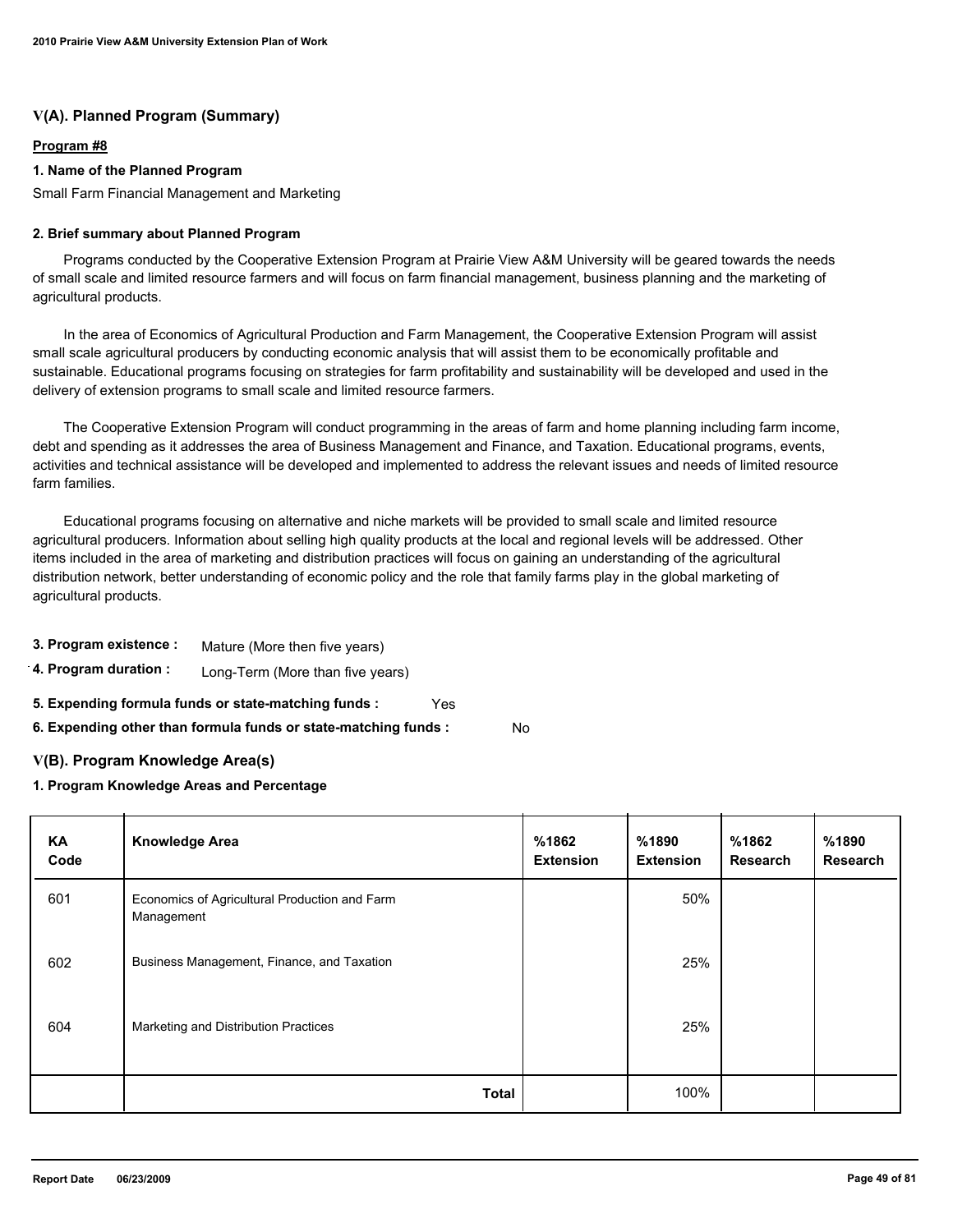## V(A). Planned Program (Summary)

**Program #8**

**1. Name of the Planned Program**

Small Farm Financial Management and Marketing

**2. Brief summary about Planned Program**

Programs conducted by the Cooperative Extension Program at Prairie View A&M University will be geared towards the needs of small scale and limited resource farmers and will focus on farm financial management, business planning and the marketing of agricultural products.

In the area of Economics of Agricultural Production and Farm Management, the Cooperative Extension Program will assist small scale agricultural producers by conducting economic analysis that will assist them to be economically profitable and sustainable. Educational programs focusing on strategies for farm profitability and sustainability will be developed and used in the delivery of extension programs to small scale and limited resource farmers.

The Cooperative Extension Program will conduct programming in the areas of farm and home planning including farm income, debt and spending as it addresses the area of Business Management and Finance, and Taxation. Educational programs, events, activities and technical assistance will be developed and implemented to address the relevant issues and needs of limited resource farm families.

Educational programs focusing on alternative and niche markets will be provided to small scale and limited resource agricultural producers. Information about selling high quality products at the local and regional levels will be addressed. Other items included in the area of marketing and distribution practices will focus on gaining an understanding of the agricultural distribution network, better understanding of economic policy and the role that family farms play in the global marketing of agricultural products.

**3. Program existence :** Mature (More then five years)

**4. Program duration :** Long-Term (More than five years)

**5. Expending formula funds or state-matching funds :** Yes

**6. Expending other than formula funds or state-matching funds :** No

## V(B). Program Knowledge Area(s)

**1. Program Knowledge Areas and Percentage**

| KA Code | Knowledge Area | %1862 Extension | %1890 Extension | %1862 Research | %1890 Research |
|---|---|---|---|---|---|
| 601 | Economics of Agricultural Production and Farm Management | | 50% | | |
| 602 | Business Management, Finance, and Taxation | | 25% | | |
| 604 | Marketing and Distribution Practices | | 25% | | |
| | **Total** | | 100% | | |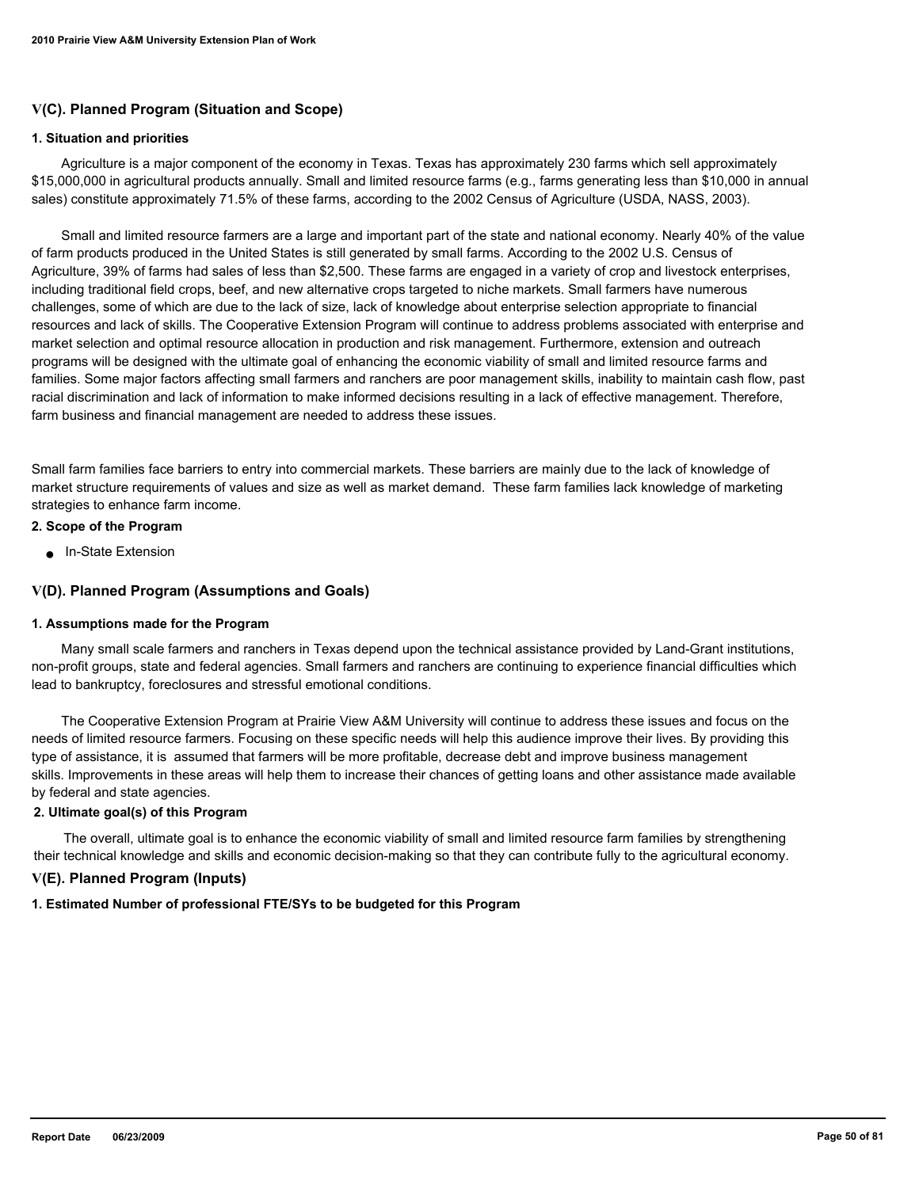## V(C). Planned Program (Situation and Scope)

### 1. Situation and priorities

Agriculture is a major component of the economy in Texas. Texas has approximately 230 farms which sell approximately $15,000,000 in agricultural products annually. Small and limited resource farms (e.g., farms generating less than $10,000 in annual sales) constitute approximately 71.5% of these farms, according to the 2002 Census of Agriculture (USDA, NASS, 2003).

Small and limited resource farmers are a large and important part of the state and national economy. Nearly 40% of the value of farm products produced in the United States is still generated by small farms. According to the 2002 U.S. Census of Agriculture, 39% of farms had sales of less than $2,500. These farms are engaged in a variety of crop and livestock enterprises, including traditional field crops, beef, and new alternative crops targeted to niche markets. Small farmers have numerous challenges, some of which are due to the lack of size, lack of knowledge about enterprise selection appropriate to financial resources and lack of skills. The Cooperative Extension Program will continue to address problems associated with enterprise and market selection and optimal resource allocation in production and risk management. Furthermore, extension and outreach programs will be designed with the ultimate goal of enhancing the economic viability of small and limited resource farms and families. Some major factors affecting small farmers and ranchers are poor management skills, inability to maintain cash flow, past racial discrimination and lack of information to make informed decisions resulting in a lack of effective management. Therefore, farm business and financial management are needed to address these issues.

Small farm families face barriers to entry into commercial markets. These barriers are mainly due to the lack of knowledge of market structure requirements of values and size as well as market demand. These farm families lack knowledge of marketing strategies to enhance farm income.

### 2. Scope of the Program

- In-State Extension

## V(D). Planned Program (Assumptions and Goals)

### 1. Assumptions made for the Program

Many small scale farmers and ranchers in Texas depend upon the technical assistance provided by Land-Grant institutions, non-profit groups, state and federal agencies. Small farmers and ranchers are continuing to experience financial difficulties which lead to bankruptcy, foreclosures and stressful emotional conditions.

The Cooperative Extension Program at Prairie View A&M University will continue to address these issues and focus on the needs of limited resource farmers. Focusing on these specific needs will help this audience improve their lives. By providing this type of assistance, it is assumed that farmers will be more profitable, decrease debt and improve business management skills. Improvements in these areas will help them to increase their chances of getting loans and other assistance made available by federal and state agencies.

### 2. Ultimate goal(s) of this Program

The overall, ultimate goal is to enhance the economic viability of small and limited resource farm families by strengthening their technical knowledge and skills and economic decision-making so that they can contribute fully to the agricultural economy.

## V(E). Planned Program (Inputs)

### 1. Estimated Number of professional FTE/SYs to be budgeted for this Program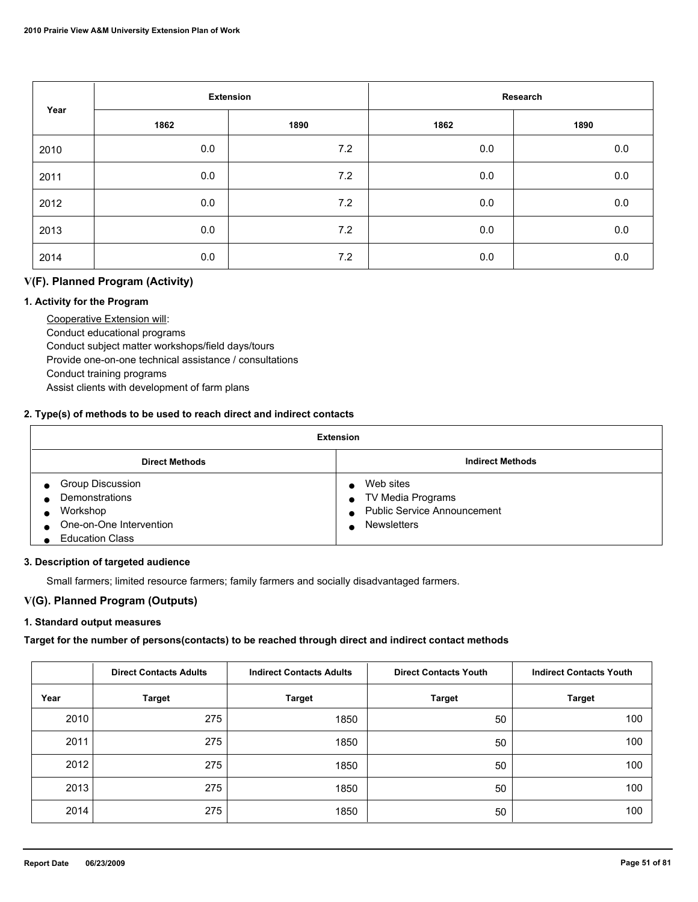| Year | Extension | | Research | |
|---|---|---|---|---|
| | 1862 | 1890 | 1862 | 1890 |
| 2010 | 0.0 | 7.2 | 0.0 | 0.0 |
| 2011 | 0.0 | 7.2 | 0.0 | 0.0 |
| 2012 | 0.0 | 7.2 | 0.0 | 0.0 |
| 2013 | 0.0 | 7.2 | 0.0 | 0.0 |
| 2014 | 0.0 | 7.2 | 0.0 | 0.0 |

## V(F). Planned Program (Activity)

### 1. Activity for the Program

Cooperative Extension will:
Conduct educational programs
Conduct subject matter workshops/field days/tours
Provide one-on-one technical assistance / consultations
Conduct training programs
Assist clients with development of farm plans

### 2. Type(s) of methods to be used to reach direct and indirect contacts

| Extension | |
|---|---|
| **Direct Methods** | **Indirect Methods** |
| • Group Discussion<br>• Demonstrations<br>• Workshop<br>• One-on-One Intervention<br>• Education Class | • Web sites<br>• TV Media Programs<br>• Public Service Announcement<br>• Newsletters |

### 3. Description of targeted audience

Small farmers; limited resource farmers; family farmers and socially disadvantaged farmers.

## V(G). Planned Program (Outputs)

### 1. Standard output measures

**Target for the number of persons(contacts) to be reached through direct and indirect contact methods**

| | Direct Contacts Adults | Indirect Contacts Adults | Direct Contacts Youth | Indirect Contacts Youth |
|---|---|---|---|---|
| Year | Target | Target | Target | Target |
| 2010 | 275 | 1850 | 50 | 100 |
| 2011 | 275 | 1850 | 50 | 100 |
| 2012 | 275 | 1850 | 50 | 100 |
| 2013 | 275 | 1850 | 50 | 100 |
| 2014 | 275 | 1850 | 50 | 100 |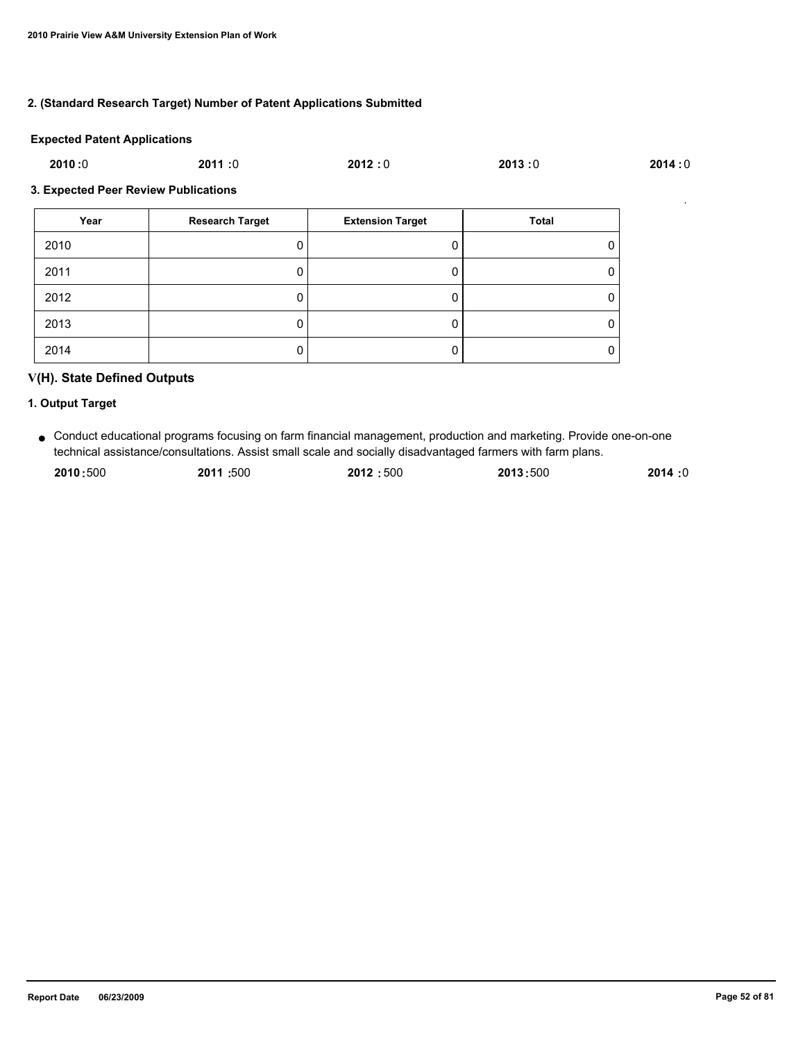### 2. (Standard Research Target) Number of Patent Applications Submitted

**Expected Patent Applications**

**2010 :**0 **2011 :**0 **2012 :** 0 **2013 :**0 **2014 :** 0

### 3. Expected Peer Review Publications

| Year | Research Target | Extension Target | Total |
|---|---|---|---|
| 2010 | 0 | 0 | 0 |
| 2011 | 0 | 0 | 0 |
| 2012 | 0 | 0 | 0 |
| 2013 | 0 | 0 | 0 |
| 2014 | 0 | 0 | 0 |

## V(H). State Defined Outputs

### 1. Output Target

- Conduct educational programs focusing on farm financial management, production and marketing. Provide one-on-one technical assistance/consultations. Assist small scale and socially disadvantaged farmers with farm plans.

  **2010 :**500 **2011 :**500 **2012 :** 500 **2013 :**500 **2014 :**0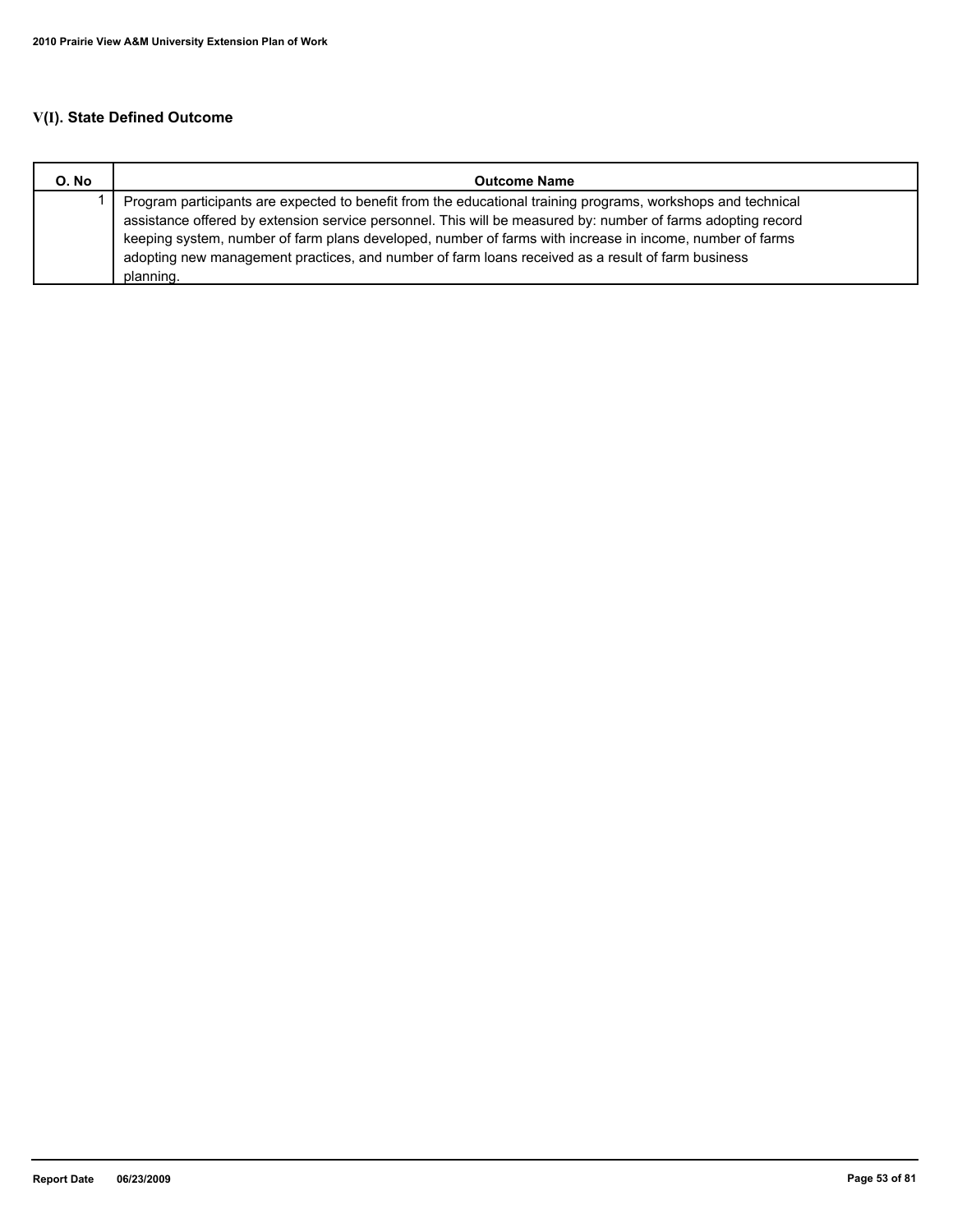## V(I). State Defined Outcome

| O. No | Outcome Name |
|---|---|
| 1 | Program participants are expected to benefit from the educational training programs, workshops and technical assistance offered by extension service personnel. This will be measured by: number of farms adopting record keeping system, number of farm plans developed, number of farms with increase in income, number of farms adopting new management practices, and number of farm loans received as a result of farm business planning. |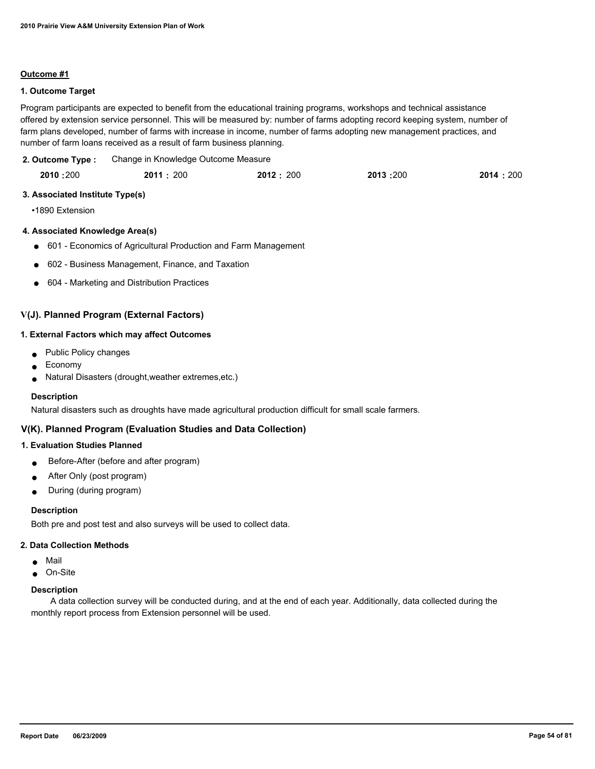**Outcome #1**

**1. Outcome Target**

Program participants are expected to benefit from the educational training programs, workshops and technical assistance offered by extension service personnel. This will be measured by: number of farms adopting record keeping system, number of farm plans developed, number of farms with increase in income, number of farms adopting new management practices, and number of farm loans received as a result of farm business planning.

**2. Outcome Type :** Change in Knowledge Outcome Measure

| 2010 | 2011 | 2012 | 2013 | 2014 |
|---|---|---|---|---|
| 200 | 200 | 200 | 200 | 200 |

**3. Associated Institute Type(s)**

- 1890 Extension

**4. Associated Knowledge Area(s)**

- 601 - Economics of Agricultural Production and Farm Management
- 602 - Business Management, Finance, and Taxation
- 604 - Marketing and Distribution Practices

## V(J). Planned Program (External Factors)

**1. External Factors which may affect Outcomes**

- Public Policy changes
- Economy
- Natural Disasters (drought,weather extremes,etc.)

**Description**

Natural disasters such as droughts have made agricultural production difficult for small scale farmers.

## V(K). Planned Program (Evaluation Studies and Data Collection)

**1. Evaluation Studies Planned**

- Before-After (before and after program)
- After Only (post program)
- During (during program)

**Description**

Both pre and post test and also surveys will be used to collect data.

**2. Data Collection Methods**

- Mail
- On-Site

**Description**

A data collection survey will be conducted during, and at the end of each year. Additionally, data collected during the monthly report process from Extension personnel will be used.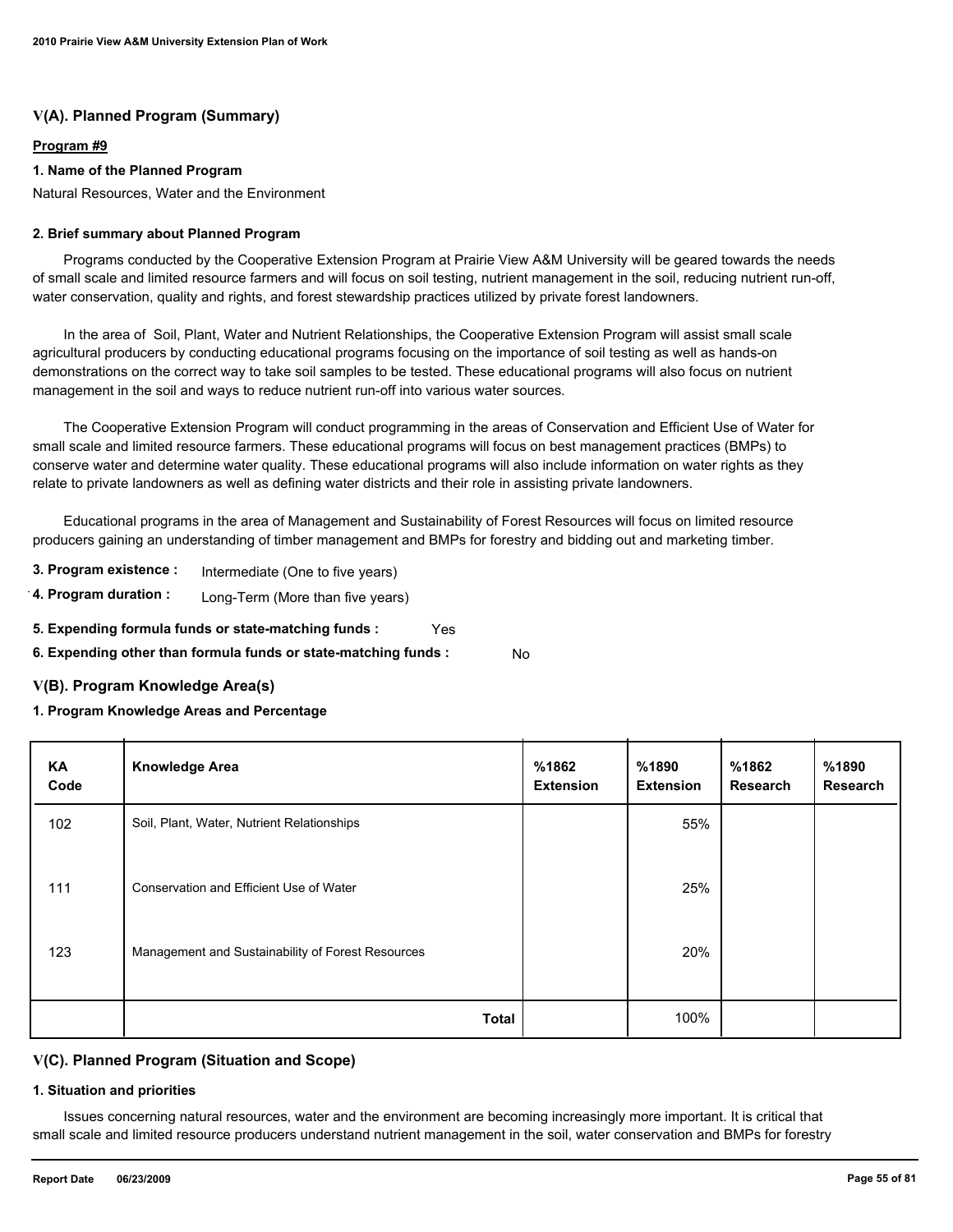## V(A). Planned Program (Summary)

**Program #9**

**1. Name of the Planned Program**

Natural Resources, Water and the Environment

**2. Brief summary about Planned Program**

Programs conducted by the Cooperative Extension Program at Prairie View A&M University will be geared towards the needs of small scale and limited resource farmers and will focus on soil testing, nutrient management in the soil, reducing nutrient run-off, water conservation, quality and rights, and forest stewardship practices utilized by private forest landowners.

In the area of Soil, Plant, Water and Nutrient Relationships, the Cooperative Extension Program will assist small scale agricultural producers by conducting educational programs focusing on the importance of soil testing as well as hands-on demonstrations on the correct way to take soil samples to be tested. These educational programs will also focus on nutrient management in the soil and ways to reduce nutrient run-off into various water sources.

The Cooperative Extension Program will conduct programming in the areas of Conservation and Efficient Use of Water for small scale and limited resource farmers. These educational programs will focus on best management practices (BMPs) to conserve water and determine water quality. These educational programs will also include information on water rights as they relate to private landowners as well as defining water districts and their role in assisting private landowners.

Educational programs in the area of Management and Sustainability of Forest Resources will focus on limited resource producers gaining an understanding of timber management and BMPs for forestry and bidding out and marketing timber.

**3. Program existence :** Intermediate (One to five years)

**4. Program duration :** Long-Term (More than five years)

**5. Expending formula funds or state-matching funds :** Yes

**6. Expending other than formula funds or state-matching funds :** No

## V(B). Program Knowledge Area(s)

**1. Program Knowledge Areas and Percentage**

| KA Code | Knowledge Area | %1862 Extension | %1890 Extension | %1862 Research | %1890 Research |
|---|---|---|---|---|---|
| 102 | Soil, Plant, Water, Nutrient Relationships | | 55% | | |
| 111 | Conservation and Efficient Use of Water | | 25% | | |
| 123 | Management and Sustainability of Forest Resources | | 20% | | |
| | **Total** | | 100% | | |

## V(C). Planned Program (Situation and Scope)

**1. Situation and priorities**

Issues concerning natural resources, water and the environment are becoming increasingly more important. It is critical that small scale and limited resource producers understand nutrient management in the soil, water conservation and BMPs for forestry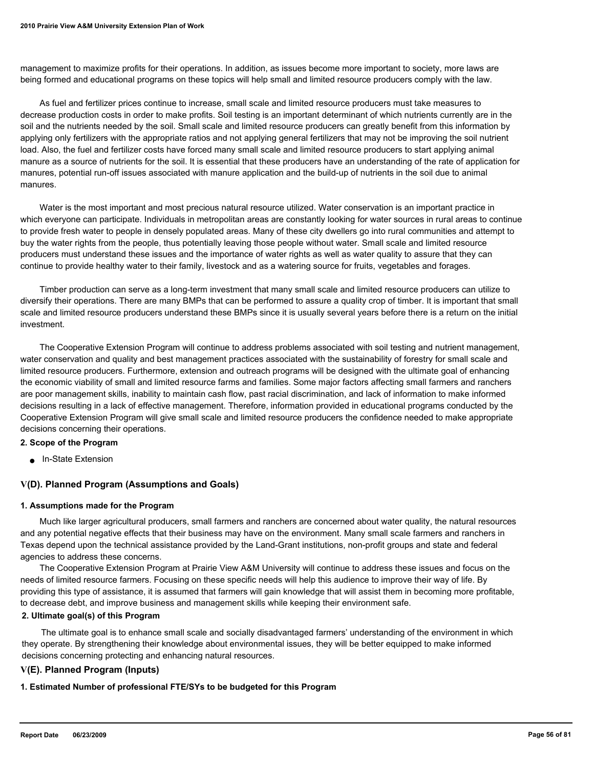management to maximize profits for their operations. In addition, as issues become more important to society, more laws are being formed and educational programs on these topics will help small and limited resource producers comply with the law.

As fuel and fertilizer prices continue to increase, small scale and limited resource producers must take measures to decrease production costs in order to make profits. Soil testing is an important determinant of which nutrients currently are in the soil and the nutrients needed by the soil. Small scale and limited resource producers can greatly benefit from this information by applying only fertilizers with the appropriate ratios and not applying general fertilizers that may not be improving the soil nutrient load. Also, the fuel and fertilizer costs have forced many small scale and limited resource producers to start applying animal manure as a source of nutrients for the soil. It is essential that these producers have an understanding of the rate of application for manures, potential run-off issues associated with manure application and the build-up of nutrients in the soil due to animal manures.

Water is the most important and most precious natural resource utilized. Water conservation is an important practice in which everyone can participate. Individuals in metropolitan areas are constantly looking for water sources in rural areas to continue to provide fresh water to people in densely populated areas. Many of these city dwellers go into rural communities and attempt to buy the water rights from the people, thus potentially leaving those people without water. Small scale and limited resource producers must understand these issues and the importance of water rights as well as water quality to assure that they can continue to provide healthy water to their family, livestock and as a watering source for fruits, vegetables and forages.

Timber production can serve as a long-term investment that many small scale and limited resource producers can utilize to diversify their operations. There are many BMPs that can be performed to assure a quality crop of timber. It is important that small scale and limited resource producers understand these BMPs since it is usually several years before there is a return on the initial investment.

The Cooperative Extension Program will continue to address problems associated with soil testing and nutrient management, water conservation and quality and best management practices associated with the sustainability of forestry for small scale and limited resource producers. Furthermore, extension and outreach programs will be designed with the ultimate goal of enhancing the economic viability of small and limited resource farms and families. Some major factors affecting small farmers and ranchers are poor management skills, inability to maintain cash flow, past racial discrimination, and lack of information to make informed decisions resulting in a lack of effective management. Therefore, information provided in educational programs conducted by the Cooperative Extension Program will give small scale and limited resource producers the confidence needed to make appropriate decisions concerning their operations.

**2. Scope of the Program**

- In-State Extension

## V(D). Planned Program (Assumptions and Goals)

**1. Assumptions made for the Program**

Much like larger agricultural producers, small farmers and ranchers are concerned about water quality, the natural resources and any potential negative effects that their business may have on the environment. Many small scale farmers and ranchers in Texas depend upon the technical assistance provided by the Land-Grant institutions, non-profit groups and state and federal agencies to address these concerns.

The Cooperative Extension Program at Prairie View A&M University will continue to address these issues and focus on the needs of limited resource farmers. Focusing on these specific needs will help this audience to improve their way of life. By providing this type of assistance, it is assumed that farmers will gain knowledge that will assist them in becoming more profitable, to decrease debt, and improve business and management skills while keeping their environment safe.

**2. Ultimate goal(s) of this Program**

The ultimate goal is to enhance small scale and socially disadvantaged farmers' understanding of the environment in which they operate. By strengthening their knowledge about environmental issues, they will be better equipped to make informed decisions concerning protecting and enhancing natural resources.

## V(E). Planned Program (Inputs)

**1. Estimated Number of professional FTE/SYs to be budgeted for this Program**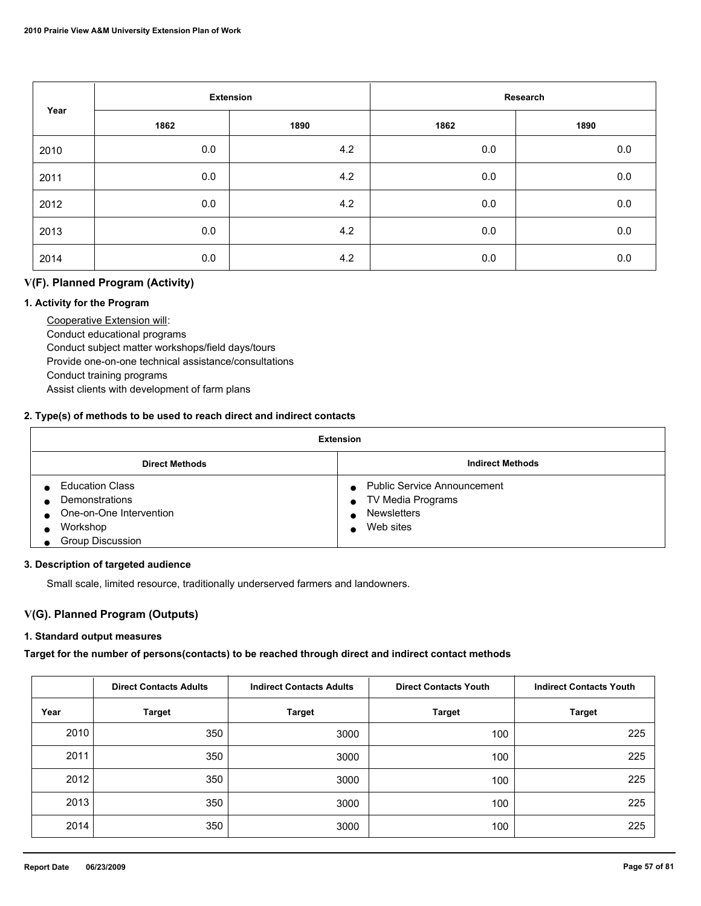| Year | Extension | | Research | |
|---|---|---|---|---|
| | 1862 | 1890 | 1862 | 1890 |
| 2010 | 0.0 | 4.2 | 0.0 | 0.0 |
| 2011 | 0.0 | 4.2 | 0.0 | 0.0 |
| 2012 | 0.0 | 4.2 | 0.0 | 0.0 |
| 2013 | 0.0 | 4.2 | 0.0 | 0.0 |
| 2014 | 0.0 | 4.2 | 0.0 | 0.0 |

## V(F). Planned Program (Activity)

### 1. Activity for the Program

Cooperative Extension will:
Conduct educational programs
Conduct subject matter workshops/field days/tours
Provide one-on-one technical assistance/consultations
Conduct training programs
Assist clients with development of farm plans

### 2. Type(s) of methods to be used to reach direct and indirect contacts

| Extension | |
|---|---|
| **Direct Methods** | **Indirect Methods** |
| • Education Class<br>• Demonstrations<br>• One-on-One Intervention<br>• Workshop<br>• Group Discussion | • Public Service Announcement<br>• TV Media Programs<br>• Newsletters<br>• Web sites |

### 3. Description of targeted audience

Small scale, limited resource, traditionally underserved farmers and landowners.

## V(G). Planned Program (Outputs)

### 1. Standard output measures

**Target for the number of persons(contacts) to be reached through direct and indirect contact methods**

| | Direct Contacts Adults | Indirect Contacts Adults | Direct Contacts Youth | Indirect Contacts Youth |
|---|---|---|---|---|
| Year | Target | Target | Target | Target |
| 2010 | 350 | 3000 | 100 | 225 |
| 2011 | 350 | 3000 | 100 | 225 |
| 2012 | 350 | 3000 | 100 | 225 |
| 2013 | 350 | 3000 | 100 | 225 |
| 2014 | 350 | 3000 | 100 | 225 |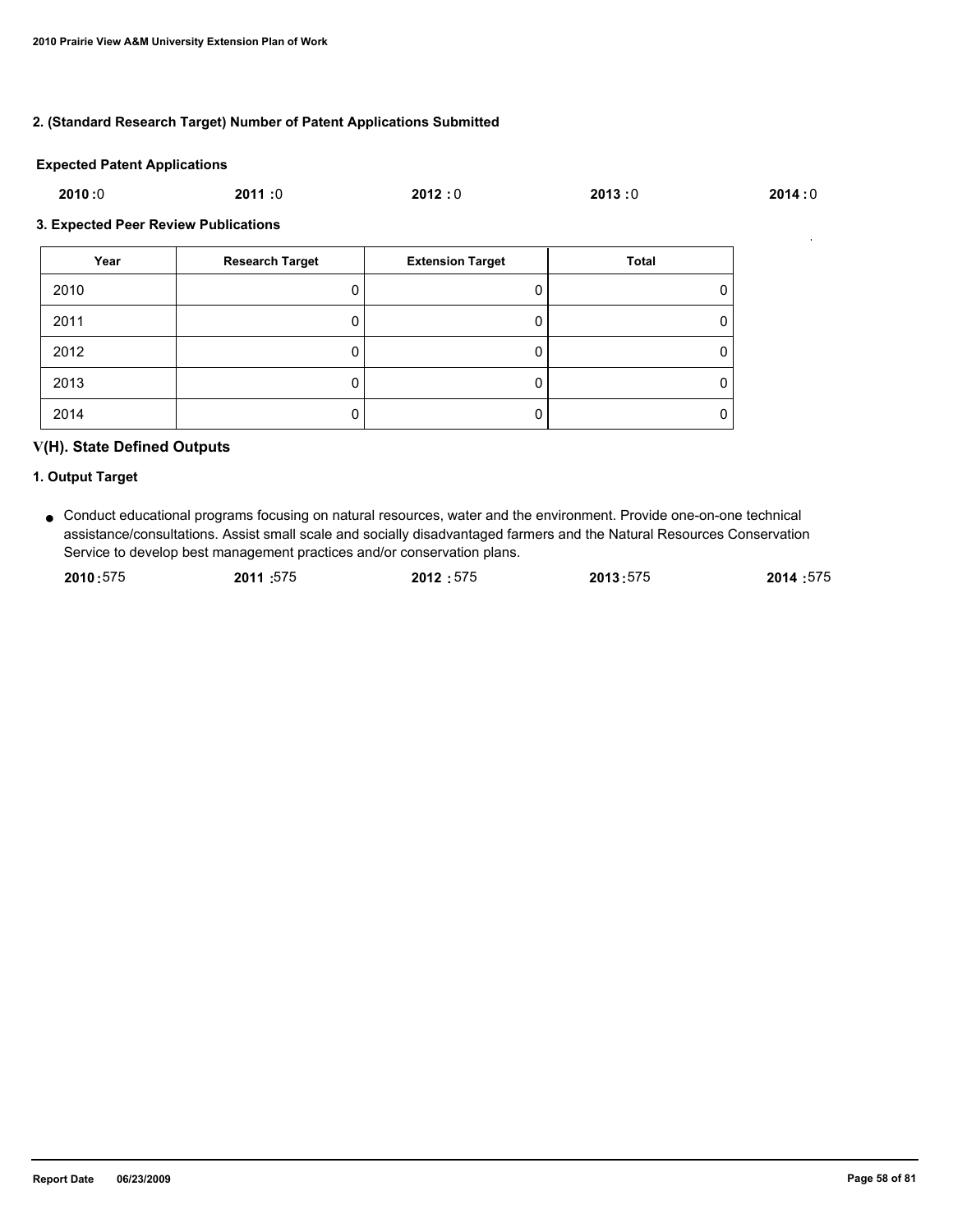**2. (Standard Research Target) Number of Patent Applications Submitted**

**Expected Patent Applications**

**2010 :**0 **2011 :**0 **2012 :** 0 **2013 :**0 **2014 :** 0

**3. Expected Peer Review Publications**

| Year | Research Target | Extension Target | Total |
|---|---|---|---|
| 2010 | 0 | 0 | 0 |
| 2011 | 0 | 0 | 0 |
| 2012 | 0 | 0 | 0 |
| 2013 | 0 | 0 | 0 |
| 2014 | 0 | 0 | 0 |

## V(H). State Defined Outputs

**1. Output Target**

- Conduct educational programs focusing on natural resources, water and the environment. Provide one-on-one technical assistance/consultations. Assist small scale and socially disadvantaged farmers and the Natural Resources Conservation Service to develop best management practices and/or conservation plans.

  **2010 :**575 **2011 :**575 **2012 :** 575 **2013 :**575 **2014 :**575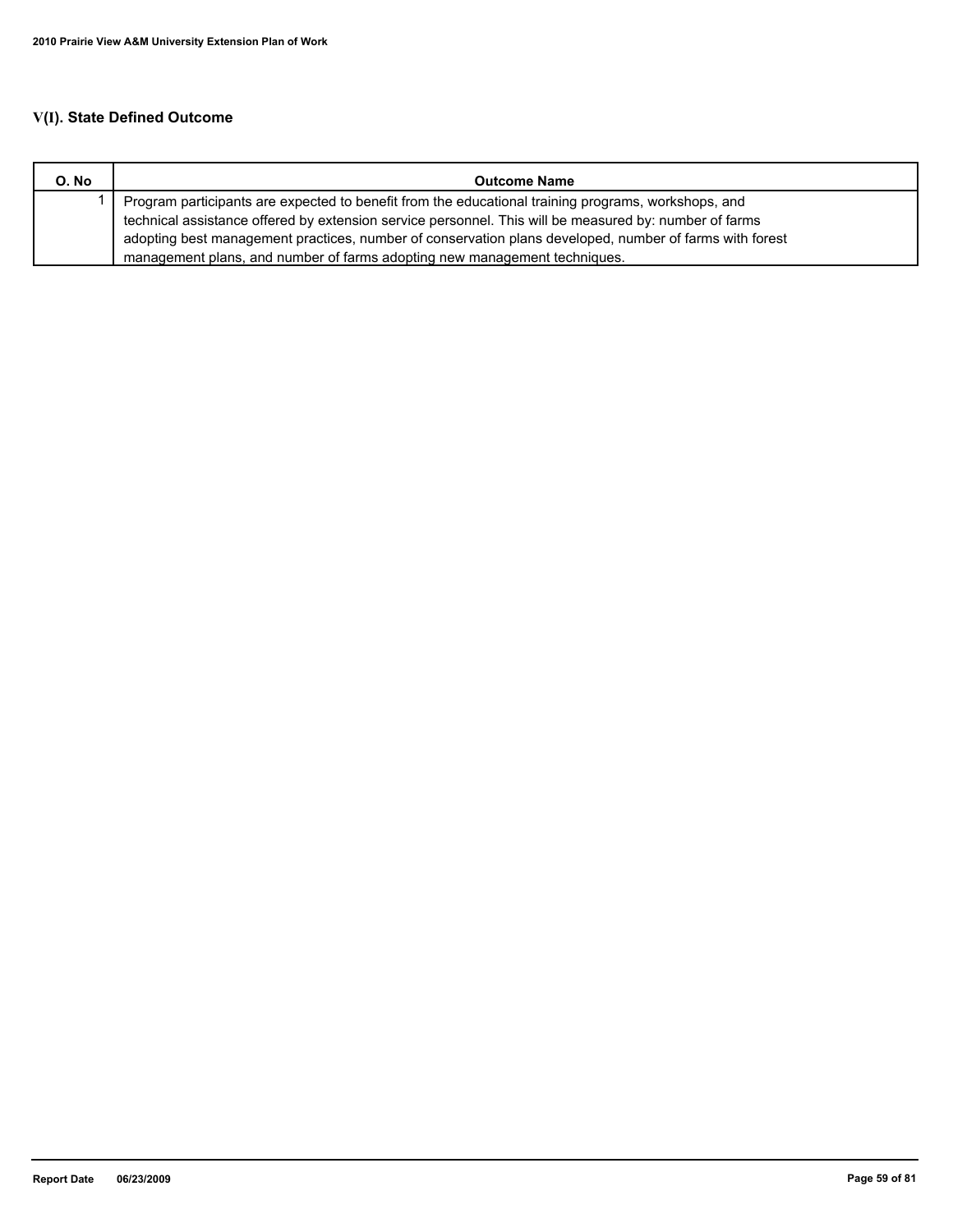## V(I). State Defined Outcome

| O. No | Outcome Name |
|---|---|
| 1 | Program participants are expected to benefit from the educational training programs, workshops, and technical assistance offered by extension service personnel. This will be measured by: number of farms adopting best management practices, number of conservation plans developed, number of farms with forest management plans, and number of farms adopting new management techniques. |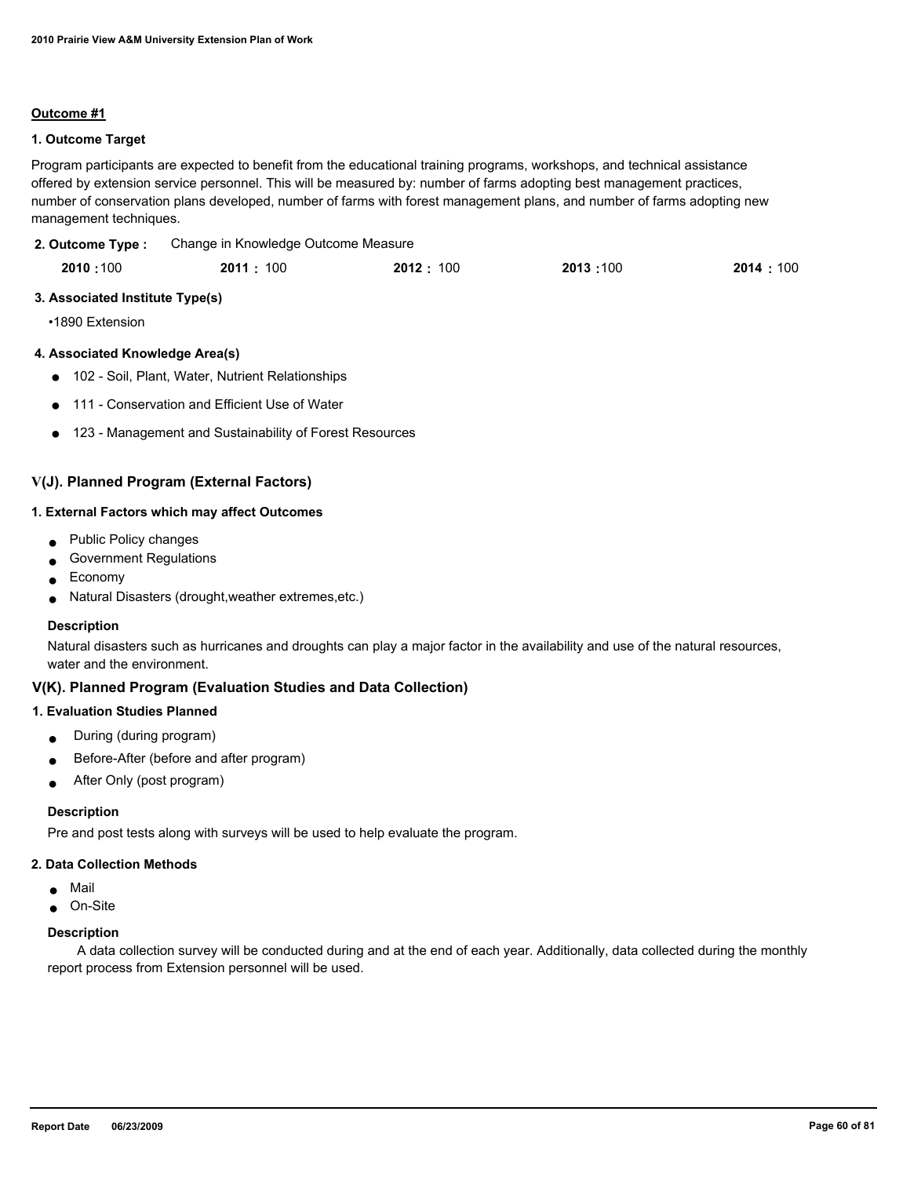**Outcome #1**

**1. Outcome Target**

Program participants are expected to benefit from the educational training programs, workshops, and technical assistance offered by extension service personnel. This will be measured by: number of farms adopting best management practices, number of conservation plans developed, number of farms with forest management plans, and number of farms adopting new management techniques.

**2. Outcome Type :** Change in Knowledge Outcome Measure

| 2010 | 2011 | 2012 | 2013 | 2014 |
|---|---|---|---|---|
| 100 | 100 | 100 | 100 | 100 |

**3. Associated Institute Type(s)**

- 1890 Extension

**4. Associated Knowledge Area(s)**

- 102 - Soil, Plant, Water, Nutrient Relationships
- 111 - Conservation and Efficient Use of Water
- 123 - Management and Sustainability of Forest Resources

## V(J). Planned Program (External Factors)

**1. External Factors which may affect Outcomes**

- Public Policy changes
- Government Regulations
- Economy
- Natural Disasters (drought,weather extremes,etc.)

**Description**

Natural disasters such as hurricanes and droughts can play a major factor in the availability and use of the natural resources, water and the environment.

## V(K). Planned Program (Evaluation Studies and Data Collection)

**1. Evaluation Studies Planned**

- During (during program)
- Before-After (before and after program)
- After Only (post program)

**Description**

Pre and post tests along with surveys will be used to help evaluate the program.

**2. Data Collection Methods**

- Mail
- On-Site

**Description**

A data collection survey will be conducted during and at the end of each year. Additionally, data collected during the monthly report process from Extension personnel will be used.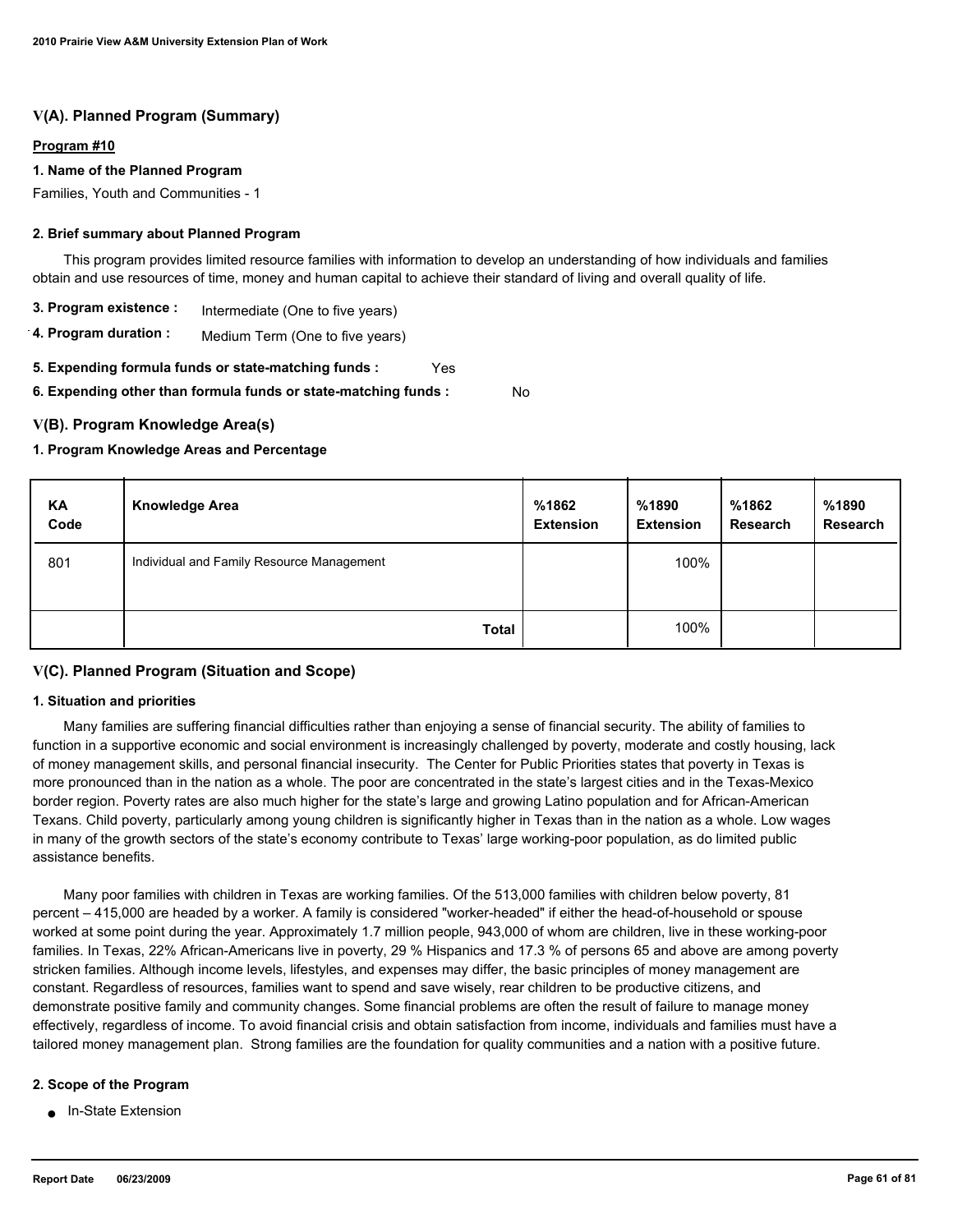## V(A). Planned Program (Summary)

**Program #10**

**1. Name of the Planned Program**

Families, Youth and Communities - 1

**2. Brief summary about Planned Program**

This program provides limited resource families with information to develop an understanding of how individuals and families obtain and use resources of time, money and human capital to achieve their standard of living and overall quality of life.

**3. Program existence :** Intermediate (One to five years)

**4. Program duration :** Medium Term (One to five years)

**5. Expending formula funds or state-matching funds :** Yes

**6. Expending other than formula funds or state-matching funds :** No

## V(B). Program Knowledge Area(s)

**1. Program Knowledge Areas and Percentage**

| KA Code | Knowledge Area | %1862 Extension | %1890 Extension | %1862 Research | %1890 Research |
|---|---|---|---|---|---|
| 801 | Individual and Family Resource Management | | 100% | | |
| | **Total** | | 100% | | |

## V(C). Planned Program (Situation and Scope)

**1. Situation and priorities**

Many families are suffering financial difficulties rather than enjoying a sense of financial security. The ability of families to function in a supportive economic and social environment is increasingly challenged by poverty, moderate and costly housing, lack of money management skills, and personal financial insecurity. The Center for Public Priorities states that poverty in Texas is more pronounced than in the nation as a whole. The poor are concentrated in the state's largest cities and in the Texas-Mexico border region. Poverty rates are also much higher for the state's large and growing Latino population and for African-American Texans. Child poverty, particularly among young children is significantly higher in Texas than in the nation as a whole. Low wages in many of the growth sectors of the state's economy contribute to Texas' large working-poor population, as do limited public assistance benefits.

Many poor families with children in Texas are working families. Of the 513,000 families with children below poverty, 81 percent – 415,000 are headed by a worker. A family is considered "worker-headed" if either the head-of-household or spouse worked at some point during the year. Approximately 1.7 million people, 943,000 of whom are children, live in these working-poor families. In Texas, 22% African-Americans live in poverty, 29 % Hispanics and 17.3 % of persons 65 and above are among poverty stricken families. Although income levels, lifestyles, and expenses may differ, the basic principles of money management are constant. Regardless of resources, families want to spend and save wisely, rear children to be productive citizens, and demonstrate positive family and community changes. Some financial problems are often the result of failure to manage money effectively, regardless of income. To avoid financial crisis and obtain satisfaction from income, individuals and families must have a tailored money management plan. Strong families are the foundation for quality communities and a nation with a positive future.

**2. Scope of the Program**

- In-State Extension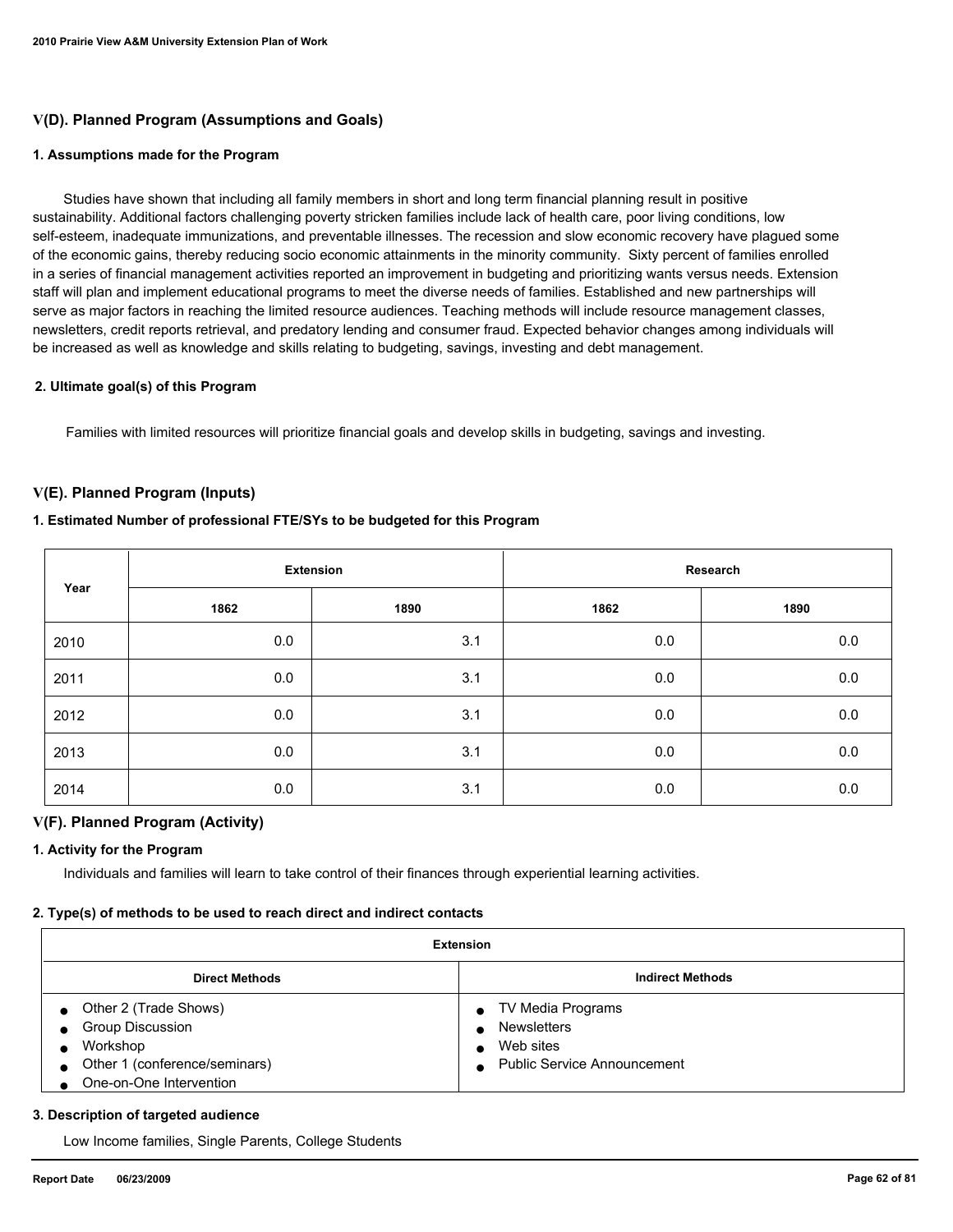## V(D). Planned Program (Assumptions and Goals)

### 1. Assumptions made for the Program

Studies have shown that including all family members in short and long term financial planning result in positive sustainability. Additional factors challenging poverty stricken families include lack of health care, poor living conditions, low self-esteem, inadequate immunizations, and preventable illnesses. The recession and slow economic recovery have plagued some of the economic gains, thereby reducing socio economic attainments in the minority community. Sixty percent of families enrolled in a series of financial management activities reported an improvement in budgeting and prioritizing wants versus needs. Extension staff will plan and implement educational programs to meet the diverse needs of families. Established and new partnerships will serve as major factors in reaching the limited resource audiences. Teaching methods will include resource management classes, newsletters, credit reports retrieval, and predatory lending and consumer fraud. Expected behavior changes among individuals will be increased as well as knowledge and skills relating to budgeting, savings, investing and debt management.

### 2. Ultimate goal(s) of this Program

Families with limited resources will prioritize financial goals and develop skills in budgeting, savings and investing.

## V(E). Planned Program (Inputs)

### 1. Estimated Number of professional FTE/SYs to be budgeted for this Program

| Year | Extension | | Research | |
|---|---|---|---|---|
| | 1862 | 1890 | 1862 | 1890 |
| 2010 | 0.0 | 3.1 | 0.0 | 0.0 |
| 2011 | 0.0 | 3.1 | 0.0 | 0.0 |
| 2012 | 0.0 | 3.1 | 0.0 | 0.0 |
| 2013 | 0.0 | 3.1 | 0.0 | 0.0 |
| 2014 | 0.0 | 3.1 | 0.0 | 0.0 |

## V(F). Planned Program (Activity)

### 1. Activity for the Program

Individuals and families will learn to take control of their finances through experiential learning activities.

### 2. Type(s) of methods to be used to reach direct and indirect contacts

| Extension | |
|---|---|
| **Direct Methods** | **Indirect Methods** |
| • Other 2 (Trade Shows)<br>• Group Discussion<br>• Workshop<br>• Other 1 (conference/seminars)<br>• One-on-One Intervention | • TV Media Programs<br>• Newsletters<br>• Web sites<br>• Public Service Announcement |

### 3. Description of targeted audience

Low Income families, Single Parents, College Students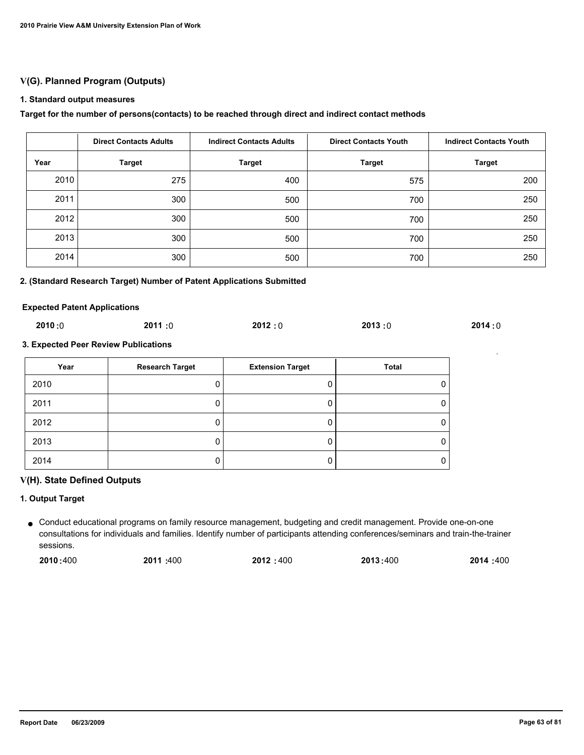## V(G). Planned Program (Outputs)

### 1. Standard output measures

**Target for the number of persons(contacts) to be reached through direct and indirect contact methods**

| | Direct Contacts Adults | Indirect Contacts Adults | Direct Contacts Youth | Indirect Contacts Youth |
|---|---|---|---|---|
| Year | Target | Target | Target | Target |
| 2010 | 275 | 400 | 575 | 200 |
| 2011 | 300 | 500 | 700 | 250 |
| 2012 | 300 | 500 | 700 | 250 |
| 2013 | 300 | 500 | 700 | 250 |
| 2014 | 300 | 500 | 700 | 250 |

### 2. (Standard Research Target) Number of Patent Applications Submitted

**Expected Patent Applications**

**2010 :** 0 **2011 :** 0 **2012 :** 0 **2013 :** 0 **2014 :** 0

### 3. Expected Peer Review Publications

| Year | Research Target | Extension Target | Total |
|---|---|---|---|
| 2010 | 0 | 0 | 0 |
| 2011 | 0 | 0 | 0 |
| 2012 | 0 | 0 | 0 |
| 2013 | 0 | 0 | 0 |
| 2014 | 0 | 0 | 0 |

## V(H). State Defined Outputs

### 1. Output Target

- Conduct educational programs on family resource management, budgeting and credit management. Provide one-on-one consultations for individuals and families. Identify number of participants attending conferences/seminars and train-the-trainer sessions.

  **2010 :** 400 **2011 :** 400 **2012 :** 400 **2013 :** 400 **2014 :** 400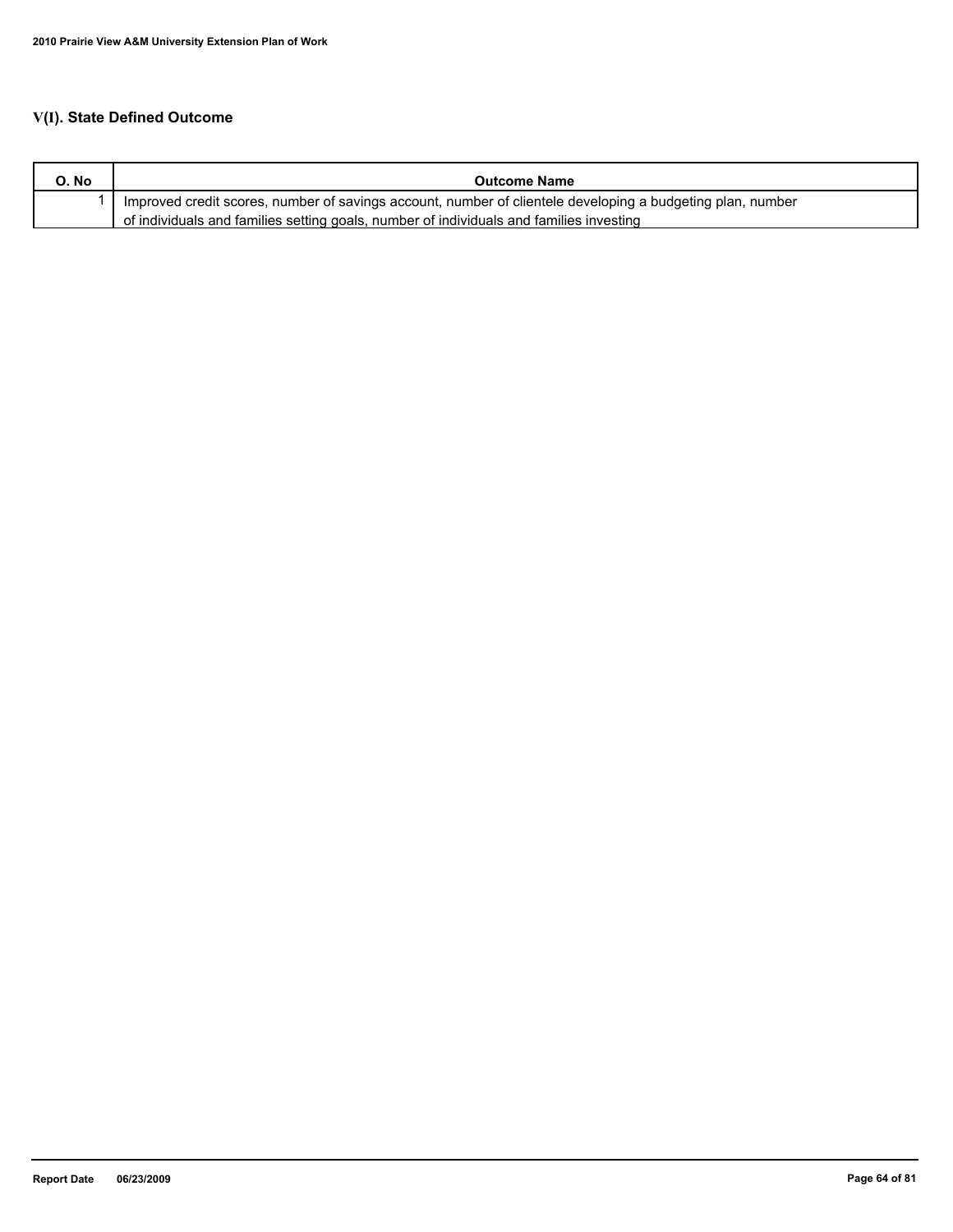## V(I). State Defined Outcome

| O. No | Outcome Name |
|---|---|
| 1 | Improved credit scores, number of savings account, number of clientele developing a budgeting plan, number of individuals and families setting goals, number of individuals and families investing |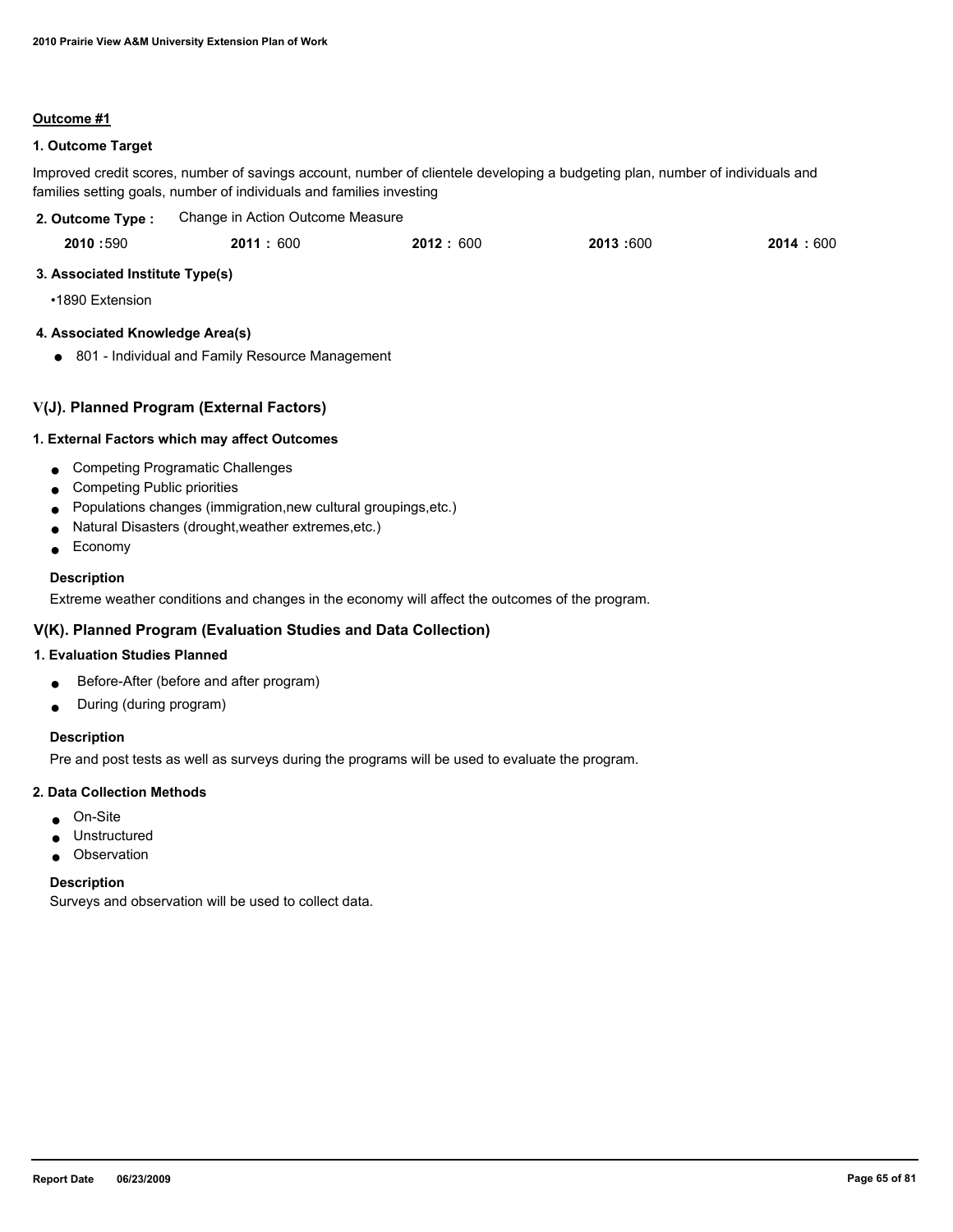**Outcome #1**

### 1. Outcome Target

Improved credit scores, number of savings account, number of clientele developing a budgeting plan, number of individuals and families setting goals, number of individuals and families investing

### 2. Outcome Type : Change in Action Outcome Measure

| 2010 | 2011 | 2012 | 2013 | 2014 |
|---|---|---|---|---|
| 590 | 600 | 600 | 600 | 600 |

### 3. Associated Institute Type(s)

- 1890 Extension

### 4. Associated Knowledge Area(s)

- 801 - Individual and Family Resource Management

## V(J). Planned Program (External Factors)

### 1. External Factors which may affect Outcomes

- Competing Programatic Challenges
- Competing Public priorities
- Populations changes (immigration,new cultural groupings,etc.)
- Natural Disasters (drought,weather extremes,etc.)
- Economy

**Description**

Extreme weather conditions and changes in the economy will affect the outcomes of the program.

## V(K). Planned Program (Evaluation Studies and Data Collection)

### 1. Evaluation Studies Planned

- Before-After (before and after program)
- During (during program)

**Description**

Pre and post tests as well as surveys during the programs will be used to evaluate the program.

### 2. Data Collection Methods

- On-Site
- Unstructured
- Observation

**Description**

Surveys and observation will be used to collect data.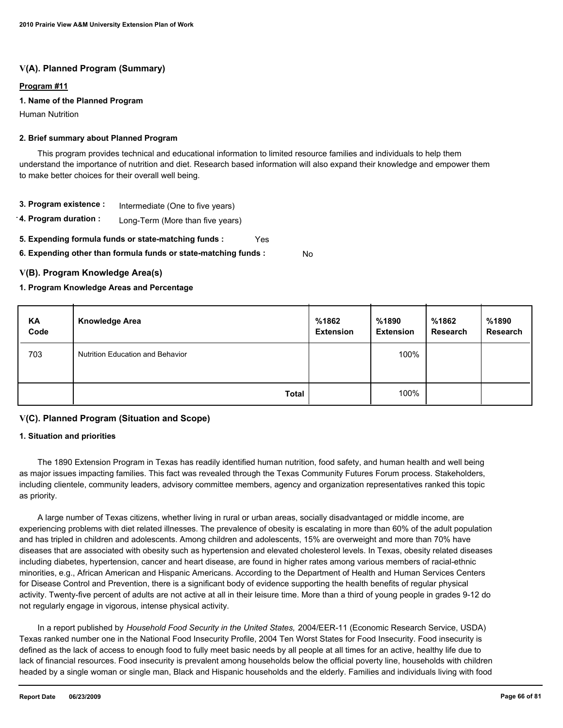## V(A). Planned Program (Summary)

**Program #11**

**1. Name of the Planned Program**

Human Nutrition

**2. Brief summary about Planned Program**

This program provides technical and educational information to limited resource families and individuals to help them understand the importance of nutrition and diet. Research based information will also expand their knowledge and empower them to make better choices for their overall well being.

**3. Program existence :** Intermediate (One to five years)

**4. Program duration :** Long-Term (More than five years)

**5. Expending formula funds or state-matching funds :** Yes

**6. Expending other than formula funds or state-matching funds :** No

## V(B). Program Knowledge Area(s)

**1. Program Knowledge Areas and Percentage**

| KA Code | Knowledge Area | %1862 Extension | %1890 Extension | %1862 Research | %1890 Research |
|---|---|---|---|---|---|
| 703 | Nutrition Education and Behavior | | 100% | | |
| | **Total** | | 100% | | |

## V(C). Planned Program (Situation and Scope)

**1. Situation and priorities**

The 1890 Extension Program in Texas has readily identified human nutrition, food safety, and human health and well being as major issues impacting families. This fact was revealed through the Texas Community Futures Forum process. Stakeholders, including clientele, community leaders, advisory committee members, agency and organization representatives ranked this topic as priority.

A large number of Texas citizens, whether living in rural or urban areas, socially disadvantaged or middle income, are experiencing problems with diet related illnesses. The prevalence of obesity is escalating in more than 60% of the adult population and has tripled in children and adolescents. Among children and adolescents, 15% are overweight and more than 70% have diseases that are associated with obesity such as hypertension and elevated cholesterol levels. In Texas, obesity related diseases including diabetes, hypertension, cancer and heart disease, are found in higher rates among various members of racial-ethnic minorities, e.g., African American and Hispanic Americans. According to the Department of Health and Human Services Centers for Disease Control and Prevention, there is a significant body of evidence supporting the health benefits of regular physical activity. Twenty-five percent of adults are not active at all in their leisure time. More than a third of young people in grades 9-12 do not regularly engage in vigorous, intense physical activity.

In a report published by *Household Food Security in the United States,* 2004/EER-11 (Economic Research Service, USDA) Texas ranked number one in the National Food Insecurity Profile, 2004 Ten Worst States for Food Insecurity. Food insecurity is defined as the lack of access to enough food to fully meet basic needs by all people at all times for an active, healthy life due to lack of financial resources. Food insecurity is prevalent among households below the official poverty line, households with children headed by a single woman or single man, Black and Hispanic households and the elderly. Families and individuals living with food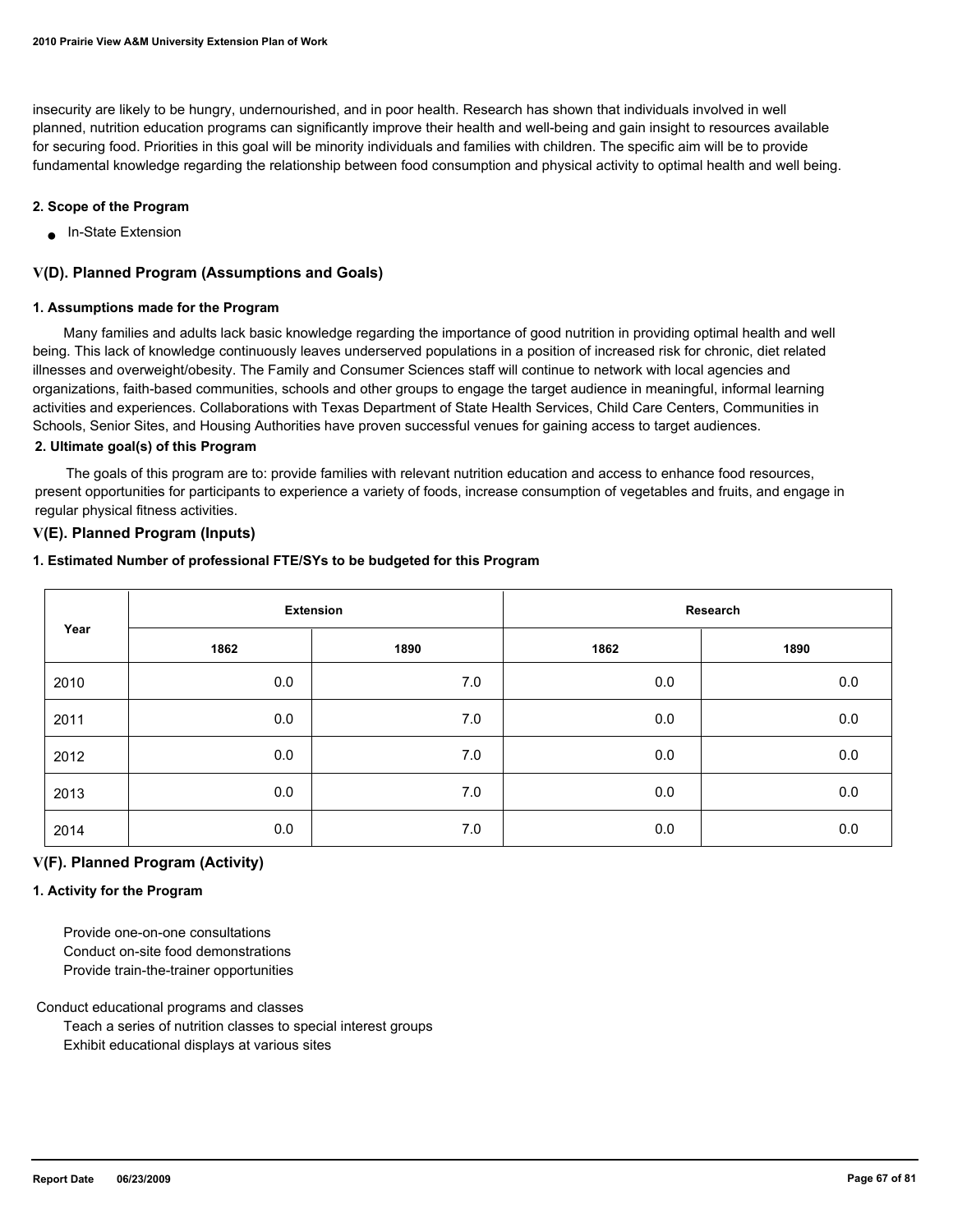insecurity are likely to be hungry, undernourished, and in poor health. Research has shown that individuals involved in well planned, nutrition education programs can significantly improve their health and well-being and gain insight to resources available for securing food. Priorities in this goal will be minority individuals and families with children. The specific aim will be to provide fundamental knowledge regarding the relationship between food consumption and physical activity to optimal health and well being.

#### 2. Scope of the Program

- In-State Extension

### V(D). Planned Program (Assumptions and Goals)

#### 1. Assumptions made for the Program

Many families and adults lack basic knowledge regarding the importance of good nutrition in providing optimal health and well being. This lack of knowledge continuously leaves underserved populations in a position of increased risk for chronic, diet related illnesses and overweight/obesity. The Family and Consumer Sciences staff will continue to network with local agencies and organizations, faith-based communities, schools and other groups to engage the target audience in meaningful, informal learning activities and experiences. Collaborations with Texas Department of State Health Services, Child Care Centers, Communities in Schools, Senior Sites, and Housing Authorities have proven successful venues for gaining access to target audiences.

#### 2. Ultimate goal(s) of this Program

The goals of this program are to: provide families with relevant nutrition education and access to enhance food resources, present opportunities for participants to experience a variety of foods, increase consumption of vegetables and fruits, and engage in regular physical fitness activities.

### V(E). Planned Program (Inputs)

#### 1. Estimated Number of professional FTE/SYs to be budgeted for this Program

| Year | Extension | | Research | |
|---|---|---|---|---|
| | 1862 | 1890 | 1862 | 1890 |
| 2010 | 0.0 | 7.0 | 0.0 | 0.0 |
| 2011 | 0.0 | 7.0 | 0.0 | 0.0 |
| 2012 | 0.0 | 7.0 | 0.0 | 0.0 |
| 2013 | 0.0 | 7.0 | 0.0 | 0.0 |
| 2014 | 0.0 | 7.0 | 0.0 | 0.0 |

### V(F). Planned Program (Activity)

#### 1. Activity for the Program

Provide one-on-one consultations
Conduct on-site food demonstrations
Provide train-the-trainer opportunities

Conduct educational programs and classes
Teach a series of nutrition classes to special interest groups
Exhibit educational displays at various sites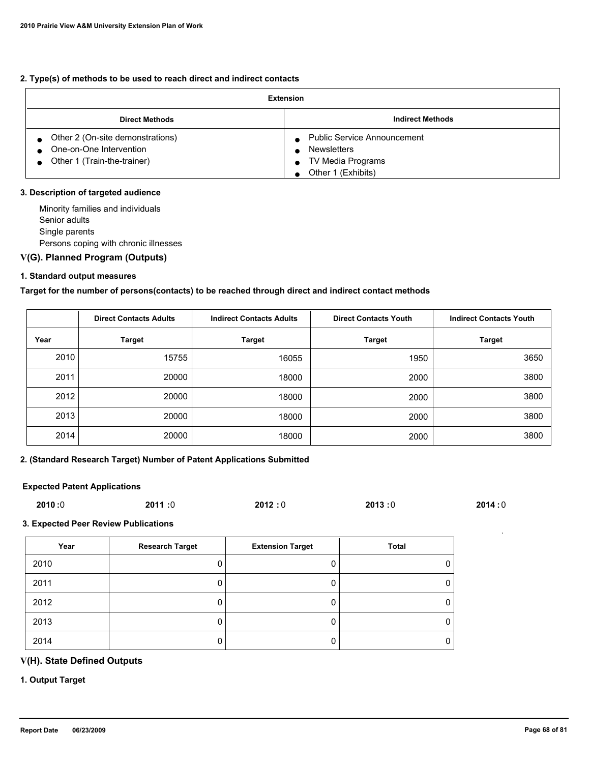**2. Type(s) of methods to be used to reach direct and indirect contacts**

| Extension | |
|---|---|
| **Direct Methods** | **Indirect Methods** |
| • Other 2 (On-site demonstrations)<br>• One-on-One Intervention<br>• Other 1 (Train-the-trainer) | • Public Service Announcement<br>• Newsletters<br>• TV Media Programs<br>• Other 1 (Exhibits) |

**3. Description of targeted audience**

Minority families and individuals
Senior adults
Single parents
Persons coping with chronic illnesses

## V(G). Planned Program (Outputs)

**1. Standard output measures**

**Target for the number of persons(contacts) to be reached through direct and indirect contact methods**

| | Direct Contacts Adults | Indirect Contacts Adults | Direct Contacts Youth | Indirect Contacts Youth |
|---|---|---|---|---|
| **Year** | **Target** | **Target** | **Target** | **Target** |
| 2010 | 15755 | 16055 | 1950 | 3650 |
| 2011 | 20000 | 18000 | 2000 | 3800 |
| 2012 | 20000 | 18000 | 2000 | 3800 |
| 2013 | 20000 | 18000 | 2000 | 3800 |
| 2014 | 20000 | 18000 | 2000 | 3800 |

**2. (Standard Research Target) Number of Patent Applications Submitted**

**Expected Patent Applications**

**2010 :**0 **2011 :**0 **2012 :** 0 **2013 :**0 **2014 :** 0

**3. Expected Peer Review Publications**

| Year | Research Target | Extension Target | Total |
|---|---|---|---|
| 2010 | 0 | 0 | 0 |
| 2011 | 0 | 0 | 0 |
| 2012 | 0 | 0 | 0 |
| 2013 | 0 | 0 | 0 |
| 2014 | 0 | 0 | 0 |

## V(H). State Defined Outputs

**1. Output Target**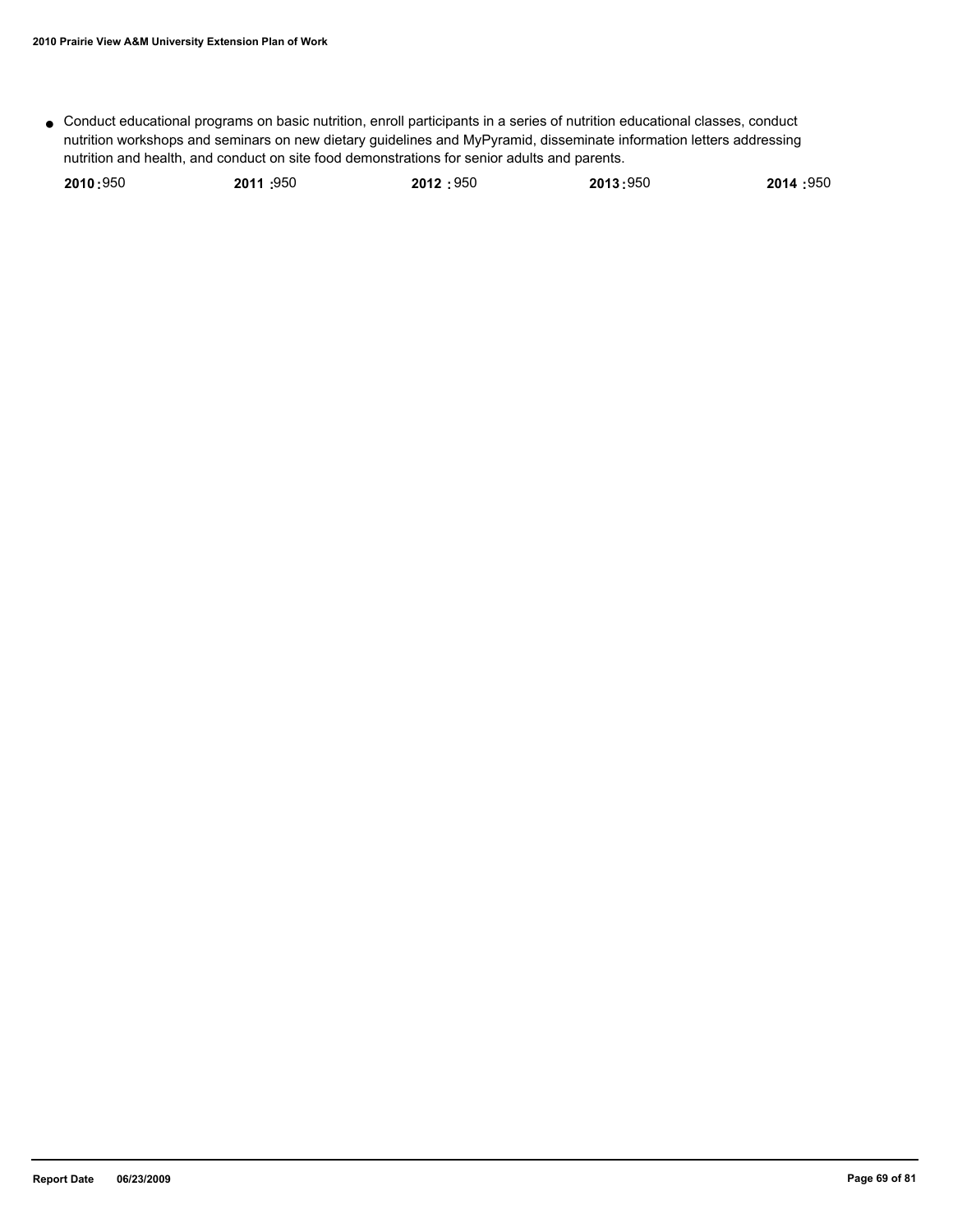- Conduct educational programs on basic nutrition, enroll participants in a series of nutrition educational classes, conduct nutrition workshops and seminars on new dietary guidelines and MyPyramid, disseminate information letters addressing nutrition and health, and conduct on site food demonstrations for senior adults and parents.

| **2010 :** 950 | **2011 :** 950 | **2012 :** 950 | **2013 :** 950 | **2014 :** 950 |
|---|---|---|---|---|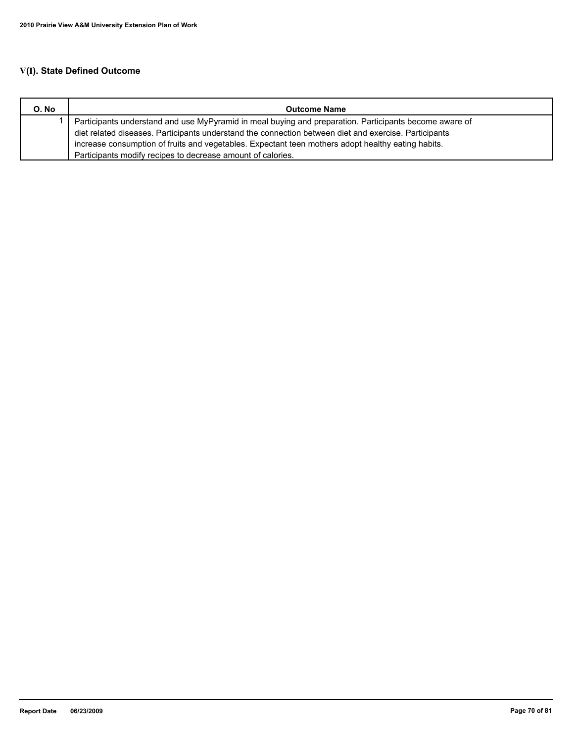## V(I). State Defined Outcome

| O. No | Outcome Name |
| --- | --- |
| 1 | Participants understand and use MyPyramid in meal buying and preparation. Participants become aware of diet related diseases. Participants understand the connection between diet and exercise. Participants increase consumption of fruits and vegetables. Expectant teen mothers adopt healthy eating habits. Participants modify recipes to decrease amount of calories. |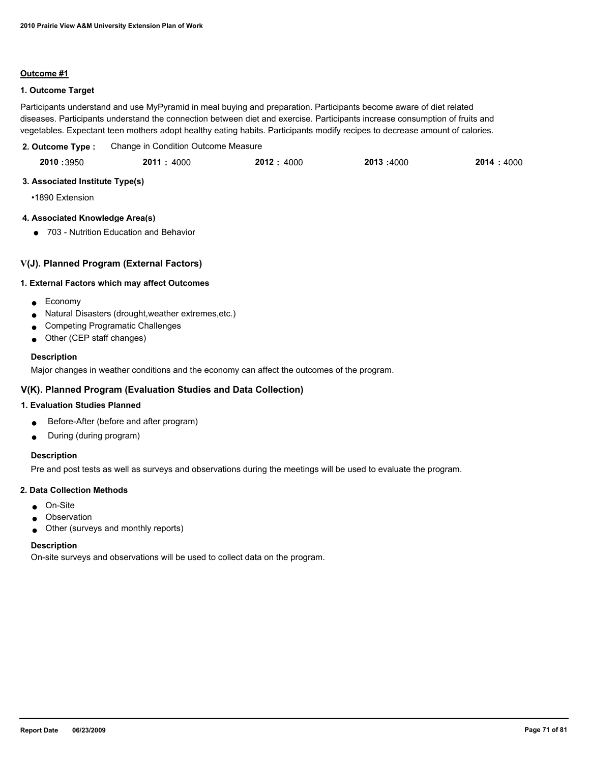**Outcome #1**

**1. Outcome Target**

Participants understand and use MyPyramid in meal buying and preparation. Participants become aware of diet related diseases. Participants understand the connection between diet and exercise. Participants increase consumption of fruits and vegetables. Expectant teen mothers adopt healthy eating habits. Participants modify recipes to decrease amount of calories.

**2. Outcome Type :** Change in Condition Outcome Measure

| 2010 | 2011 | 2012 | 2013 | 2014 |
|---|---|---|---|---|
| 3950 | 4000 | 4000 | 4000 | 4000 |

**3. Associated Institute Type(s)**

- 1890 Extension

**4. Associated Knowledge Area(s)**

- 703 - Nutrition Education and Behavior

## V(J). Planned Program (External Factors)

**1. External Factors which may affect Outcomes**

- Economy
- Natural Disasters (drought,weather extremes,etc.)
- Competing Programatic Challenges
- Other (CEP staff changes)

**Description**

Major changes in weather conditions and the economy can affect the outcomes of the program.

## V(K). Planned Program (Evaluation Studies and Data Collection)

**1. Evaluation Studies Planned**

- Before-After (before and after program)
- During (during program)

**Description**

Pre and post tests as well as surveys and observations during the meetings will be used to evaluate the program.

**2. Data Collection Methods**

- On-Site
- Observation
- Other (surveys and monthly reports)

**Description**

On-site surveys and observations will be used to collect data on the program.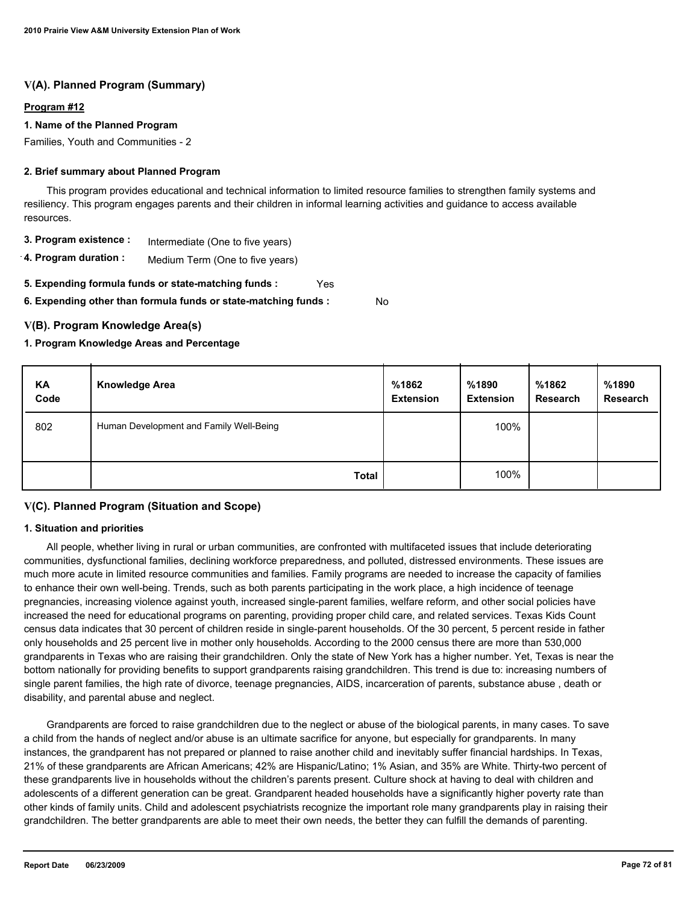## V(A). Planned Program (Summary)

**Program #12**

**1. Name of the Planned Program**

Families, Youth and Communities - 2

**2. Brief summary about Planned Program**

This program provides educational and technical information to limited resource families to strengthen family systems and resiliency. This program engages parents and their children in informal learning activities and guidance to access available resources.

**3. Program existence :** Intermediate (One to five years)

**4. Program duration :** Medium Term (One to five years)

**5. Expending formula funds or state-matching funds :** Yes

**6. Expending other than formula funds or state-matching funds :** No

## V(B). Program Knowledge Area(s)

**1. Program Knowledge Areas and Percentage**

| KA Code | Knowledge Area | %1862 Extension | %1890 Extension | %1862 Research | %1890 Research |
|---|---|---|---|---|---|
| 802 | Human Development and Family Well-Being | | 100% | | |
| | **Total** | | 100% | | |

## V(C). Planned Program (Situation and Scope)

**1. Situation and priorities**

All people, whether living in rural or urban communities, are confronted with multifaceted issues that include deteriorating communities, dysfunctional families, declining workforce preparedness, and polluted, distressed environments. These issues are much more acute in limited resource communities and families. Family programs are needed to increase the capacity of families to enhance their own well-being. Trends, such as both parents participating in the work place, a high incidence of teenage pregnancies, increasing violence against youth, increased single-parent families, welfare reform, and other social policies have increased the need for educational programs on parenting, providing proper child care, and related services. Texas Kids Count census data indicates that 30 percent of children reside in single-parent households. Of the 30 percent, 5 percent reside in father only households and 25 percent live in mother only households. According to the 2000 census there are more than 530,000 grandparents in Texas who are raising their grandchildren. Only the state of New York has a higher number. Yet, Texas is near the bottom nationally for providing benefits to support grandparents raising grandchildren. This trend is due to: increasing numbers of single parent families, the high rate of divorce, teenage pregnancies, AIDS, incarceration of parents, substance abuse , death or disability, and parental abuse and neglect.

Grandparents are forced to raise grandchildren due to the neglect or abuse of the biological parents, in many cases. To save a child from the hands of neglect and/or abuse is an ultimate sacrifice for anyone, but especially for grandparents. In many instances, the grandparent has not prepared or planned to raise another child and inevitably suffer financial hardships. In Texas, 21% of these grandparents are African Americans; 42% are Hispanic/Latino; 1% Asian, and 35% are White. Thirty-two percent of these grandparents live in households without the children's parents present. Culture shock at having to deal with children and adolescents of a different generation can be great. Grandparent headed households have a significantly higher poverty rate than other kinds of family units. Child and adolescent psychiatrists recognize the important role many grandparents play in raising their grandchildren. The better grandparents are able to meet their own needs, the better they can fulfill the demands of parenting.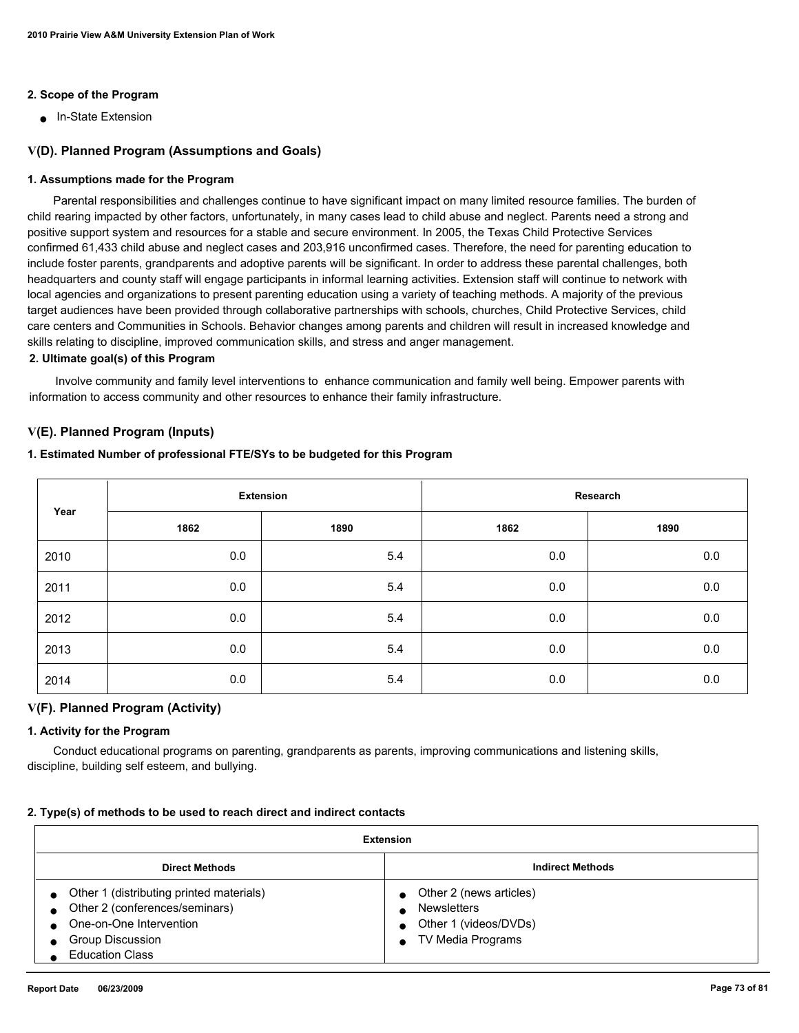**2. Scope of the Program**

- In-State Extension

## V(D). Planned Program (Assumptions and Goals)

**1. Assumptions made for the Program**

Parental responsibilities and challenges continue to have significant impact on many limited resource families. The burden of child rearing impacted by other factors, unfortunately, in many cases lead to child abuse and neglect. Parents need a strong and positive support system and resources for a stable and secure environment. In 2005, the Texas Child Protective Services confirmed 61,433 child abuse and neglect cases and 203,916 unconfirmed cases. Therefore, the need for parenting education to include foster parents, grandparents and adoptive parents will be significant. In order to address these parental challenges, both headquarters and county staff will engage participants in informal learning activities. Extension staff will continue to network with local agencies and organizations to present parenting education using a variety of teaching methods. A majority of the previous target audiences have been provided through collaborative partnerships with schools, churches, Child Protective Services, child care centers and Communities in Schools. Behavior changes among parents and children will result in increased knowledge and skills relating to discipline, improved communication skills, and stress and anger management.

**2. Ultimate goal(s) of this Program**

Involve community and family level interventions to enhance communication and family well being. Empower parents with information to access community and other resources to enhance their family infrastructure.

## V(E). Planned Program (Inputs)

**1. Estimated Number of professional FTE/SYs to be budgeted for this Program**

| Year | Extension | | Research | |
|---|---|---|---|---|
| | 1862 | 1890 | 1862 | 1890 |
| 2010 | 0.0 | 5.4 | 0.0 | 0.0 |
| 2011 | 0.0 | 5.4 | 0.0 | 0.0 |
| 2012 | 0.0 | 5.4 | 0.0 | 0.0 |
| 2013 | 0.0 | 5.4 | 0.0 | 0.0 |
| 2014 | 0.0 | 5.4 | 0.0 | 0.0 |

## V(F). Planned Program (Activity)

**1. Activity for the Program**

Conduct educational programs on parenting, grandparents as parents, improving communications and listening skills, discipline, building self esteem, and bullying.

**2. Type(s) of methods to be used to reach direct and indirect contacts**

| Extension | |
|---|---|
| **Direct Methods** | **Indirect Methods** |
| • Other 1 (distributing printed materials)<br>• Other 2 (conferences/seminars)<br>• One-on-One Intervention<br>• Group Discussion<br>• Education Class | • Other 2 (news articles)<br>• Newsletters<br>• Other 1 (videos/DVDs)<br>• TV Media Programs |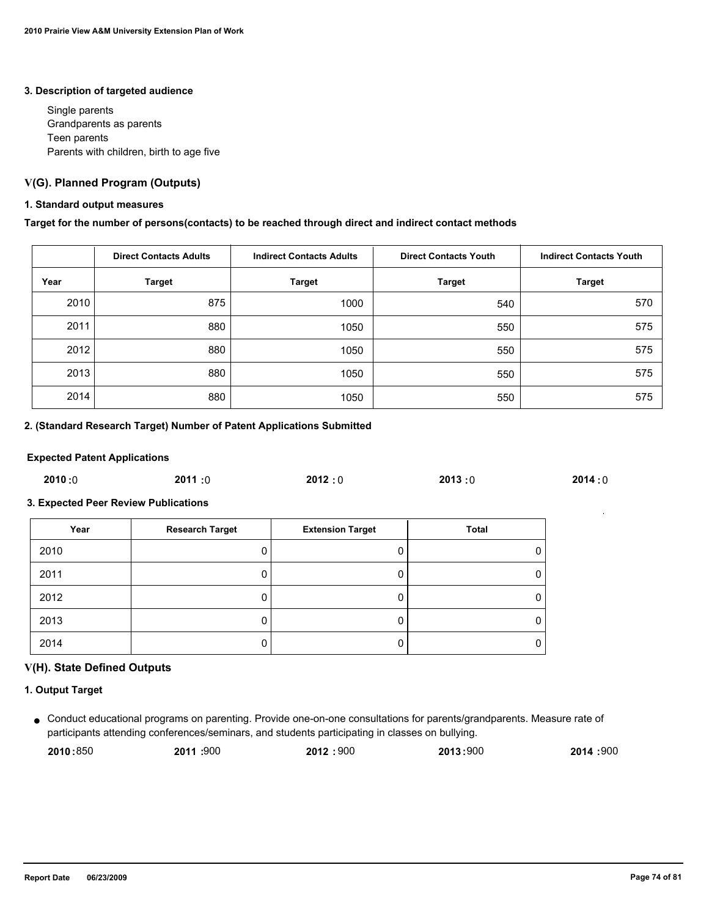### 3. Description of targeted audience

Single parents
Grandparents as parents
Teen parents
Parents with children, birth to age five

## V(G). Planned Program (Outputs)

### 1. Standard output measures

**Target for the number of persons(contacts) to be reached through direct and indirect contact methods**

| | Direct Contacts Adults | Indirect Contacts Adults | Direct Contacts Youth | Indirect Contacts Youth |
|---|---|---|---|---|
| Year | Target | Target | Target | Target |
| 2010 | 875 | 1000 | 540 | 570 |
| 2011 | 880 | 1050 | 550 | 575 |
| 2012 | 880 | 1050 | 550 | 575 |
| 2013 | 880 | 1050 | 550 | 575 |
| 2014 | 880 | 1050 | 550 | 575 |

### 2. (Standard Research Target) Number of Patent Applications Submitted

**Expected Patent Applications**

**2010 :** 0 **2011 :** 0 **2012 :** 0 **2013 :** 0 **2014 :** 0

### 3. Expected Peer Review Publications

| Year | Research Target | Extension Target | Total |
|---|---|---|---|
| 2010 | 0 | 0 | 0 |
| 2011 | 0 | 0 | 0 |
| 2012 | 0 | 0 | 0 |
| 2013 | 0 | 0 | 0 |
| 2014 | 0 | 0 | 0 |

## V(H). State Defined Outputs

### 1. Output Target

- Conduct educational programs on parenting. Provide one-on-one consultations for parents/grandparents. Measure rate of participants attending conferences/seminars, and students participating in classes on bullying.

  **2010 :** 850 **2011 :** 900 **2012 :** 900 **2013 :** 900 **2014 :** 900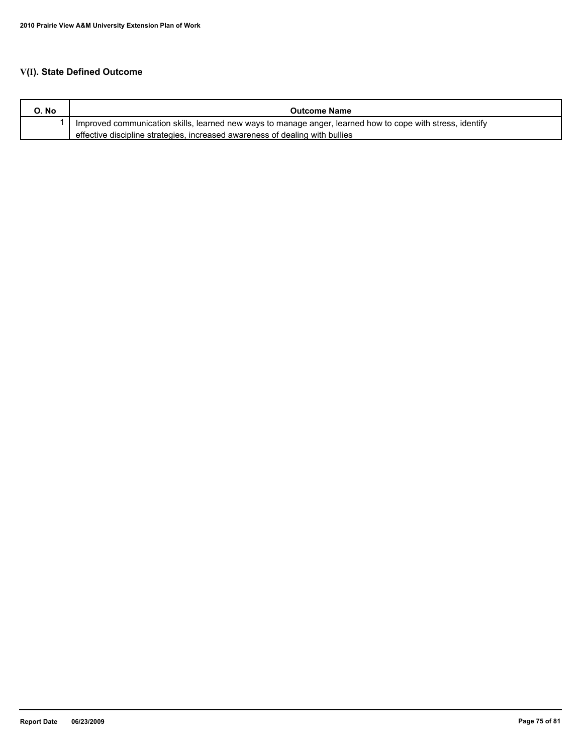## V(I). State Defined Outcome

| O. No | Outcome Name |
|---|---|
| 1 | Improved communication skills, learned new ways to manage anger, learned how to cope with stress, identify effective discipline strategies, increased awareness of dealing with bullies |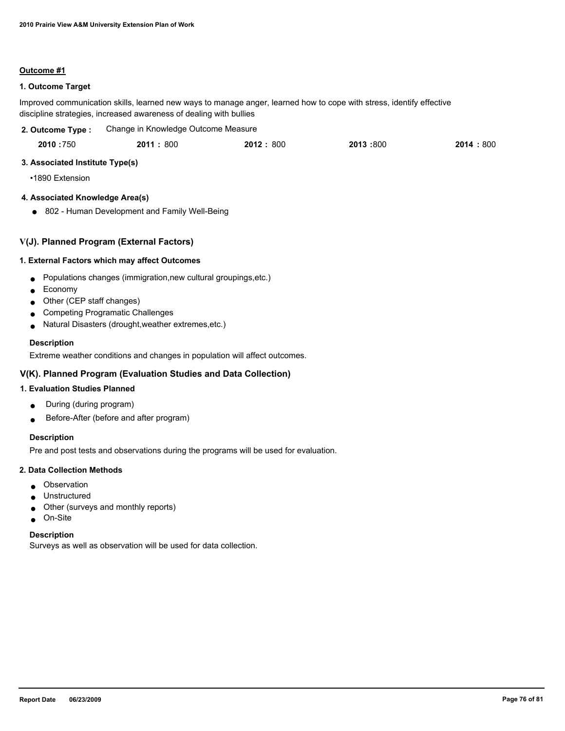**Outcome #1**

**1. Outcome Target**

Improved communication skills, learned new ways to manage anger, learned how to cope with stress, identify effective discipline strategies, increased awareness of dealing with bullies

**2. Outcome Type :** Change in Knowledge Outcome Measure

| **2010 :** 750 | **2011 :** 800 | **2012 :** 800 | **2013 :** 800 | **2014 :** 800 |
|---|---|---|---|---|

**3. Associated Institute Type(s)**

- 1890 Extension

**4. Associated Knowledge Area(s)**

- 802 - Human Development and Family Well-Being

## V(J). Planned Program (External Factors)

**1. External Factors which may affect Outcomes**

- Populations changes (immigration,new cultural groupings,etc.)
- Economy
- Other (CEP staff changes)
- Competing Programatic Challenges
- Natural Disasters (drought,weather extremes,etc.)

**Description**

Extreme weather conditions and changes in population will affect outcomes.

## V(K). Planned Program (Evaluation Studies and Data Collection)

**1. Evaluation Studies Planned**

- During (during program)
- Before-After (before and after program)

**Description**

Pre and post tests and observations during the programs will be used for evaluation.

**2. Data Collection Methods**

- Observation
- Unstructured
- Other (surveys and monthly reports)
- On-Site

**Description**

Surveys as well as observation will be used for data collection.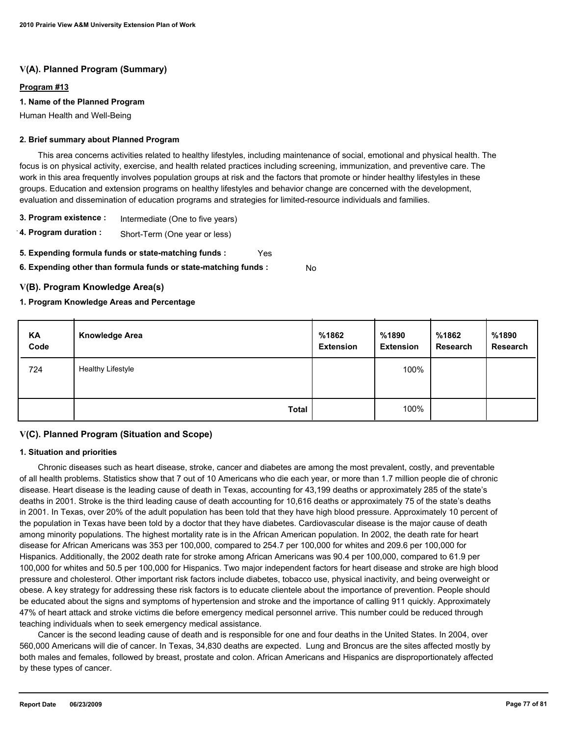## V(A). Planned Program (Summary)

**Program #13**

**1. Name of the Planned Program**

Human Health and Well-Being

**2. Brief summary about Planned Program**

This area concerns activities related to healthy lifestyles, including maintenance of social, emotional and physical health. The focus is on physical activity, exercise, and health related practices including screening, immunization, and preventive care. The work in this area frequently involves population groups at risk and the factors that promote or hinder healthy lifestyles in these groups. Education and extension programs on healthy lifestyles and behavior change are concerned with the development, evaluation and dissemination of education programs and strategies for limited-resource individuals and families.

**3. Program existence :** Intermediate (One to five years)

**4. Program duration :** Short-Term (One year or less)

**5. Expending formula funds or state-matching funds :** Yes

**6. Expending other than formula funds or state-matching funds :** No

## V(B). Program Knowledge Area(s)

**1. Program Knowledge Areas and Percentage**

| KA Code | Knowledge Area | %1862 Extension | %1890 Extension | %1862 Research | %1890 Research |
|---|---|---|---|---|---|
| 724 | Healthy Lifestyle | | 100% | | |
| | **Total** | | 100% | | |

## V(C). Planned Program (Situation and Scope)

**1. Situation and priorities**

Chronic diseases such as heart disease, stroke, cancer and diabetes are among the most prevalent, costly, and preventable of all health problems. Statistics show that 7 out of 10 Americans who die each year, or more than 1.7 million people die of chronic disease. Heart disease is the leading cause of death in Texas, accounting for 43,199 deaths or approximately 285 of the state's deaths in 2001. Stroke is the third leading cause of death accounting for 10,616 deaths or approximately 75 of the state's deaths in 2001. In Texas, over 20% of the adult population has been told that they have high blood pressure. Approximately 10 percent of the population in Texas have been told by a doctor that they have diabetes. Cardiovascular disease is the major cause of death among minority populations. The highest mortality rate is in the African American population. In 2002, the death rate for heart disease for African Americans was 353 per 100,000, compared to 254.7 per 100,000 for whites and 209.6 per 100,000 for Hispanics. Additionally, the 2002 death rate for stroke among African Americans was 90.4 per 100,000, compared to 61.9 per 100,000 for whites and 50.5 per 100,000 for Hispanics. Two major independent factors for heart disease and stroke are high blood pressure and cholesterol. Other important risk factors include diabetes, tobacco use, physical inactivity, and being overweight or obese. A key strategy for addressing these risk factors is to educate clientele about the importance of prevention. People should be educated about the signs and symptoms of hypertension and stroke and the importance of calling 911 quickly. Approximately 47% of heart attack and stroke victims die before emergency medical personnel arrive. This number could be reduced through teaching individuals when to seek emergency medical assistance.

Cancer is the second leading cause of death and is responsible for one and four deaths in the United States. In 2004, over 560,000 Americans will die of cancer. In Texas, 34,830 deaths are expected. Lung and Broncus are the sites affected mostly by both males and females, followed by breast, prostate and colon. African Americans and Hispanics are disproportionately affected by these types of cancer.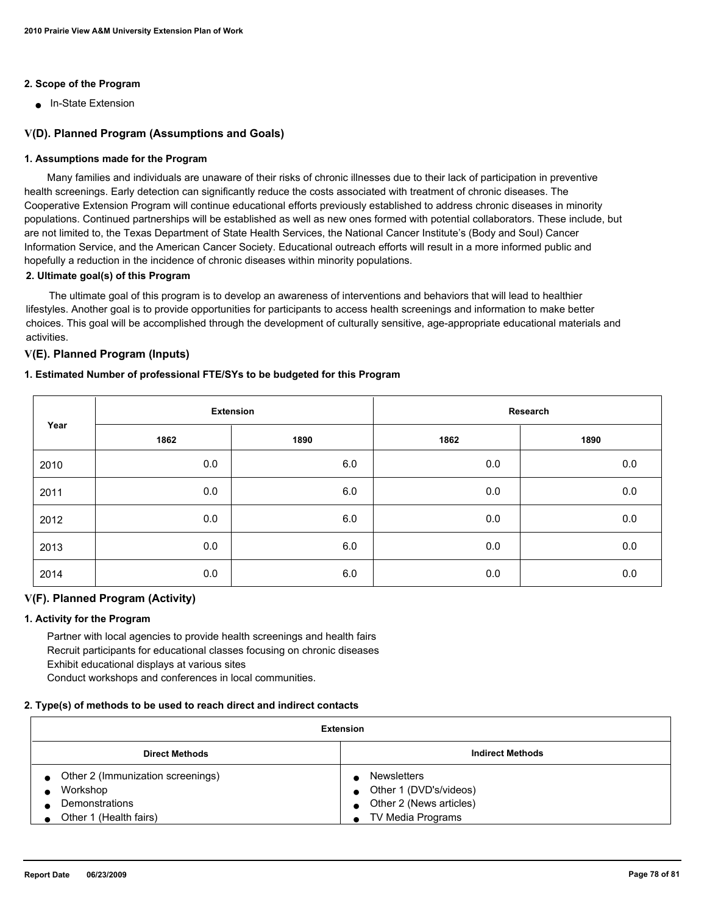### 2. Scope of the Program

- In-State Extension

## V(D). Planned Program (Assumptions and Goals)

### 1. Assumptions made for the Program

Many families and individuals are unaware of their risks of chronic illnesses due to their lack of participation in preventive health screenings. Early detection can significantly reduce the costs associated with treatment of chronic diseases. The Cooperative Extension Program will continue educational efforts previously established to address chronic diseases in minority populations. Continued partnerships will be established as well as new ones formed with potential collaborators. These include, but are not limited to, the Texas Department of State Health Services, the National Cancer Institute's (Body and Soul) Cancer Information Service, and the American Cancer Society. Educational outreach efforts will result in a more informed public and hopefully a reduction in the incidence of chronic diseases within minority populations.

### 2. Ultimate goal(s) of this Program

The ultimate goal of this program is to develop an awareness of interventions and behaviors that will lead to healthier lifestyles. Another goal is to provide opportunities for participants to access health screenings and information to make better choices. This goal will be accomplished through the development of culturally sensitive, age-appropriate educational materials and activities.

## V(E). Planned Program (Inputs)

### 1. Estimated Number of professional FTE/SYs to be budgeted for this Program

| Year | Extension | | Research | |
|---|---|---|---|---|
| | 1862 | 1890 | 1862 | 1890 |
| 2010 | 0.0 | 6.0 | 0.0 | 0.0 |
| 2011 | 0.0 | 6.0 | 0.0 | 0.0 |
| 2012 | 0.0 | 6.0 | 0.0 | 0.0 |
| 2013 | 0.0 | 6.0 | 0.0 | 0.0 |
| 2014 | 0.0 | 6.0 | 0.0 | 0.0 |

## V(F). Planned Program (Activity)

### 1. Activity for the Program

Partner with local agencies to provide health screenings and health fairs
Recruit participants for educational classes focusing on chronic diseases
Exhibit educational displays at various sites
Conduct workshops and conferences in local communities.

### 2. Type(s) of methods to be used to reach direct and indirect contacts

| Extension | |
|---|---|
| **Direct Methods** | **Indirect Methods** |
| • Other 2 (Immunization screenings)<br>• Workshop<br>• Demonstrations<br>• Other 1 (Health fairs) | • Newsletters<br>• Other 1 (DVD's/videos)<br>• Other 2 (News articles)<br>• TV Media Programs |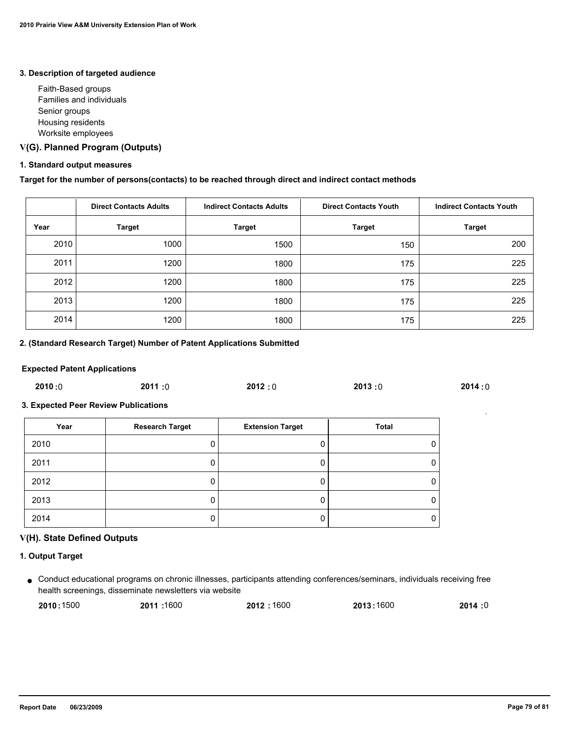#### 3. Description of targeted audience

- Faith-Based groups
- Families and individuals
- Senior groups
- Housing residents
- Worksite employees

### V(G). Planned Program (Outputs)

#### 1. Standard output measures

**Target for the number of persons(contacts) to be reached through direct and indirect contact methods**

| | Direct Contacts Adults | Indirect Contacts Adults | Direct Contacts Youth | Indirect Contacts Youth |
|---|---|---|---|---|
| **Year** | **Target** | **Target** | **Target** | **Target** |
| 2010 | 1000 | 1500 | 150 | 200 |
| 2011 | 1200 | 1800 | 175 | 225 |
| 2012 | 1200 | 1800 | 175 | 225 |
| 2013 | 1200 | 1800 | 175 | 225 |
| 2014 | 1200 | 1800 | 175 | 225 |

#### 2. (Standard Research Target) Number of Patent Applications Submitted

**Expected Patent Applications**

**2010 :** 0 **2011 :** 0 **2012 :** 0 **2013 :** 0 **2014 :** 0

#### 3. Expected Peer Review Publications

| Year | Research Target | Extension Target | Total |
|---|---|---|---|
| 2010 | 0 | 0 | 0 |
| 2011 | 0 | 0 | 0 |
| 2012 | 0 | 0 | 0 |
| 2013 | 0 | 0 | 0 |
| 2014 | 0 | 0 | 0 |

### V(H). State Defined Outputs

#### 1. Output Target

- Conduct educational programs on chronic illnesses, participants attending conferences/seminars, individuals receiving free health screenings, disseminate newsletters via website

  **2010 :** 1500 **2011 :** 1600 **2012 :** 1600 **2013 :** 1600 **2014 :** 0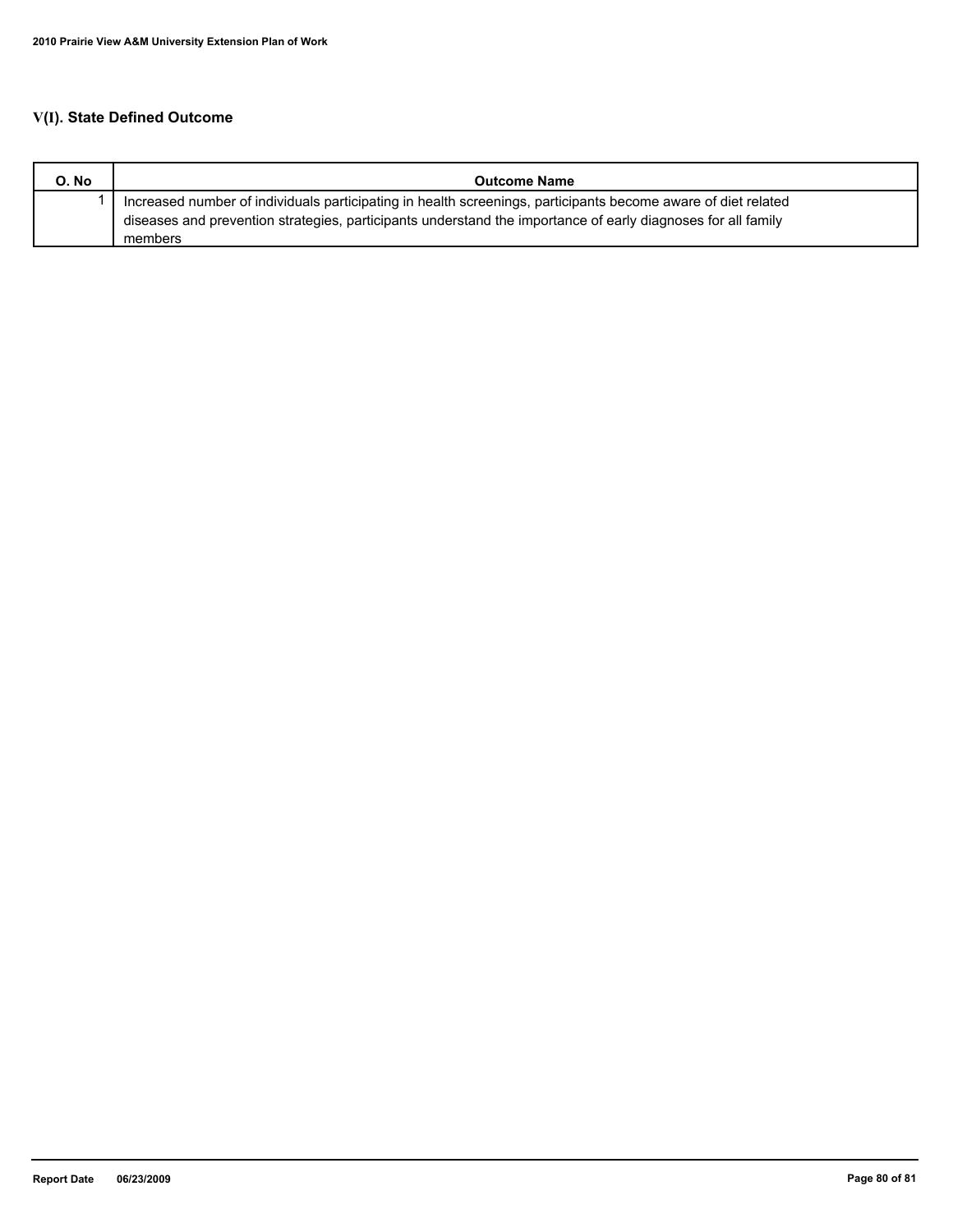## V(I). State Defined Outcome

| O. No | Outcome Name |
|---|---|
| 1 | Increased number of individuals participating in health screenings, participants become aware of diet related diseases and prevention strategies, participants understand the importance of early diagnoses for all family members |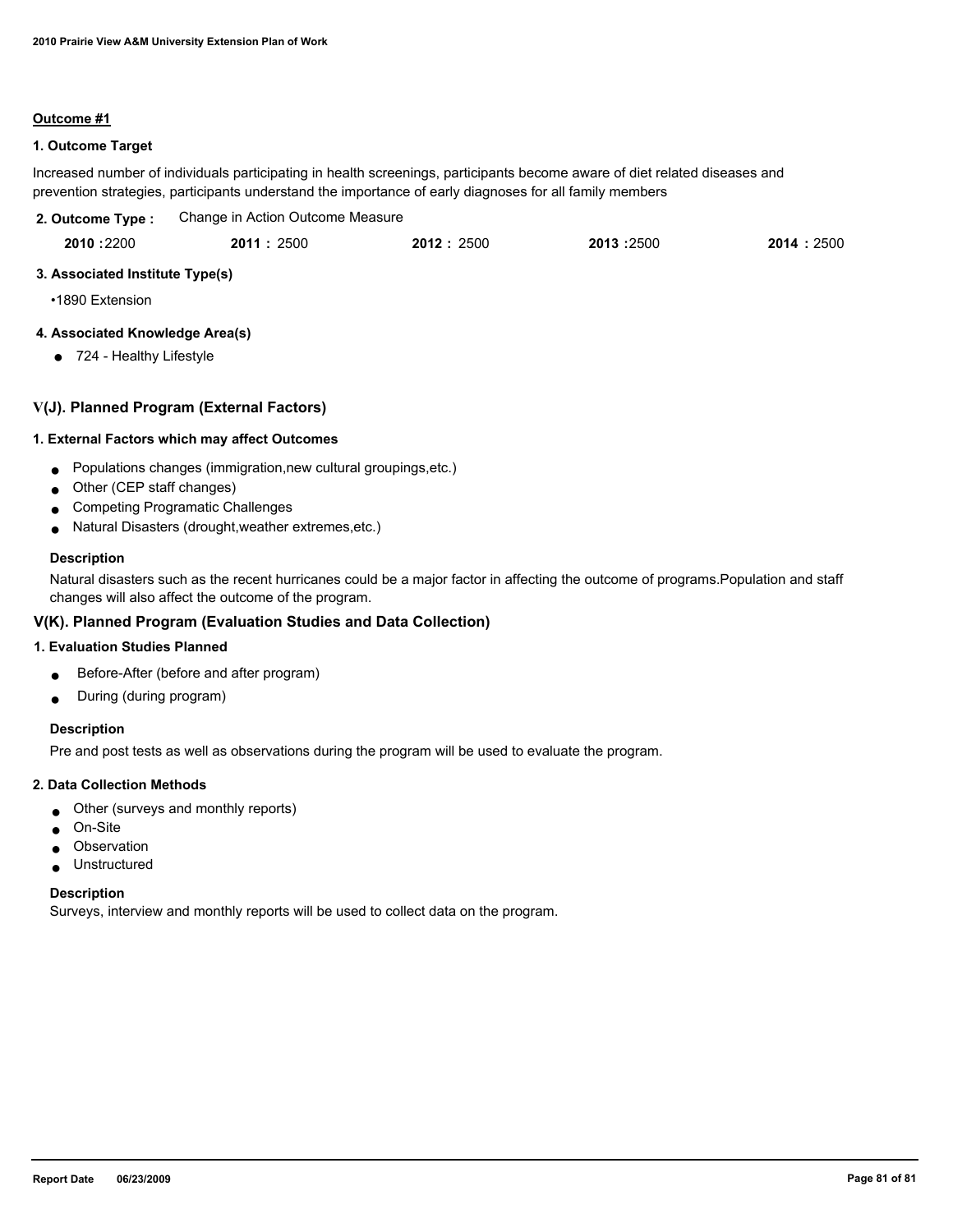**Outcome #1**

**1. Outcome Target**

Increased number of individuals participating in health screenings, participants become aware of diet related diseases and prevention strategies, participants understand the importance of early diagnoses for all family members

**2. Outcome Type :** Change in Action Outcome Measure

| | | | | |
|---|---|---|---|---|
| **2010 :** 2200 | **2011 :** 2500 | **2012 :** 2500 | **2013 :** 2500 | **2014 :** 2500 |

**3. Associated Institute Type(s)**

- 1890 Extension

**4. Associated Knowledge Area(s)**

- 724 - Healthy Lifestyle

## V(J). Planned Program (External Factors)

**1. External Factors which may affect Outcomes**

- Populations changes (immigration,new cultural groupings,etc.)
- Other (CEP staff changes)
- Competing Programatic Challenges
- Natural Disasters (drought,weather extremes,etc.)

**Description**

Natural disasters such as the recent hurricanes could be a major factor in affecting the outcome of programs.Population and staff changes will also affect the outcome of the program.

## V(K). Planned Program (Evaluation Studies and Data Collection)

**1. Evaluation Studies Planned**

- Before-After (before and after program)
- During (during program)

**Description**

Pre and post tests as well as observations during the program will be used to evaluate the program.

**2. Data Collection Methods**

- Other (surveys and monthly reports)
- On-Site
- Observation
- Unstructured

**Description**

Surveys, interview and monthly reports will be used to collect data on the program.